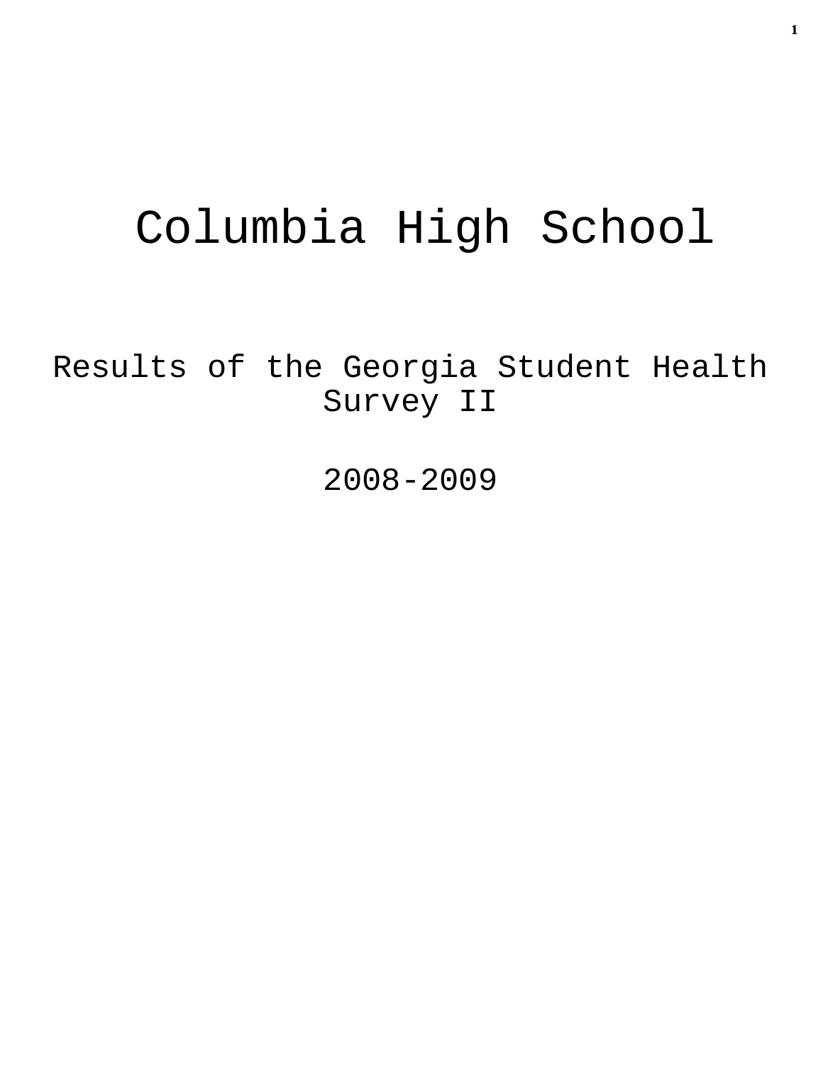# Columbia High School

Results of the Georgia Student Health Survey II

2008-2009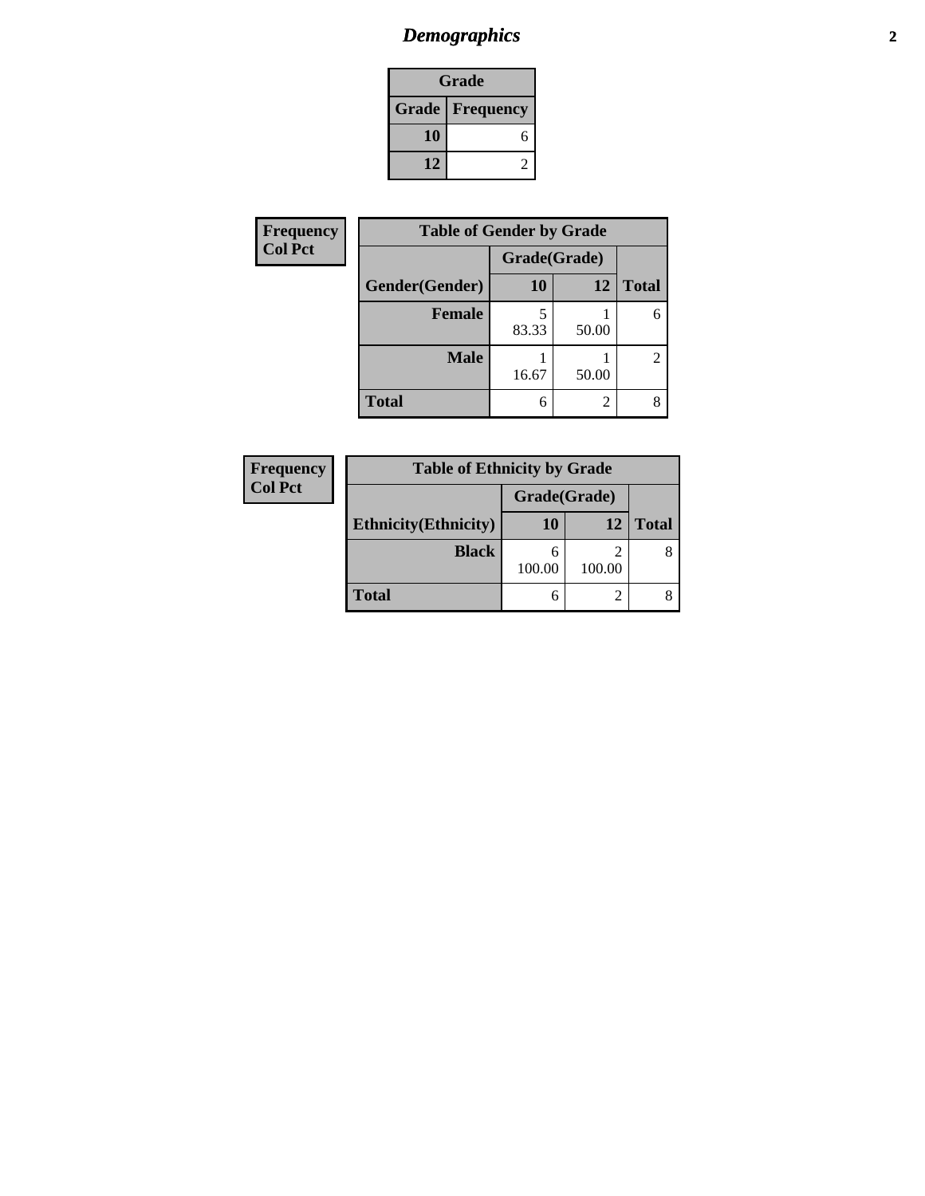## *Demographics*

| Grade | |
|---|---|
| **Grade** | **Frequency** |
| **10** | 6 |
| **12** | 2 |

**Frequency**
**Col Pct**

| Table of Gender by Grade | | | |
|---|---|---|---|
| | Grade(Grade) | | |
| **Gender(Gender)** | **10** | **12** | **Total** |
| **Female** | 5<br>83.33 | 1<br>50.00 | 6 |
| **Male** | 1<br>16.67 | 1<br>50.00 | 2 |
| **Total** | 6 | 2 | 8 |

**Frequency**
**Col Pct**

| Table of Ethnicity by Grade | | | |
|---|---|---|---|
| | Grade(Grade) | | |
| **Ethnicity(Ethnicity)** | **10** | **12** | **Total** |
| **Black** | 6<br>100.00 | 2<br>100.00 | 8 |
| **Total** | 6 | 2 | 8 |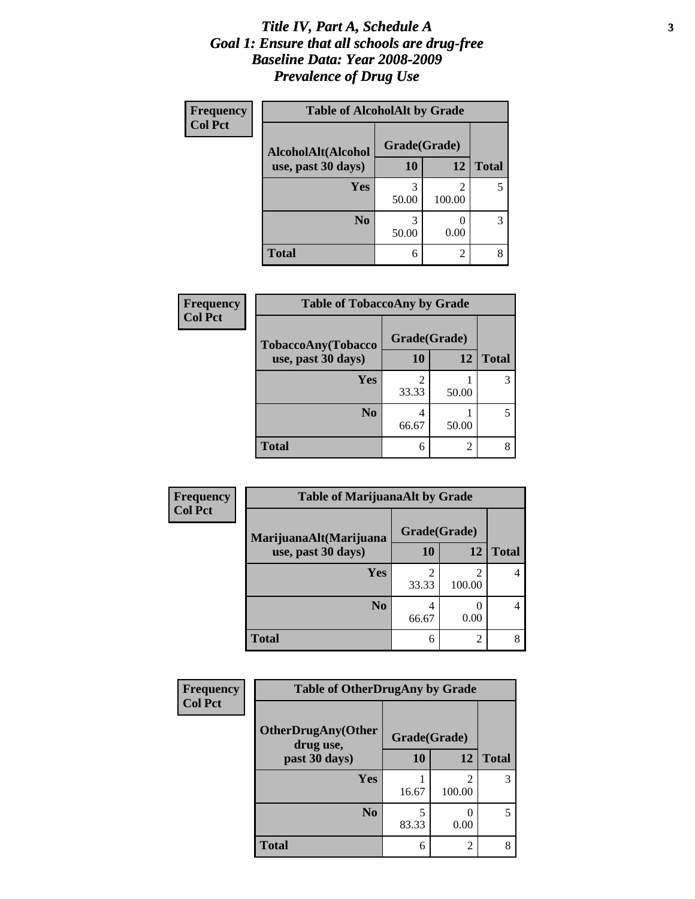# *Title IV, Part A, Schedule A*
## *Goal 1: Ensure that all schools are drug-free*
## *Baseline Data: Year 2008-2009*
## *Prevalence of Drug Use*

**Frequency**
**Col Pct**

| Table of AlcoholAlt by Grade | | | |
|---|---|---|---|
| AlcoholAlt(Alcohol use, past 30 days) | Grade(Grade) | | |
| | 10 | 12 | Total |
| Yes | 3<br>50.00 | 2<br>100.00 | 5 |
| No | 3<br>50.00 | 0<br>0.00 | 3 |
| Total | 6 | 2 | 8 |

**Frequency**
**Col Pct**

| Table of TobaccoAny by Grade | | | |
|---|---|---|---|
| TobaccoAny(Tobacco use, past 30 days) | Grade(Grade) | | |
| | 10 | 12 | Total |
| Yes | 2<br>33.33 | 1<br>50.00 | 3 |
| No | 4<br>66.67 | 1<br>50.00 | 5 |
| Total | 6 | 2 | 8 |

**Frequency**
**Col Pct**

| Table of MarijuanaAlt by Grade | | | |
|---|---|---|---|
| MarijuanaAlt(Marijuana use, past 30 days) | Grade(Grade) | | |
| | 10 | 12 | Total |
| Yes | 2<br>33.33 | 2<br>100.00 | 4 |
| No | 4<br>66.67 | 0<br>0.00 | 4 |
| Total | 6 | 2 | 8 |

**Frequency**
**Col Pct**

| Table of OtherDrugAny by Grade | | | |
|---|---|---|---|
| OtherDrugAny(Other drug use, past 30 days) | Grade(Grade) | | |
| | 10 | 12 | Total |
| Yes | 1<br>16.67 | 2<br>100.00 | 3 |
| No | 5<br>83.33 | 0<br>0.00 | 5 |
| Total | 6 | 2 | 8 |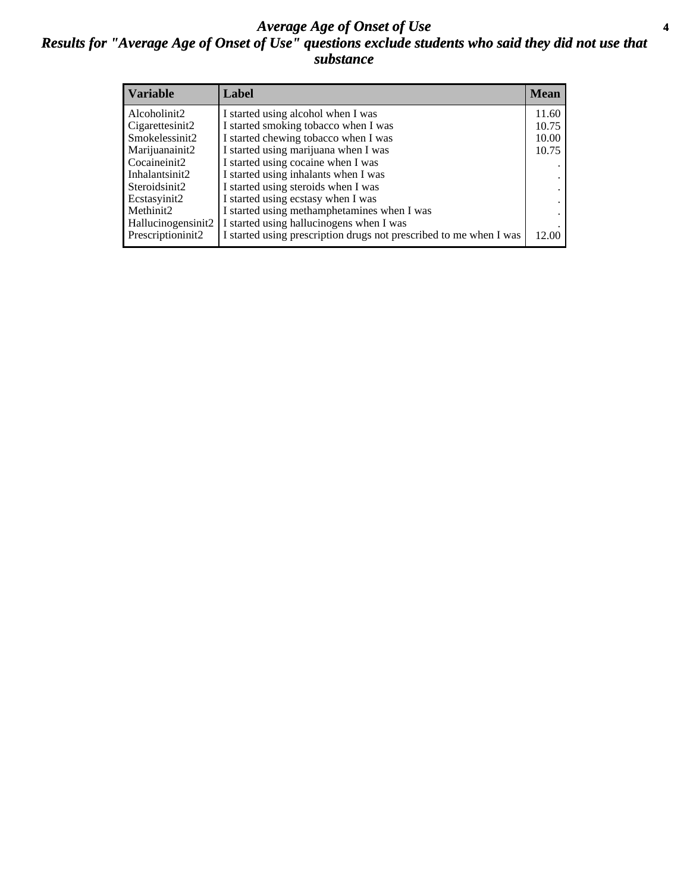# *Average Age of Onset of Use*

## *Results for "Average Age of Onset of Use" questions exclude students who said they did not use that substance*

| Variable | Label | Mean |
|---|---|---|
| Alcoholinit2 | I started using alcohol when I was | 11.60 |
| Cigarettesinit2 | I started smoking tobacco when I was | 10.75 |
| Smokelessinit2 | I started chewing tobacco when I was | 10.00 |
| Marijuanainit2 | I started using marijuana when I was | 10.75 |
| Cocaineinit2 | I started using cocaine when I was | . |
| Inhalantsinit2 | I started using inhalants when I was | . |
| Steroidsinit2 | I started using steroids when I was | . |
| Ecstasyinit2 | I started using ecstasy when I was | . |
| Methinit2 | I started using methamphetamines when I was | . |
| Hallucinogensinit2 | I started using hallucinogens when I was | . |
| Prescriptioninit2 | I started using prescription drugs not prescribed to me when I was | 12.00 |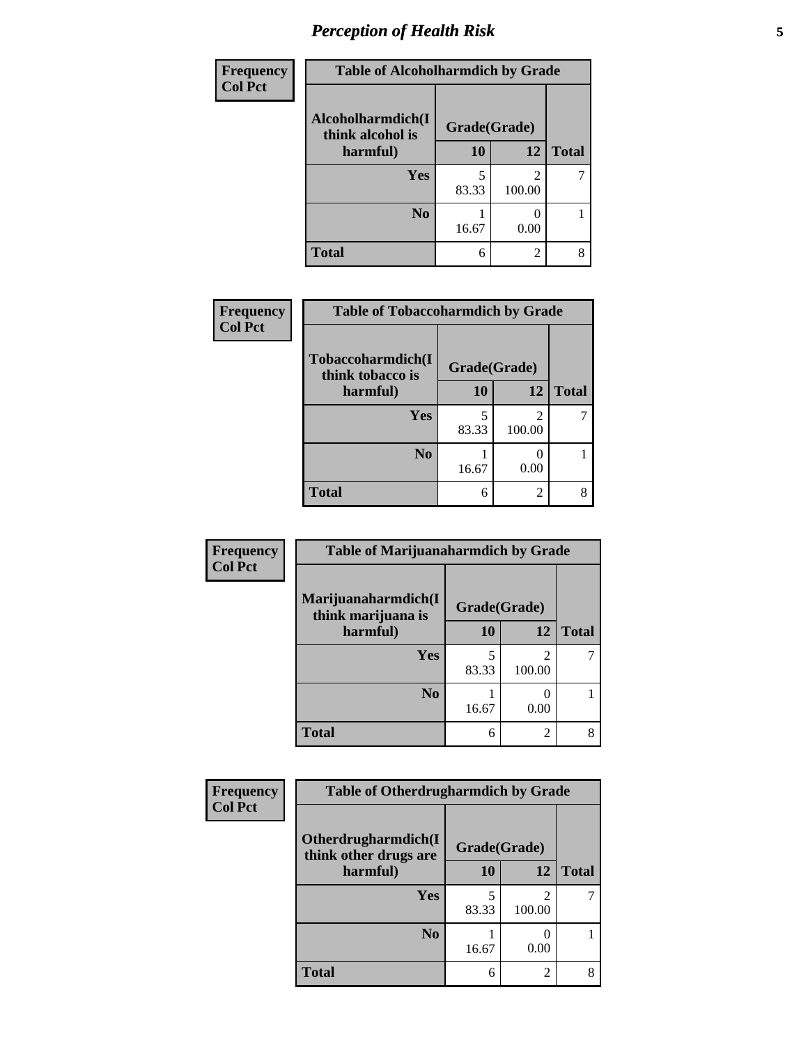## Perception of Health Risk

**Table of Alcoholharmdich by Grade**

Frequency / Col Pct

| Alcoholharmdich(I think alcohol is harmful) | Grade(Grade) | | Total |
|---|---|---|---|
| | 10 | 12 | |
| Yes | 5<br>83.33 | 2<br>100.00 | 7 |
| No | 1<br>16.67 | 0<br>0.00 | 1 |
| Total | 6 | 2 | 8 |

**Table of Tobaccoharmdich by Grade**

Frequency / Col Pct

| Tobaccoharmdich(I think tobacco is harmful) | Grade(Grade) | | Total |
|---|---|---|---|
| | 10 | 12 | |
| Yes | 5<br>83.33 | 2<br>100.00 | 7 |
| No | 1<br>16.67 | 0<br>0.00 | 1 |
| Total | 6 | 2 | 8 |

**Table of Marijuanaharmdich by Grade**

Frequency / Col Pct

| Marijuanaharmdich(I think marijuana is harmful) | Grade(Grade) | | Total |
|---|---|---|---|
| | 10 | 12 | |
| Yes | 5<br>83.33 | 2<br>100.00 | 7 |
| No | 1<br>16.67 | 0<br>0.00 | 1 |
| Total | 6 | 2 | 8 |

**Table of Otherdrugharmdich by Grade**

Frequency / Col Pct

| Otherdrugharmdich(I think other drugs are harmful) | Grade(Grade) | | Total |
|---|---|---|---|
| | 10 | 12 | |
| Yes | 5<br>83.33 | 2<br>100.00 | 7 |
| No | 1<br>16.67 | 0<br>0.00 | 1 |
| Total | 6 | 2 | 8 |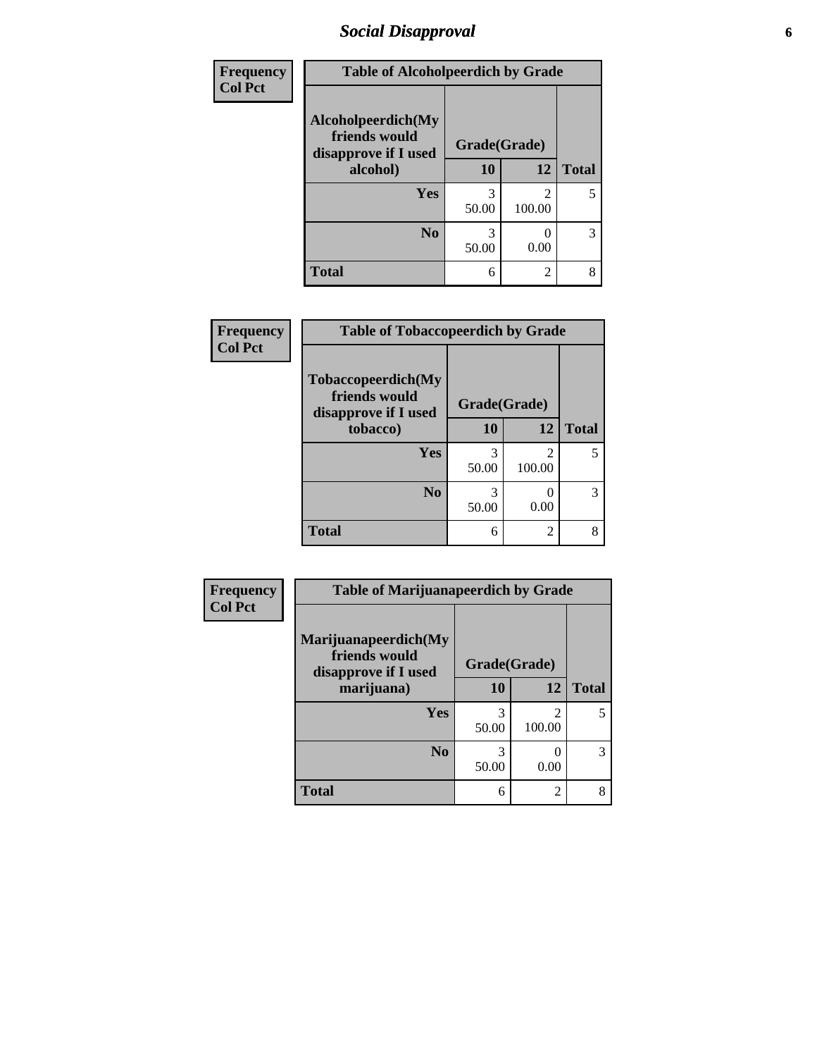# *Social Disapproval*

| Frequency<br>Col Pct | | | |
|---|---|---|---|

**Table of Alcoholpeerdich by Grade**

| Alcoholpeerdich(My friends would disapprove if I used alcohol) | Grade(Grade) | | |
|---|---|---|---|
| | 10 | 12 | Total |
| Yes | 3<br>50.00 | 2<br>100.00 | 5 |
| No | 3<br>50.00 | 0<br>0.00 | 3 |
| Total | 6 | 2 | 8 |

| Frequency<br>Col Pct | | | |
|---|---|---|---|

**Table of Tobaccopeerdich by Grade**

| Tobaccopeerdich(My friends would disapprove if I used tobacco) | Grade(Grade) | | |
|---|---|---|---|
| | 10 | 12 | Total |
| Yes | 3<br>50.00 | 2<br>100.00 | 5 |
| No | 3<br>50.00 | 0<br>0.00 | 3 |
| Total | 6 | 2 | 8 |

| Frequency<br>Col Pct | | | |
|---|---|---|---|

**Table of Marijuanapeerdich by Grade**

| Marijuanapeerdich(My friends would disapprove if I used marijuana) | Grade(Grade) | | |
|---|---|---|---|
| | 10 | 12 | Total |
| Yes | 3<br>50.00 | 2<br>100.00 | 5 |
| No | 3<br>50.00 | 0<br>0.00 | 3 |
| Total | 6 | 2 | 8 |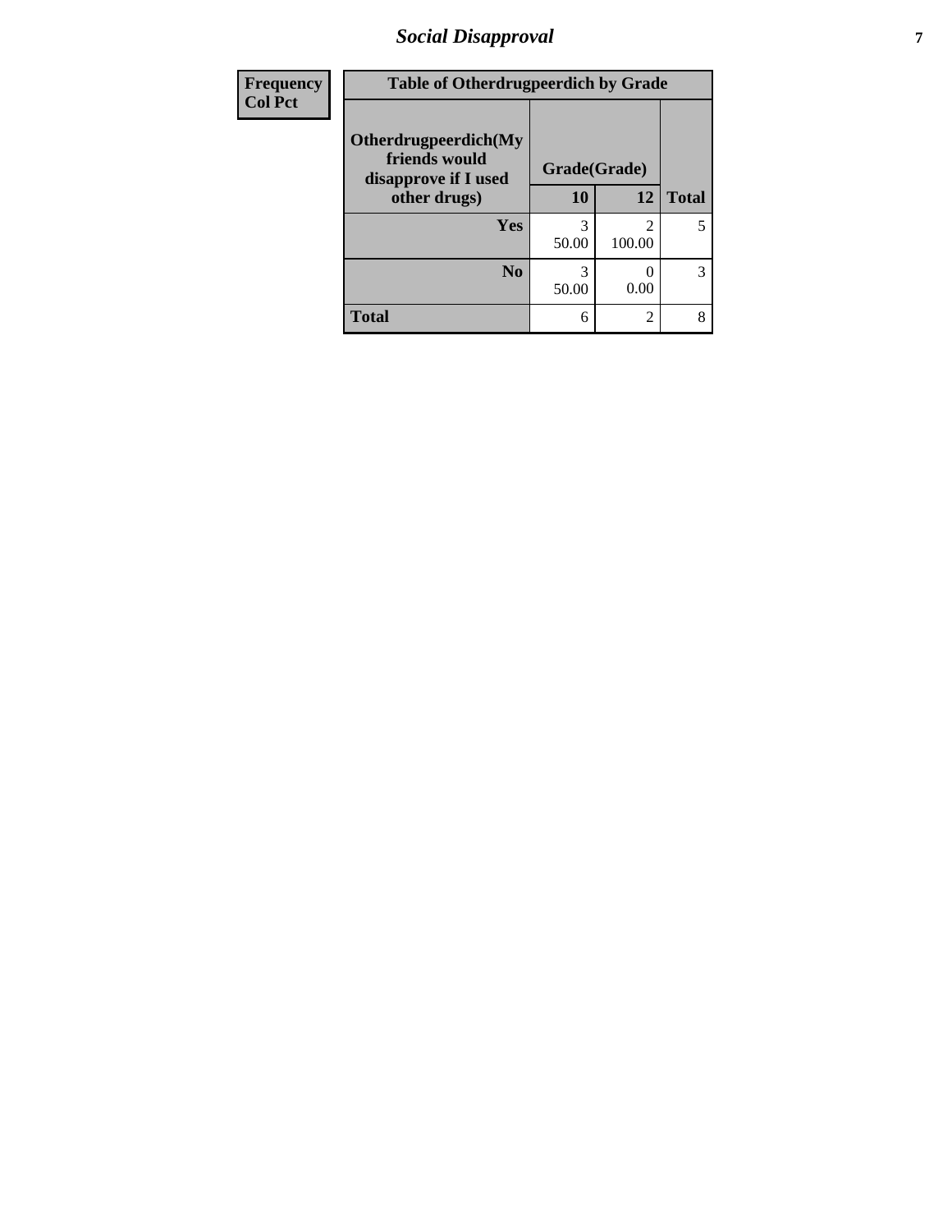| Frequency<br>Col Pct | Table of Otherdrugpeerdich by Grade | | |
|---|---|---|---|
| **Otherdrugpeerdich(My friends would disapprove if I used other drugs)** | **Grade(Grade)** | | |
| | **10** | **12** | **Total** |
| **Yes** | 3<br>50.00 | 2<br>100.00 | 5 |
| **No** | 3<br>50.00 | 0<br>0.00 | 3 |
| **Total** | 6 | 2 | 8 |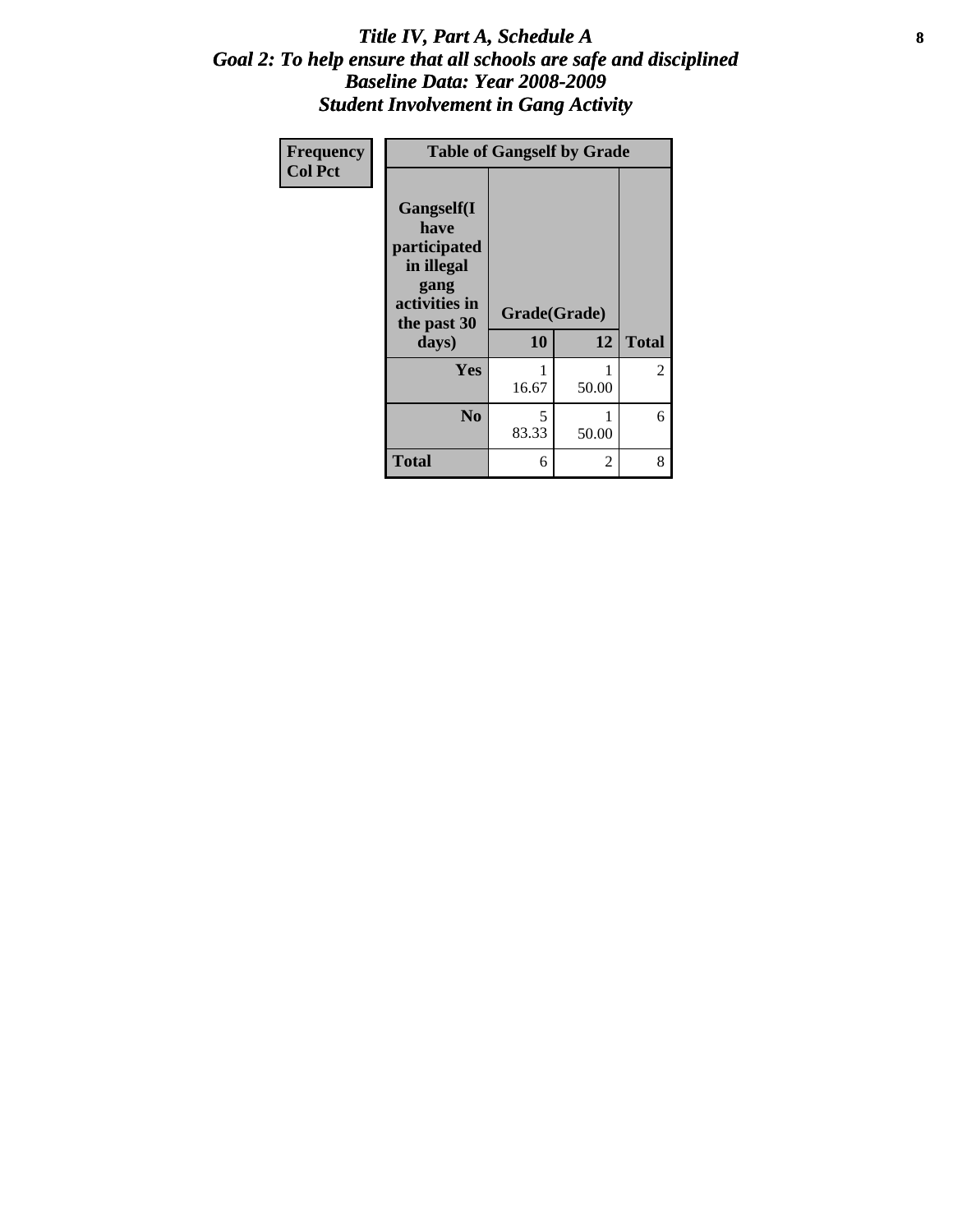# *Title IV, Part A, Schedule A*
# *Goal 2: To help ensure that all schools are safe and disciplined*
# *Baseline Data: Year 2008-2009*
# *Student Involvement in Gang Activity*

| Frequency<br>Col Pct | Table of Gangself by Grade | | | |
|---|---|---|---|---|
| | Gangself(I have participated in illegal gang activities in the past 30 days) | Grade(Grade) | | |
| | | 10 | 12 | Total |
| | Yes | 1<br>16.67 | 1<br>50.00 | 2 |
| | No | 5<br>83.33 | 1<br>50.00 | 6 |
| | Total | 6 | 2 | 8 |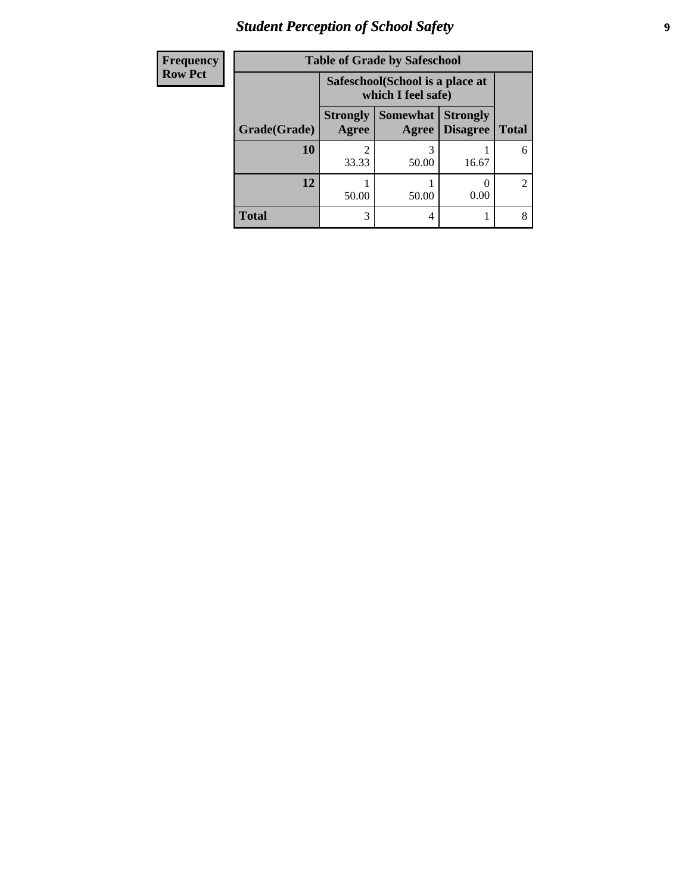# *Student Perception of School Safety*

| Frequency Row Pct | | | | |
|---|---|---|---|---|

**Table of Grade by Safeschool**

| Grade(Grade) | Safeschool(School is a place at which I feel safe) | | | Total |
|---|---|---|---|---|
| | Strongly Agree | Somewhat Agree | Strongly Disagree | |
| **10** | 2<br>33.33 | 3<br>50.00 | 1<br>16.67 | 6 |
| **12** | 1<br>50.00 | 1<br>50.00 | 0<br>0.00 | 2 |
| **Total** | 3 | 4 | 1 | 8 |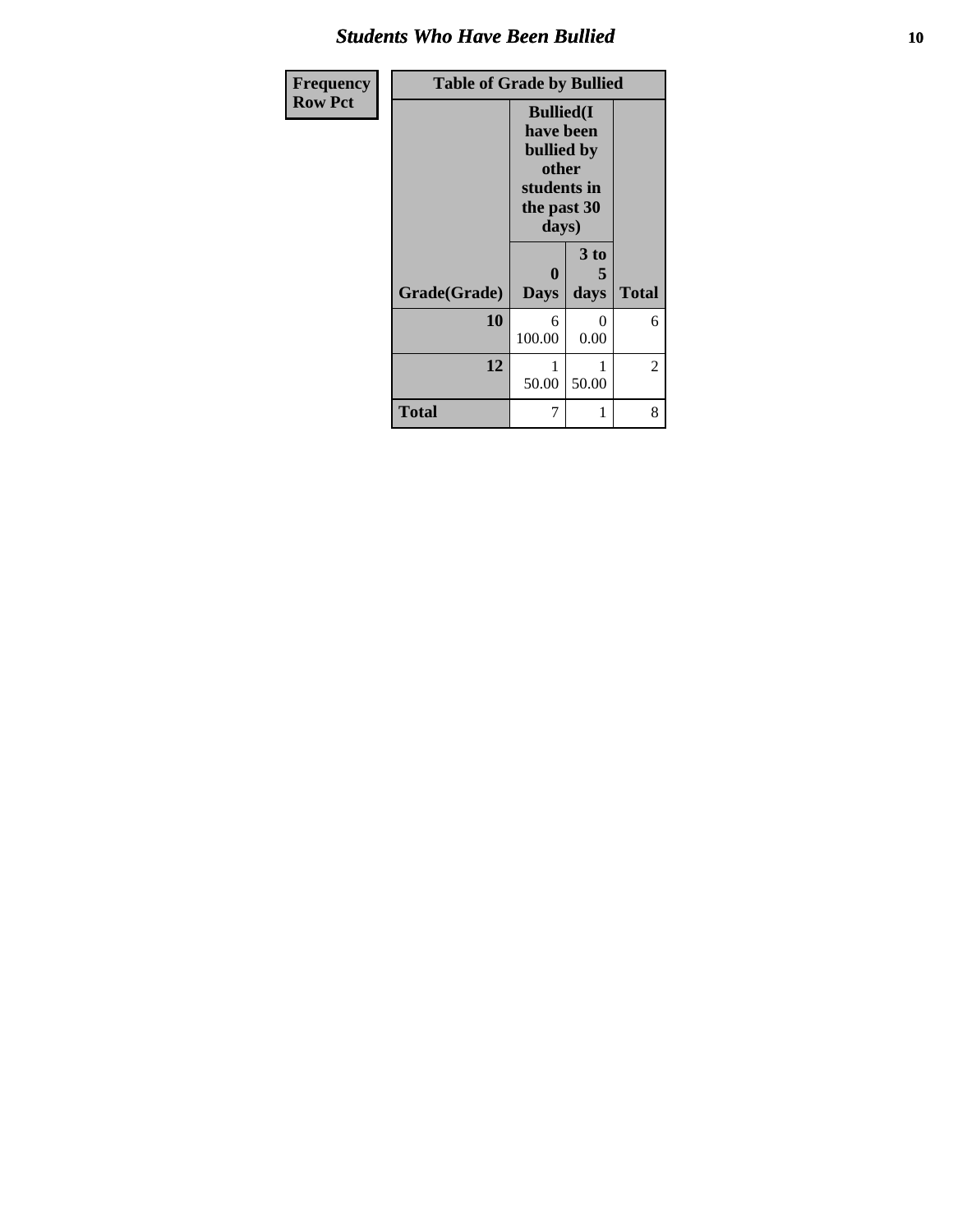# Students Who Have Been Bullied

| Frequency Row Pct |
|---|

**Table of Grade by Bullied**

| Grade(Grade) | Bullied(I have been bullied by other students in the past 30 days) | | Total |
|---|---|---|---|
| | 0 Days | 3 to 5 days | |
| **10** | 6<br>100.00 | 0<br>0.00 | 6 |
| **12** | 1<br>50.00 | 1<br>50.00 | 2 |
| **Total** | 7 | 1 | 8 |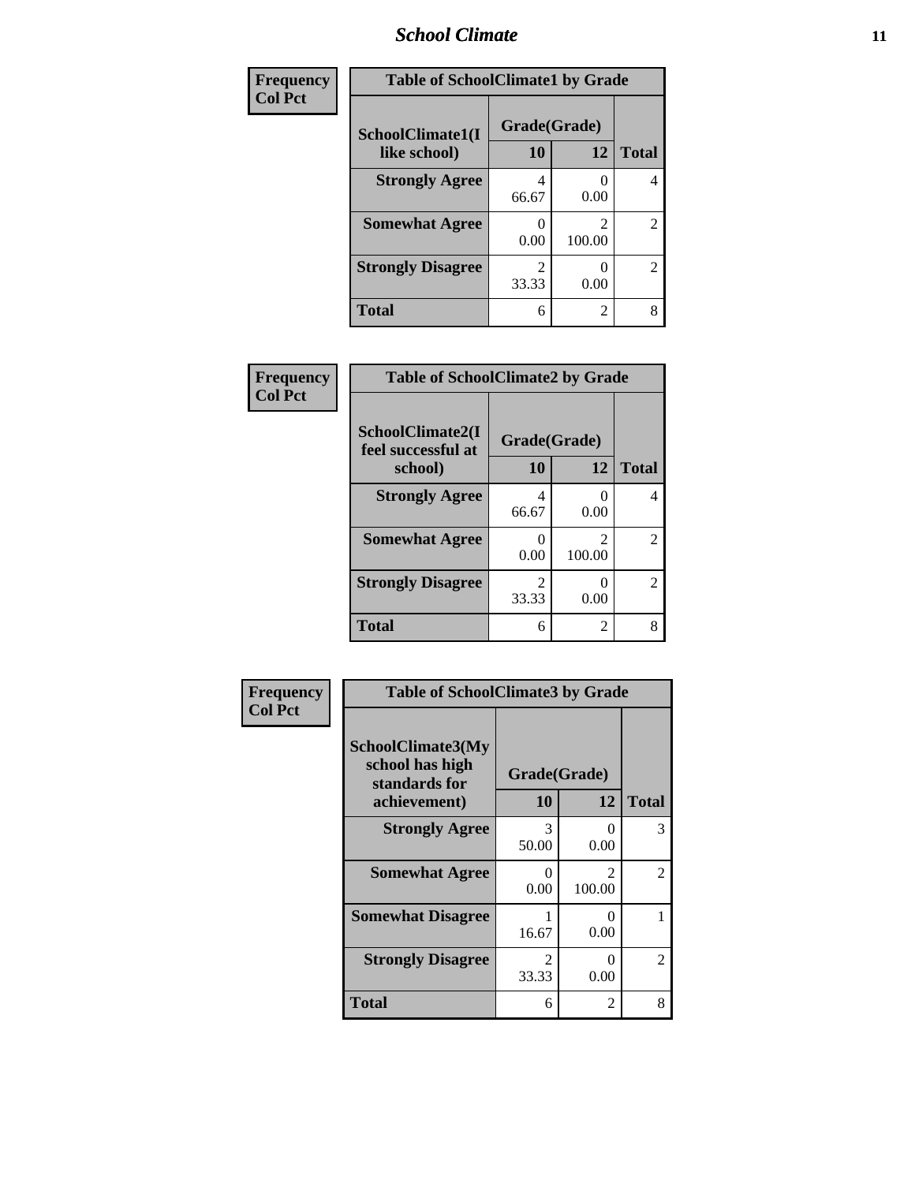| Frequency<br>Col Pct |
|---|

| Table of SchoolClimate1 by Grade | | | |
|---|---|---|---|
| SchoolClimate1(I like school) | Grade(Grade) | | |
| | 10 | 12 | Total |
| Strongly Agree | 4<br>66.67 | 0<br>0.00 | 4 |
| Somewhat Agree | 0<br>0.00 | 2<br>100.00 | 2 |
| Strongly Disagree | 2<br>33.33 | 0<br>0.00 | 2 |
| Total | 6 | 2 | 8 |

| Frequency<br>Col Pct |
|---|

| Table of SchoolClimate2 by Grade | | | |
|---|---|---|---|
| SchoolClimate2(I feel successful at school) | Grade(Grade) | | |
| | 10 | 12 | Total |
| Strongly Agree | 4<br>66.67 | 0<br>0.00 | 4 |
| Somewhat Agree | 0<br>0.00 | 2<br>100.00 | 2 |
| Strongly Disagree | 2<br>33.33 | 0<br>0.00 | 2 |
| Total | 6 | 2 | 8 |

| Frequency<br>Col Pct |
|---|

| Table of SchoolClimate3 by Grade | | | |
|---|---|---|---|
| SchoolClimate3(My school has high standards for achievement) | Grade(Grade) | | |
| | 10 | 12 | Total |
| Strongly Agree | 3<br>50.00 | 0<br>0.00 | 3 |
| Somewhat Agree | 0<br>0.00 | 2<br>100.00 | 2 |
| Somewhat Disagree | 1<br>16.67 | 0<br>0.00 | 1 |
| Strongly Disagree | 2<br>33.33 | 0<br>0.00 | 2 |
| Total | 6 | 2 | 8 |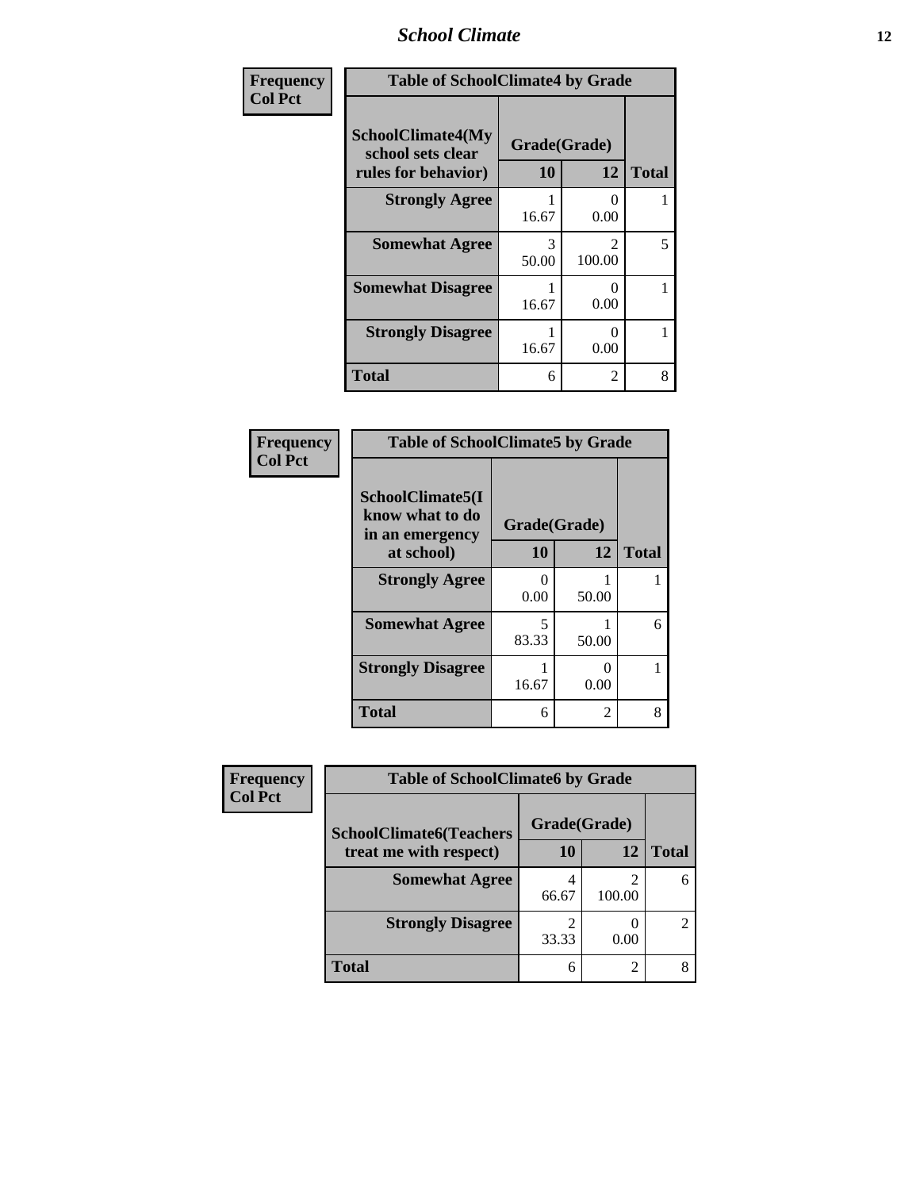| Frequency<br>Col Pct | Table of SchoolClimate4 by Grade | | |
|---|---|---|---|
| SchoolClimate4(My school sets clear rules for behavior) | Grade(Grade) | | |
| | 10 | 12 | Total |
| Strongly Agree | 1<br>16.67 | 0<br>0.00 | 1 |
| Somewhat Agree | 3<br>50.00 | 2<br>100.00 | 5 |
| Somewhat Disagree | 1<br>16.67 | 0<br>0.00 | 1 |
| Strongly Disagree | 1<br>16.67 | 0<br>0.00 | 1 |
| Total | 6 | 2 | 8 |

| Frequency<br>Col Pct | Table of SchoolClimate5 by Grade | | |
|---|---|---|---|
| SchoolClimate5(I know what to do in an emergency at school) | Grade(Grade) | | |
| | 10 | 12 | Total |
| Strongly Agree | 0<br>0.00 | 1<br>50.00 | 1 |
| Somewhat Agree | 5<br>83.33 | 1<br>50.00 | 6 |
| Strongly Disagree | 1<br>16.67 | 0<br>0.00 | 1 |
| Total | 6 | 2 | 8 |

| Frequency<br>Col Pct | Table of SchoolClimate6 by Grade | | |
|---|---|---|---|
| SchoolClimate6(Teachers treat me with respect) | Grade(Grade) | | |
| | 10 | 12 | Total |
| Somewhat Agree | 4<br>66.67 | 2<br>100.00 | 6 |
| Strongly Disagree | 2<br>33.33 | 0<br>0.00 | 2 |
| Total | 6 | 2 | 8 |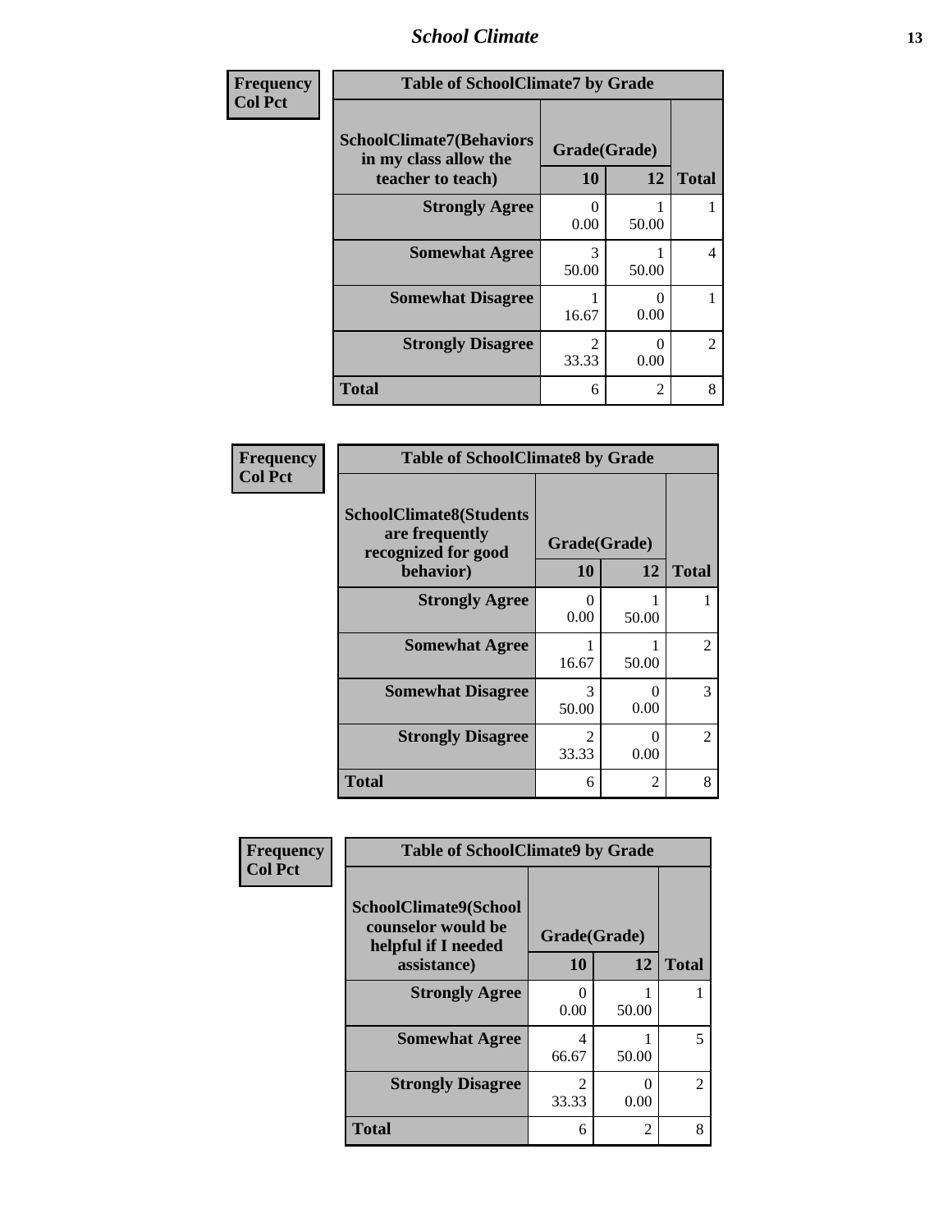| Frequency<br>Col Pct | Table of SchoolClimate7 by Grade | | |
|---|---|---|---|
| SchoolClimate7(Behaviors in my class allow the teacher to teach) | Grade(Grade) | | |
| | 10 | 12 | Total |
| Strongly Agree | 0<br>0.00 | 1<br>50.00 | 1 |
| Somewhat Agree | 3<br>50.00 | 1<br>50.00 | 4 |
| Somewhat Disagree | 1<br>16.67 | 0<br>0.00 | 1 |
| Strongly Disagree | 2<br>33.33 | 0<br>0.00 | 2 |
| Total | 6 | 2 | 8 |

| Frequency<br>Col Pct | Table of SchoolClimate8 by Grade | | |
|---|---|---|---|
| SchoolClimate8(Students are frequently recognized for good behavior) | Grade(Grade) | | |
| | 10 | 12 | Total |
| Strongly Agree | 0<br>0.00 | 1<br>50.00 | 1 |
| Somewhat Agree | 1<br>16.67 | 1<br>50.00 | 2 |
| Somewhat Disagree | 3<br>50.00 | 0<br>0.00 | 3 |
| Strongly Disagree | 2<br>33.33 | 0<br>0.00 | 2 |
| Total | 6 | 2 | 8 |

| Frequency<br>Col Pct | Table of SchoolClimate9 by Grade | | |
|---|---|---|---|
| SchoolClimate9(School counselor would be helpful if I needed assistance) | Grade(Grade) | | |
| | 10 | 12 | Total |
| Strongly Agree | 0<br>0.00 | 1<br>50.00 | 1 |
| Somewhat Agree | 4<br>66.67 | 1<br>50.00 | 5 |
| Strongly Disagree | 2<br>33.33 | 0<br>0.00 | 2 |
| Total | 6 | 2 | 8 |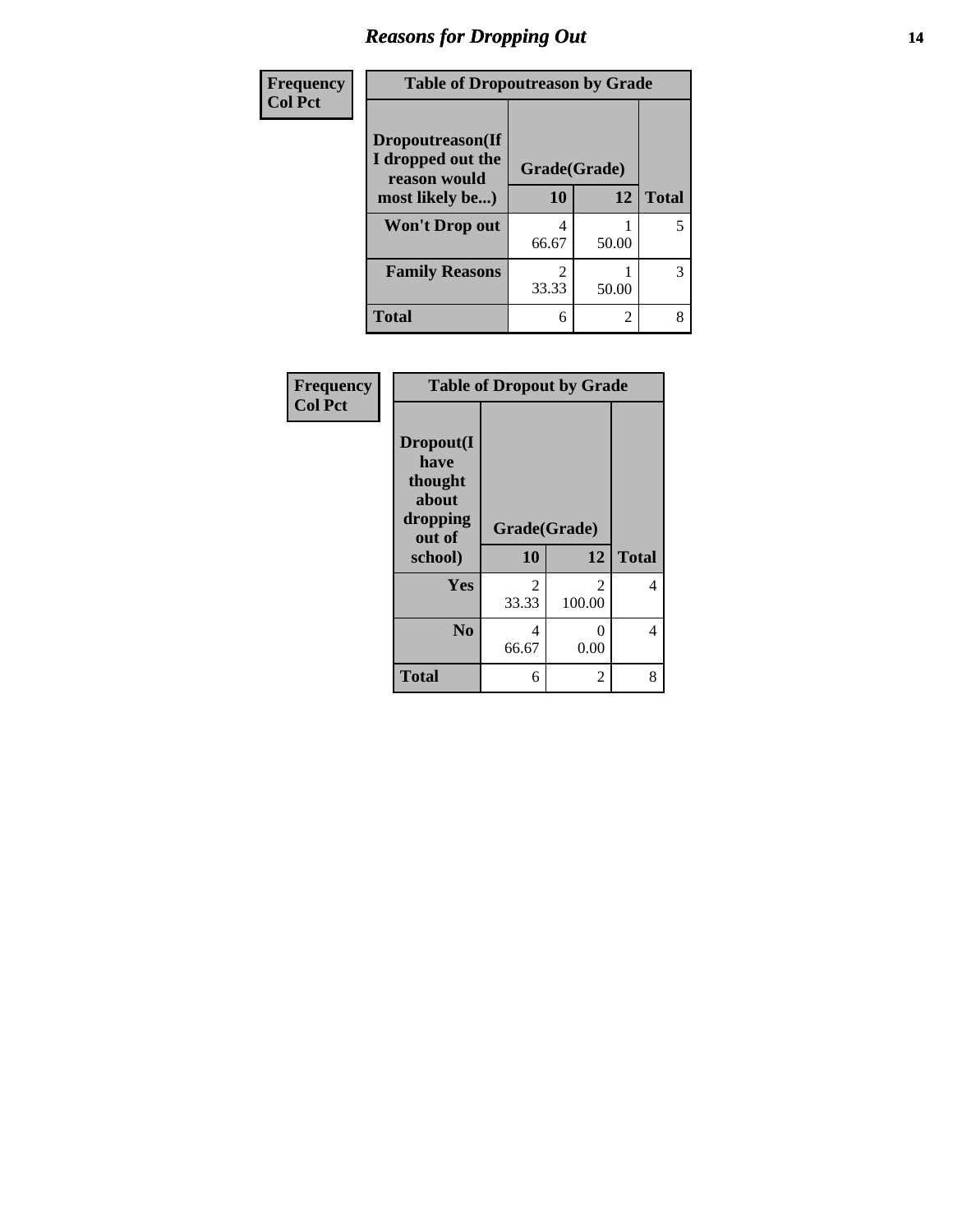# Reasons for Dropping Out

| Frequency<br>Col Pct | Table of Dropoutreason by Grade | | |
|---|---|---|---|
| **Dropoutreason(If I dropped out the reason would most likely be...)** | **Grade(Grade)** | | |
| | **10** | **12** | **Total** |
| **Won't Drop out** | 4<br>66.67 | 1<br>50.00 | 5 |
| **Family Reasons** | 2<br>33.33 | 1<br>50.00 | 3 |
| **Total** | 6 | 2 | 8 |

| Frequency<br>Col Pct | Table of Dropout by Grade | | |
|---|---|---|---|
| **Dropout(I have thought about dropping out of school)** | **Grade(Grade)** | | |
| | **10** | **12** | **Total** |
| **Yes** | 2<br>33.33 | 2<br>100.00 | 4 |
| **No** | 4<br>66.67 | 0<br>0.00 | 4 |
| **Total** | 6 | 2 | 8 |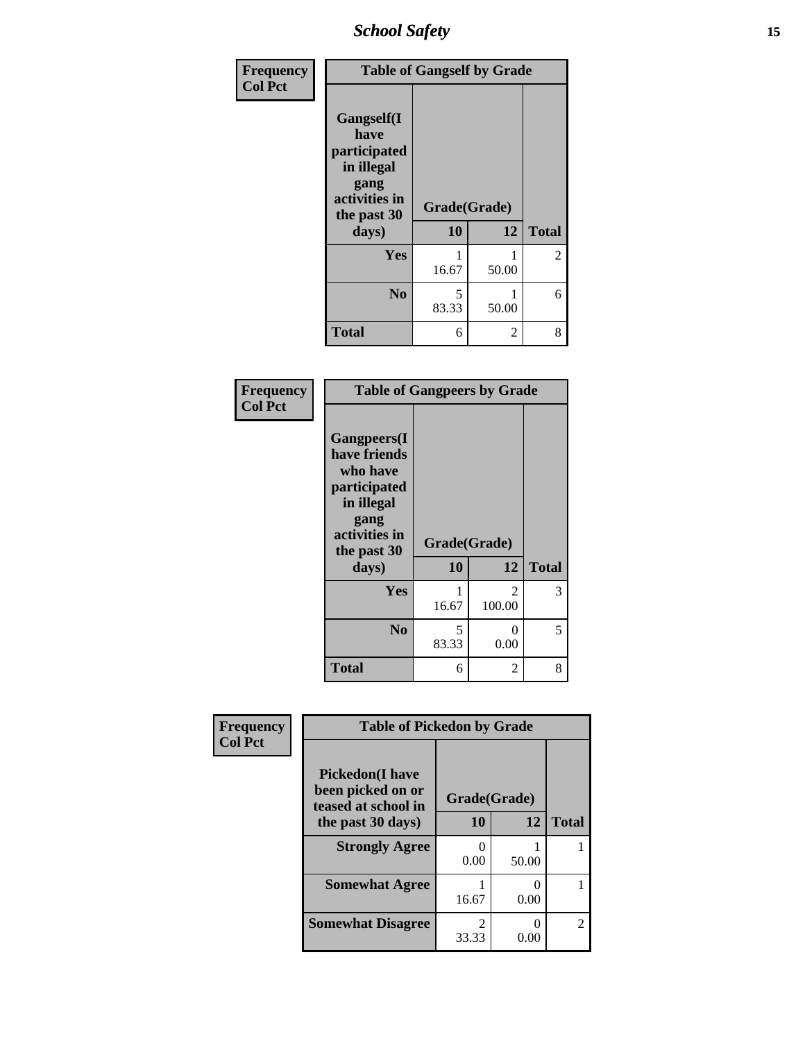| Frequency<br>Col Pct | Table of Gangself by Grade | | |
|---|---|---|---|
| Gangself(I have participated in illegal gang activities in the past 30 days) | Grade(Grade) | | |
| | 10 | 12 | Total |
| Yes | 1<br>16.67 | 1<br>50.00 | 2 |
| No | 5<br>83.33 | 1<br>50.00 | 6 |
| Total | 6 | 2 | 8 |

| Frequency<br>Col Pct | Table of Gangpeers by Grade | | |
|---|---|---|---|
| Gangpeers(I have friends who have participated in illegal gang activities in the past 30 days) | Grade(Grade) | | |
| | 10 | 12 | Total |
| Yes | 1<br>16.67 | 2<br>100.00 | 3 |
| No | 5<br>83.33 | 0<br>0.00 | 5 |
| Total | 6 | 2 | 8 |

| Frequency<br>Col Pct | Table of Pickedon by Grade | | |
|---|---|---|---|
| Pickedon(I have been picked on or teased at school in the past 30 days) | Grade(Grade) | | |
| | 10 | 12 | Total |
| Strongly Agree | 0<br>0.00 | 1<br>50.00 | 1 |
| Somewhat Agree | 1<br>16.67 | 0<br>0.00 | 1 |
| Somewhat Disagree | 2<br>33.33 | 0<br>0.00 | 2 |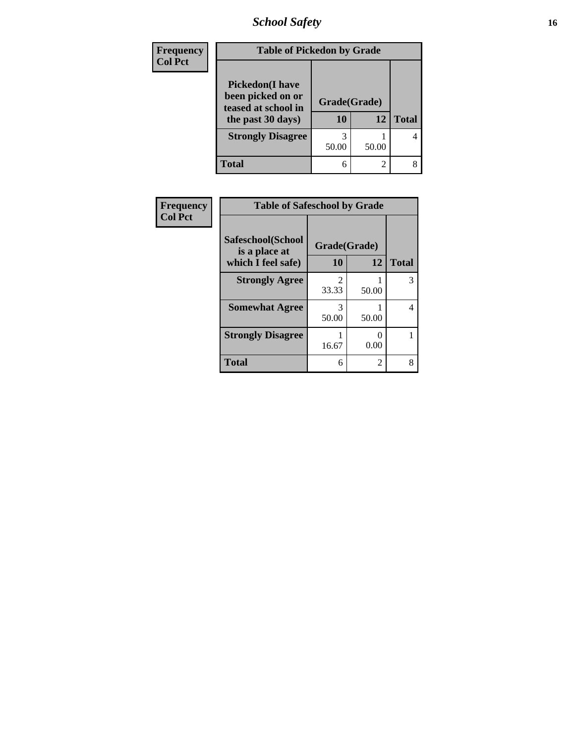| Frequency<br>Col Pct |
|---|

| Table of Pickedon by Grade | | | |
|---|---|---|---|
| **Pickedon(I have been picked on or teased at school in the past 30 days)** | **Grade(Grade)** | | **Total** |
| | **10** | **12** | |
| **Strongly Disagree** | 3<br>50.00 | 1<br>50.00 | 4 |
| **Total** | 6 | 2 | 8 |

| Frequency<br>Col Pct |
|---|

| Table of Safeschool by Grade | | | |
|---|---|---|---|
| **Safeschool(School is a place at which I feel safe)** | **Grade(Grade)** | | **Total** |
| | **10** | **12** | |
| **Strongly Agree** | 2<br>33.33 | 1<br>50.00 | 3 |
| **Somewhat Agree** | 3<br>50.00 | 1<br>50.00 | 4 |
| **Strongly Disagree** | 1<br>16.67 | 0<br>0.00 | 1 |
| **Total** | 6 | 2 | 8 |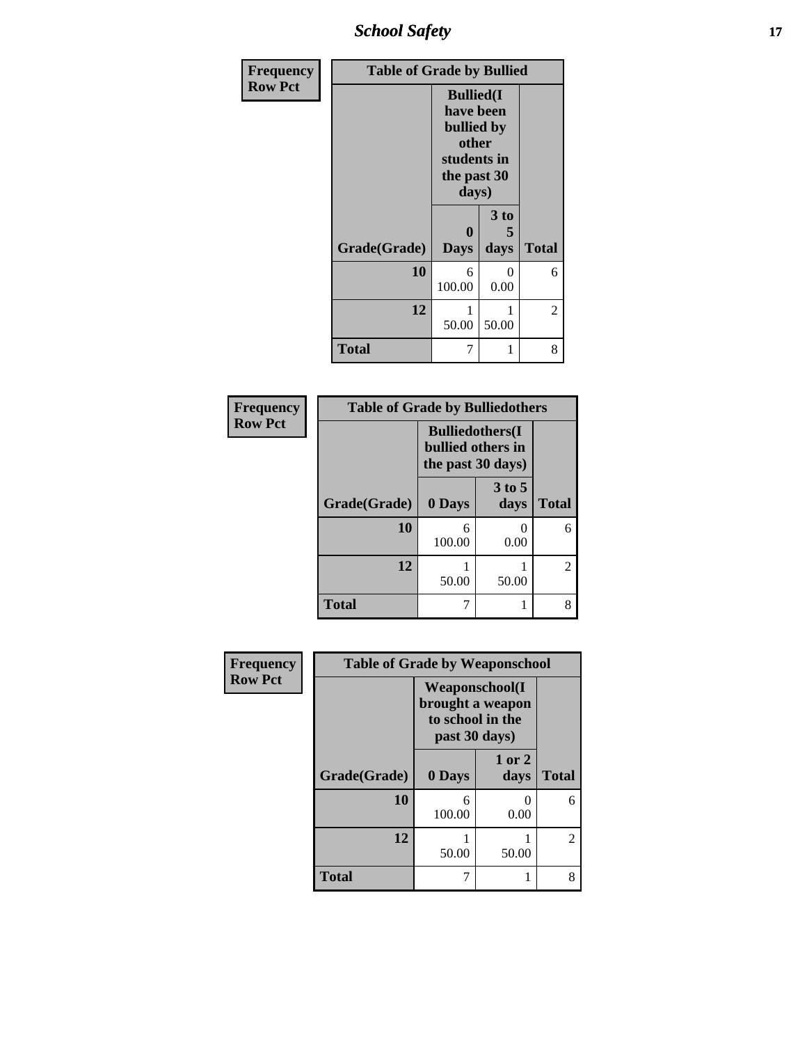| Frequency Row Pct | Table of Grade by Bullied | | |
|---|---|---|---|
| | Bullied(I have been bullied by other students in the past 30 days) | | |
| Grade(Grade) | 0 Days | 3 to 5 days | Total |
| 10 | 6<br>100.00 | 0<br>0.00 | 6 |
| 12 | 1<br>50.00 | 1<br>50.00 | 2 |
| Total | 7 | 1 | 8 |

| Frequency Row Pct | Table of Grade by Bulliedothers | | |
|---|---|---|---|
| | Bulliedothers(I bullied others in the past 30 days) | | |
| Grade(Grade) | 0 Days | 3 to 5 days | Total |
| 10 | 6<br>100.00 | 0<br>0.00 | 6 |
| 12 | 1<br>50.00 | 1<br>50.00 | 2 |
| Total | 7 | 1 | 8 |

| Frequency Row Pct | Table of Grade by Weaponschool | | |
|---|---|---|---|
| | Weaponschool(I brought a weapon to school in the past 30 days) | | |
| Grade(Grade) | 0 Days | 1 or 2 days | Total |
| 10 | 6<br>100.00 | 0<br>0.00 | 6 |
| 12 | 1<br>50.00 | 1<br>50.00 | 2 |
| Total | 7 | 1 | 8 |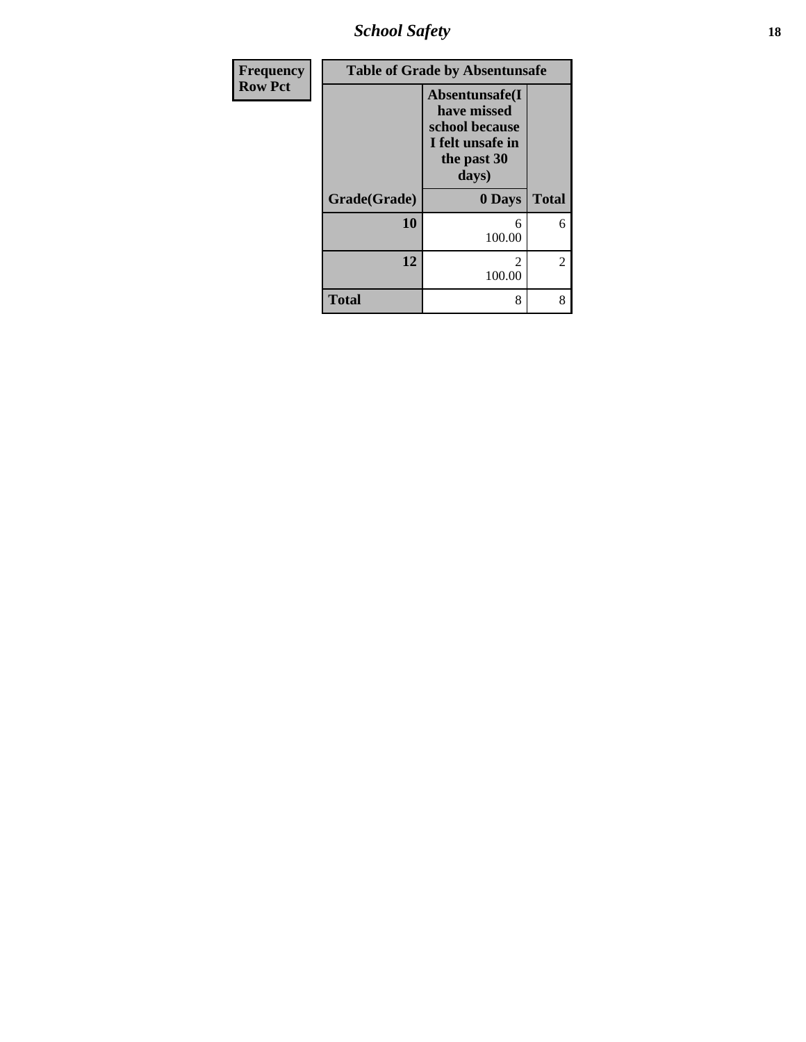| Frequency<br>Row Pct | Table of Grade by Absentunsafe | |
|---|---|---|
| Grade(Grade) | Absentunsafe(I have missed school because I felt unsafe in the past 30 days)<br>0 Days | Total |
| 10 | 6<br>100.00 | 6 |
| 12 | 2<br>100.00 | 2 |
| Total | 8 | 8 |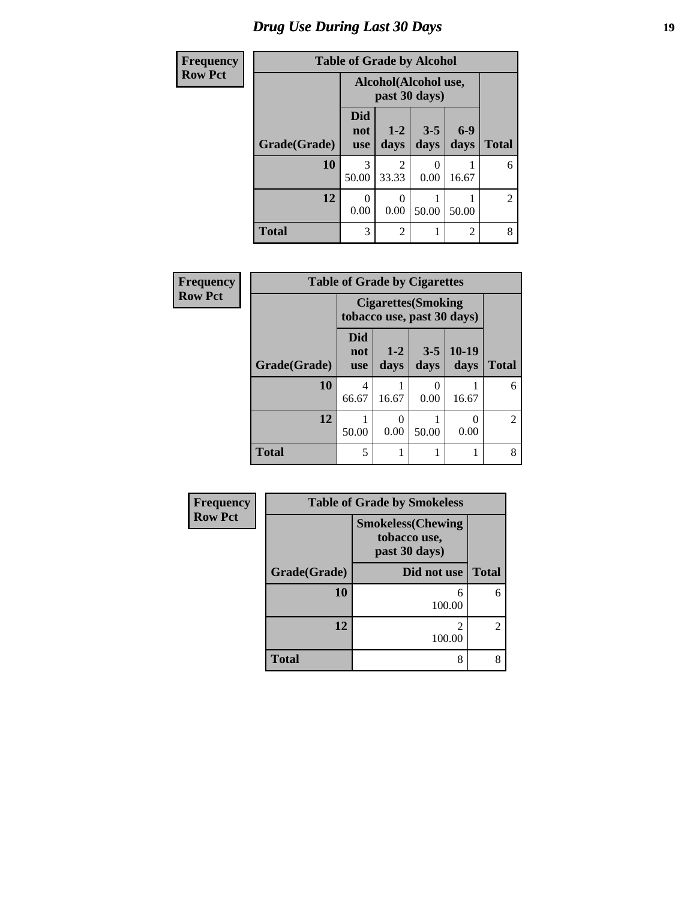# Drug Use During Last 30 Days

| Frequency<br>Row Pct |
|---|

**Table of Grade by Alcohol**

| Grade(Grade) | Alcohol(Alcohol use, past 30 days) | | | | Total |
|---|---|---|---|---|---|
| | Did not use | 1-2 days | 3-5 days | 6-9 days | |
| **10** | 3<br>50.00 | 2<br>33.33 | 0<br>0.00 | 1<br>16.67 | 6 |
| **12** | 0<br>0.00 | 0<br>0.00 | 1<br>50.00 | 1<br>50.00 | 2 |
| **Total** | 3 | 2 | 1 | 2 | 8 |

| Frequency<br>Row Pct |
|---|

**Table of Grade by Cigarettes**

| Grade(Grade) | Cigarettes(Smoking tobacco use, past 30 days) | | | | Total |
|---|---|---|---|---|---|
| | Did not use | 1-2 days | 3-5 days | 10-19 days | |
| **10** | 4<br>66.67 | 1<br>16.67 | 0<br>0.00 | 1<br>16.67 | 6 |
| **12** | 1<br>50.00 | 0<br>0.00 | 1<br>50.00 | 0<br>0.00 | 2 |
| **Total** | 5 | 1 | 1 | 1 | 8 |

| Frequency<br>Row Pct |
|---|

**Table of Grade by Smokeless**

| Grade(Grade) | Smokeless(Chewing tobacco use, past 30 days) | Total |
|---|---|---|
| | Did not use | |
| **10** | 6<br>100.00 | 6 |
| **12** | 2<br>100.00 | 2 |
| **Total** | 8 | 8 |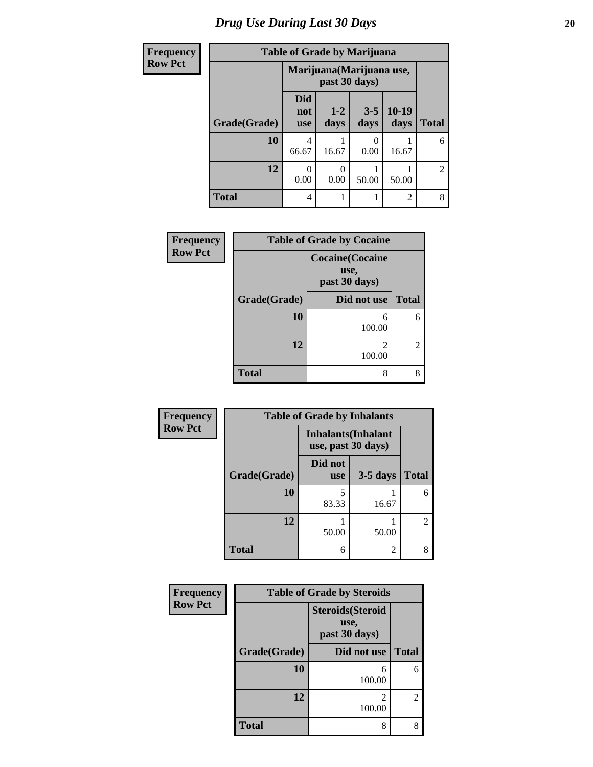# Drug Use During Last 30 Days

| Frequency |
|---|
| Row Pct |

**Table of Grade by Marijuana**

| Grade(Grade) | Marijuana(Marijuana use, past 30 days) | | | | Total |
|---|---|---|---|---|---|
| | Did not use | 1-2 days | 3-5 days | 10-19 days | |
| 10 | 4<br>66.67 | 1<br>16.67 | 0<br>0.00 | 1<br>16.67 | 6 |
| 12 | 0<br>0.00 | 0<br>0.00 | 1<br>50.00 | 1<br>50.00 | 2 |
| Total | 4 | 1 | 1 | 2 | 8 |

| Frequency |
|---|
| Row Pct |

**Table of Grade by Cocaine**

| Grade(Grade) | Cocaine(Cocaine use, past 30 days) | Total |
|---|---|---|
| | Did not use | |
| 10 | 6<br>100.00 | 6 |
| 12 | 2<br>100.00 | 2 |
| Total | 8 | 8 |

| Frequency |
|---|
| Row Pct |

**Table of Grade by Inhalants**

| Grade(Grade) | Inhalants(Inhalant use, past 30 days) | | Total |
|---|---|---|---|
| | Did not use | 3-5 days | |
| 10 | 5<br>83.33 | 1<br>16.67 | 6 |
| 12 | 1<br>50.00 | 1<br>50.00 | 2 |
| Total | 6 | 2 | 8 |

| Frequency |
|---|
| Row Pct |

**Table of Grade by Steroids**

| Grade(Grade) | Steroids(Steroid use, past 30 days) | Total |
|---|---|---|
| | Did not use | |
| 10 | 6<br>100.00 | 6 |
| 12 | 2<br>100.00 | 2 |
| Total | 8 | 8 |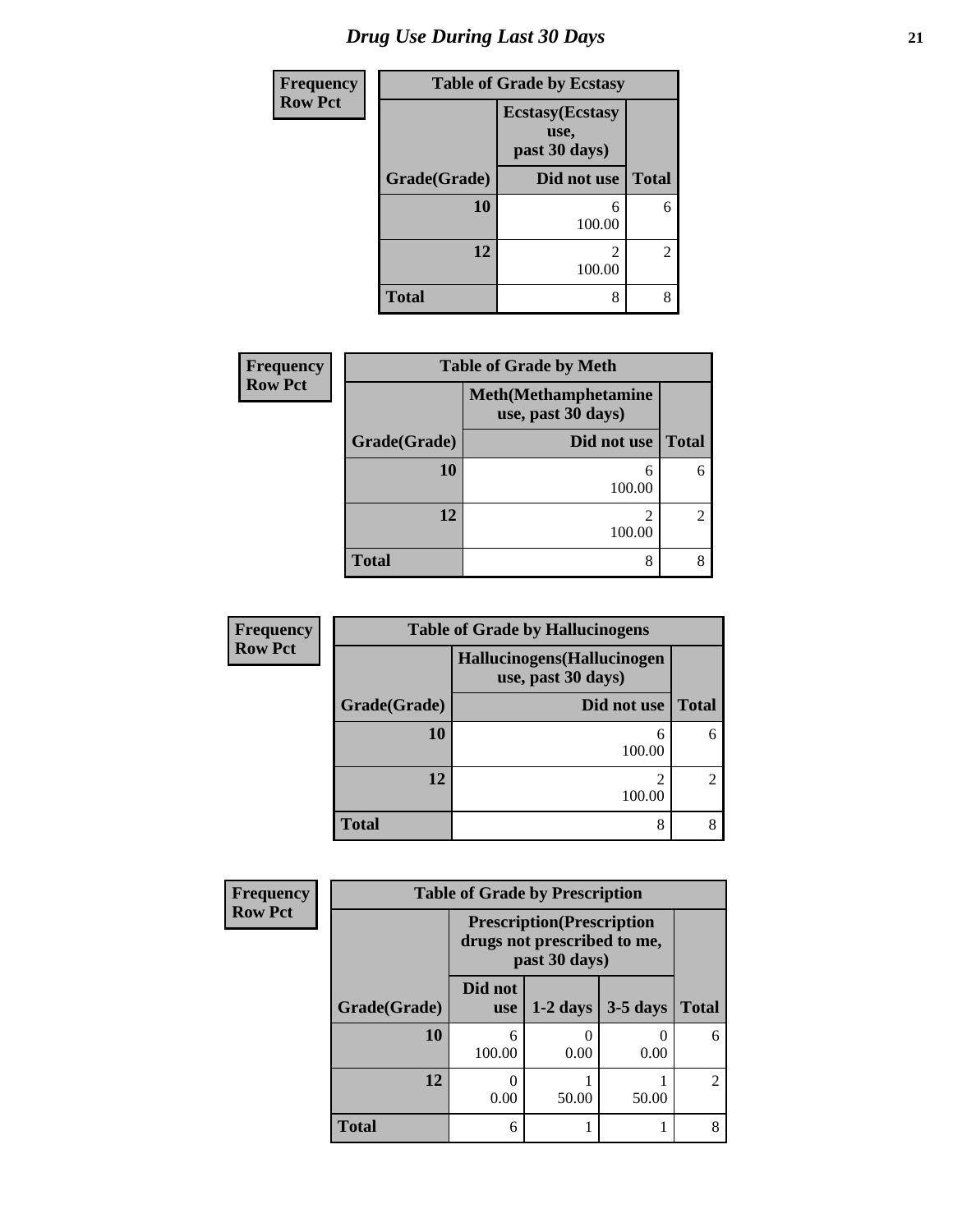# Drug Use During Last 30 Days

| Frequency Row Pct | Table of Grade by Ecstasy | |
|---|---|---|
| | Ecstasy(Ecstasy use, past 30 days) | |
| Grade(Grade) | Did not use | Total |
| 10 | 6<br>100.00 | 6 |
| 12 | 2<br>100.00 | 2 |
| Total | 8 | 8 |

| Frequency Row Pct | Table of Grade by Meth | |
|---|---|---|
| | Meth(Methamphetamine use, past 30 days) | |
| Grade(Grade) | Did not use | Total |
| 10 | 6<br>100.00 | 6 |
| 12 | 2<br>100.00 | 2 |
| Total | 8 | 8 |

| Frequency Row Pct | Table of Grade by Hallucinogens | |
|---|---|---|
| | Hallucinogens(Hallucinogen use, past 30 days) | |
| Grade(Grade) | Did not use | Total |
| 10 | 6<br>100.00 | 6 |
| 12 | 2<br>100.00 | 2 |
| Total | 8 | 8 |

| Frequency Row Pct | Table of Grade by Prescription | | | |
|---|---|---|---|---|
| | Prescription(Prescription drugs not prescribed to me, past 30 days) | | | |
| Grade(Grade) | Did not use | 1-2 days | 3-5 days | Total |
| 10 | 6<br>100.00 | 0<br>0.00 | 0<br>0.00 | 6 |
| 12 | 0<br>0.00 | 1<br>50.00 | 1<br>50.00 | 2 |
| Total | 6 | 1 | 1 | 8 |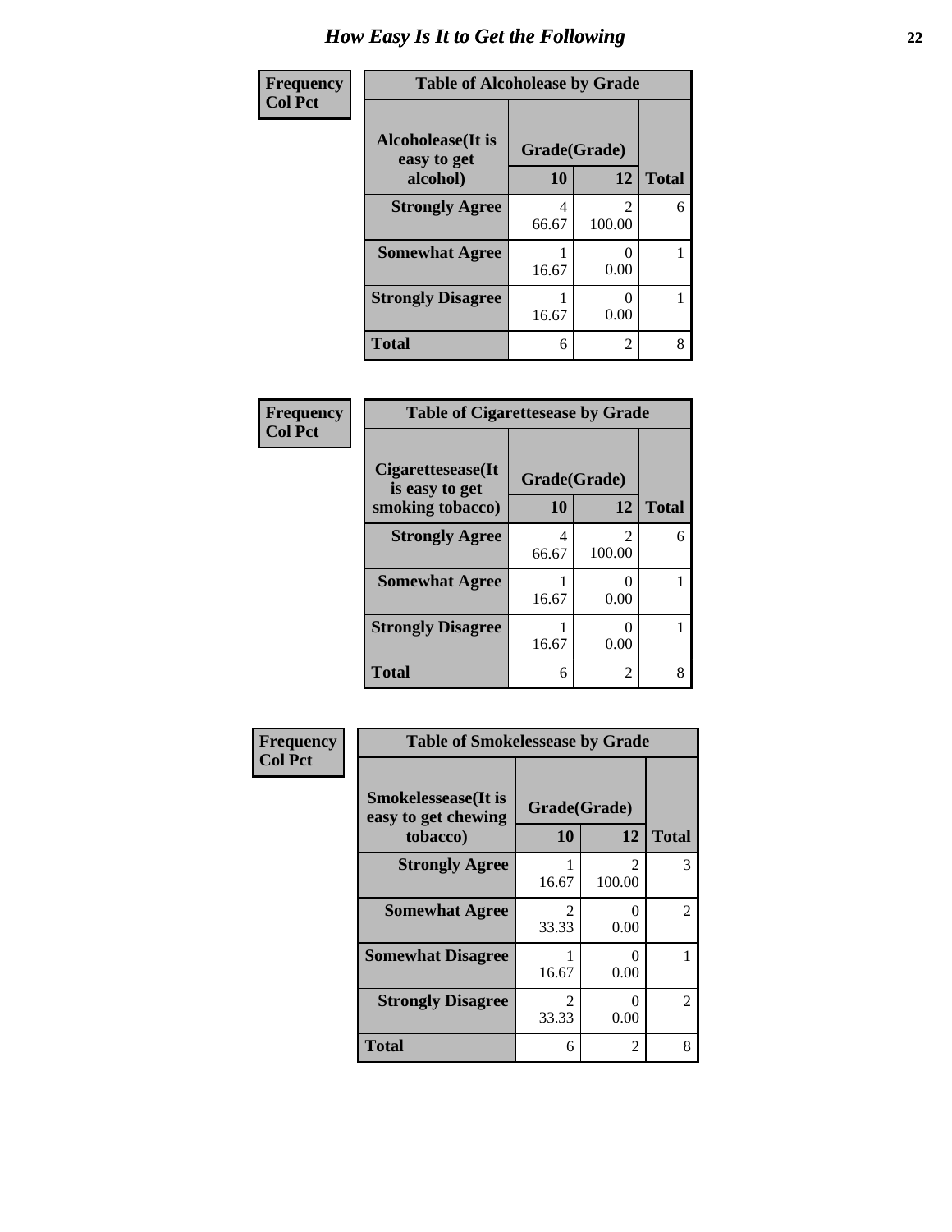# How Easy Is It to Get the Following

**Frequency**
**Col Pct**

**Table of Alcoholease by Grade**

| Alcoholease(It is easy to get alcohol) | Grade(Grade) | | Total |
|---|---|---|---|
| | 10 | 12 | |
| **Strongly Agree** | 4<br>66.67 | 2<br>100.00 | 6 |
| **Somewhat Agree** | 1<br>16.67 | 0<br>0.00 | 1 |
| **Strongly Disagree** | 1<br>16.67 | 0<br>0.00 | 1 |
| **Total** | 6 | 2 | 8 |

**Frequency**
**Col Pct**

**Table of Cigarettesease by Grade**

| Cigarettesease(It is easy to get smoking tobacco) | Grade(Grade) | | Total |
|---|---|---|---|
| | 10 | 12 | |
| **Strongly Agree** | 4<br>66.67 | 2<br>100.00 | 6 |
| **Somewhat Agree** | 1<br>16.67 | 0<br>0.00 | 1 |
| **Strongly Disagree** | 1<br>16.67 | 0<br>0.00 | 1 |
| **Total** | 6 | 2 | 8 |

**Frequency**
**Col Pct**

**Table of Smokelessease by Grade**

| Smokelessease(It is easy to get chewing tobacco) | Grade(Grade) | | Total |
|---|---|---|---|
| | 10 | 12 | |
| **Strongly Agree** | 1<br>16.67 | 2<br>100.00 | 3 |
| **Somewhat Agree** | 2<br>33.33 | 0<br>0.00 | 2 |
| **Somewhat Disagree** | 1<br>16.67 | 0<br>0.00 | 1 |
| **Strongly Disagree** | 2<br>33.33 | 0<br>0.00 | 2 |
| **Total** | 6 | 2 | 8 |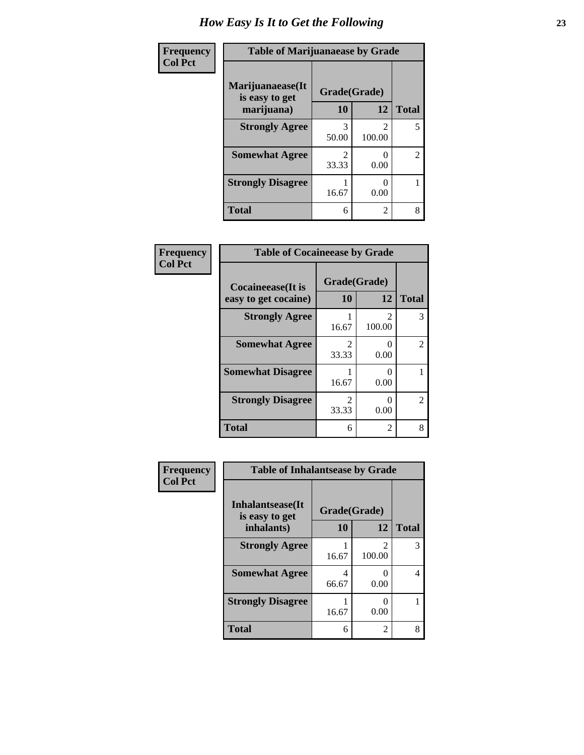# How Easy Is It to Get the Following

**Frequency**
**Col Pct**

**Table of Marijuanaease by Grade**

| Marijuanaease(It is easy to get marijuana) | Grade(Grade) | | Total |
|---|---|---|---|
| | 10 | 12 | |
| **Strongly Agree** | 3<br>50.00 | 2<br>100.00 | 5 |
| **Somewhat Agree** | 2<br>33.33 | 0<br>0.00 | 2 |
| **Strongly Disagree** | 1<br>16.67 | 0<br>0.00 | 1 |
| **Total** | 6 | 2 | 8 |

**Frequency**
**Col Pct**

**Table of Cocaineease by Grade**

| Cocaineease(It is easy to get cocaine) | Grade(Grade) | | Total |
|---|---|---|---|
| | 10 | 12 | |
| **Strongly Agree** | 1<br>16.67 | 2<br>100.00 | 3 |
| **Somewhat Agree** | 2<br>33.33 | 0<br>0.00 | 2 |
| **Somewhat Disagree** | 1<br>16.67 | 0<br>0.00 | 1 |
| **Strongly Disagree** | 2<br>33.33 | 0<br>0.00 | 2 |
| **Total** | 6 | 2 | 8 |

**Frequency**
**Col Pct**

**Table of Inhalantsease by Grade**

| Inhalantsease(It is easy to get inhalants) | Grade(Grade) | | Total |
|---|---|---|---|
| | 10 | 12 | |
| **Strongly Agree** | 1<br>16.67 | 2<br>100.00 | 3 |
| **Somewhat Agree** | 4<br>66.67 | 0<br>0.00 | 4 |
| **Strongly Disagree** | 1<br>16.67 | 0<br>0.00 | 1 |
| **Total** | 6 | 2 | 8 |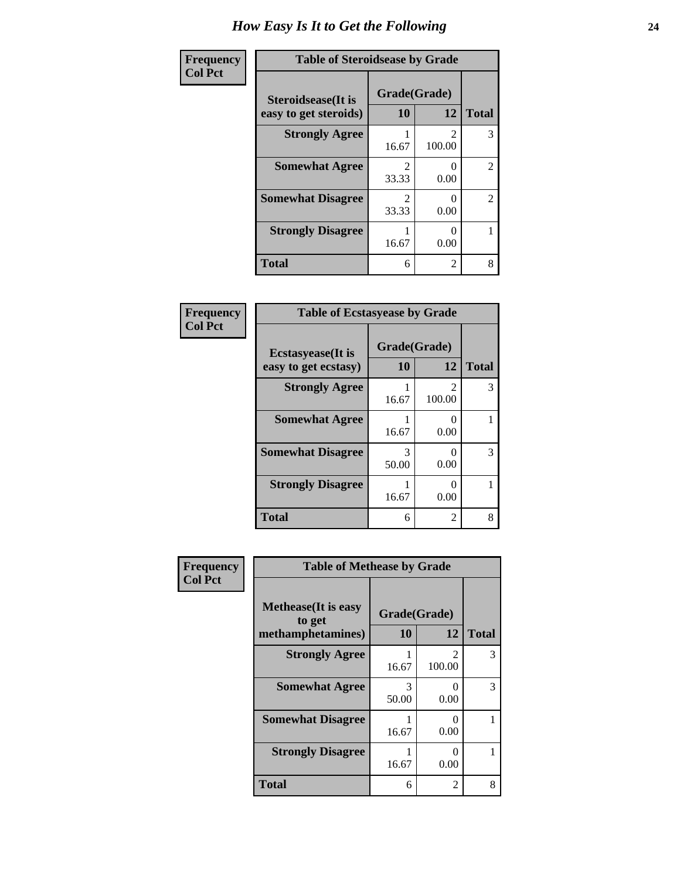# How Easy Is It to Get the Following

**Frequency**
**Col Pct**

| Table of Steroidsease by Grade | | | |
|---|---|---|---|
| **Steroidsease(It is easy to get steroids)** | **Grade(Grade)** | | **Total** |
| | **10** | **12** | |
| **Strongly Agree** | 1<br>16.67 | 2<br>100.00 | 3 |
| **Somewhat Agree** | 2<br>33.33 | 0<br>0.00 | 2 |
| **Somewhat Disagree** | 2<br>33.33 | 0<br>0.00 | 2 |
| **Strongly Disagree** | 1<br>16.67 | 0<br>0.00 | 1 |
| **Total** | 6 | 2 | 8 |

**Frequency**
**Col Pct**

| Table of Ecstasyease by Grade | | | |
|---|---|---|---|
| **Ecstasyease(It is easy to get ecstasy)** | **Grade(Grade)** | | **Total** |
| | **10** | **12** | |
| **Strongly Agree** | 1<br>16.67 | 2<br>100.00 | 3 |
| **Somewhat Agree** | 1<br>16.67 | 0<br>0.00 | 1 |
| **Somewhat Disagree** | 3<br>50.00 | 0<br>0.00 | 3 |
| **Strongly Disagree** | 1<br>16.67 | 0<br>0.00 | 1 |
| **Total** | 6 | 2 | 8 |

**Frequency**
**Col Pct**

| Table of Methease by Grade | | | |
|---|---|---|---|
| **Methease(It is easy to get methamphetamines)** | **Grade(Grade)** | | **Total** |
| | **10** | **12** | |
| **Strongly Agree** | 1<br>16.67 | 2<br>100.00 | 3 |
| **Somewhat Agree** | 3<br>50.00 | 0<br>0.00 | 3 |
| **Somewhat Disagree** | 1<br>16.67 | 0<br>0.00 | 1 |
| **Strongly Disagree** | 1<br>16.67 | 0<br>0.00 | 1 |
| **Total** | 6 | 2 | 8 |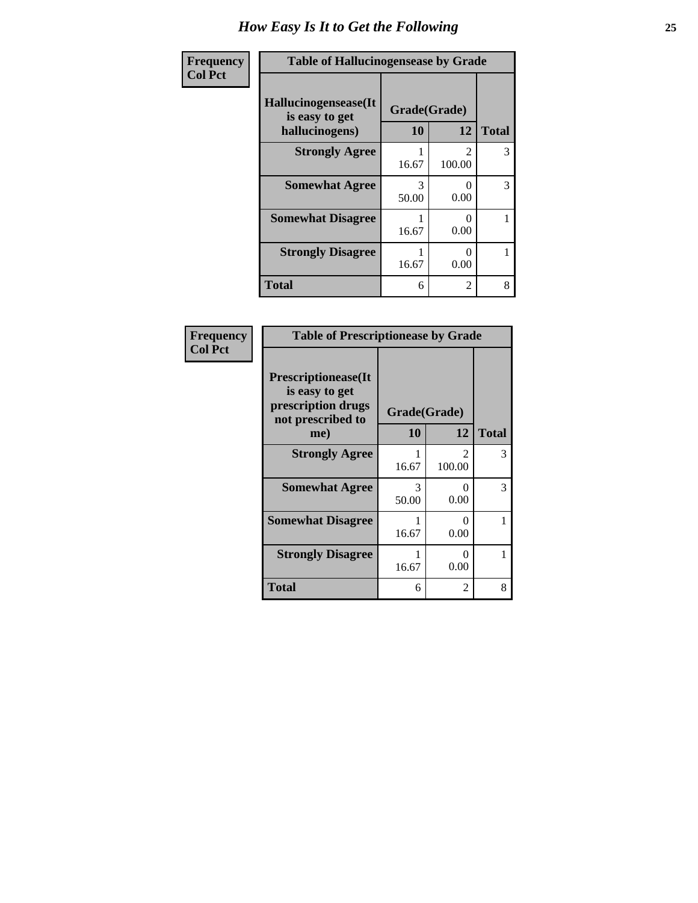# How Easy Is It to Get the Following

| Frequency Col Pct | Table of Hallucinogensease by Grade | | |
|---|---|---|---|
| Hallucinogensease(It is easy to get hallucinogens) | Grade(Grade) | | |
| | 10 | 12 | Total |
| Strongly Agree | 1<br>16.67 | 2<br>100.00 | 3 |
| Somewhat Agree | 3<br>50.00 | 0<br>0.00 | 3 |
| Somewhat Disagree | 1<br>16.67 | 0<br>0.00 | 1 |
| Strongly Disagree | 1<br>16.67 | 0<br>0.00 | 1 |
| Total | 6 | 2 | 8 |

| Frequency Col Pct | Table of Prescriptionease by Grade | | |
|---|---|---|---|
| Prescriptionease(It is easy to get prescription drugs not prescribed to me) | Grade(Grade) | | |
| | 10 | 12 | Total |
| Strongly Agree | 1<br>16.67 | 2<br>100.00 | 3 |
| Somewhat Agree | 3<br>50.00 | 0<br>0.00 | 3 |
| Somewhat Disagree | 1<br>16.67 | 0<br>0.00 | 1 |
| Strongly Disagree | 1<br>16.67 | 0<br>0.00 | 1 |
| Total | 6 | 2 | 8 |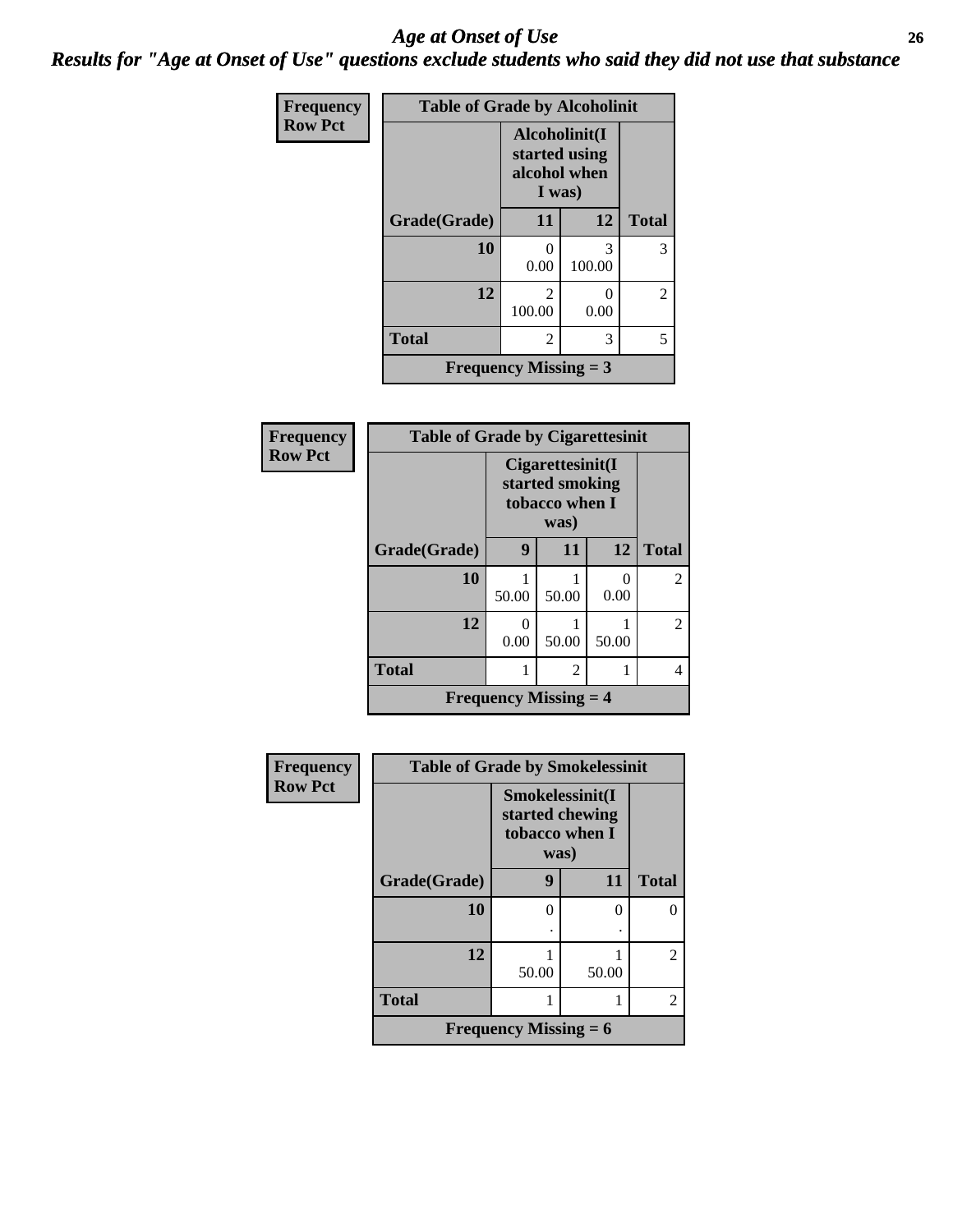# Age at Onset of Use

## Results for "Age at Onset of Use" questions exclude students who said they did not use that substance

**Frequency**
**Row Pct**

| Table of Grade by Alcoholinit | | | |
|---|---|---|---|
| | Alcoholinit(I started using alcohol when I was) | | |
| Grade(Grade) | 11 | 12 | Total |
| 10 | 0<br>0.00 | 3<br>100.00 | 3 |
| 12 | 2<br>100.00 | 0<br>0.00 | 2 |
| Total | 2 | 3 | 5 |
| Frequency Missing = 3 | | | |

**Frequency**
**Row Pct**

| Table of Grade by Cigarettesinit | | | | |
|---|---|---|---|---|
| | Cigarettesinit(I started smoking tobacco when I was) | | | |
| Grade(Grade) | 9 | 11 | 12 | Total |
| 10 | 1<br>50.00 | 1<br>50.00 | 0<br>0.00 | 2 |
| 12 | 0<br>0.00 | 1<br>50.00 | 1<br>50.00 | 2 |
| Total | 1 | 2 | 1 | 4 |
| Frequency Missing = 4 | | | | |

**Frequency**
**Row Pct**

| Table of Grade by Smokelessinit | | | |
|---|---|---|---|
| | Smokelessinit(I started chewing tobacco when I was) | | |
| Grade(Grade) | 9 | 11 | Total |
| 10 | 0<br>. | 0<br>. | 0 |
| 12 | 1<br>50.00 | 1<br>50.00 | 2 |
| Total | 1 | 1 | 2 |
| Frequency Missing = 6 | | | |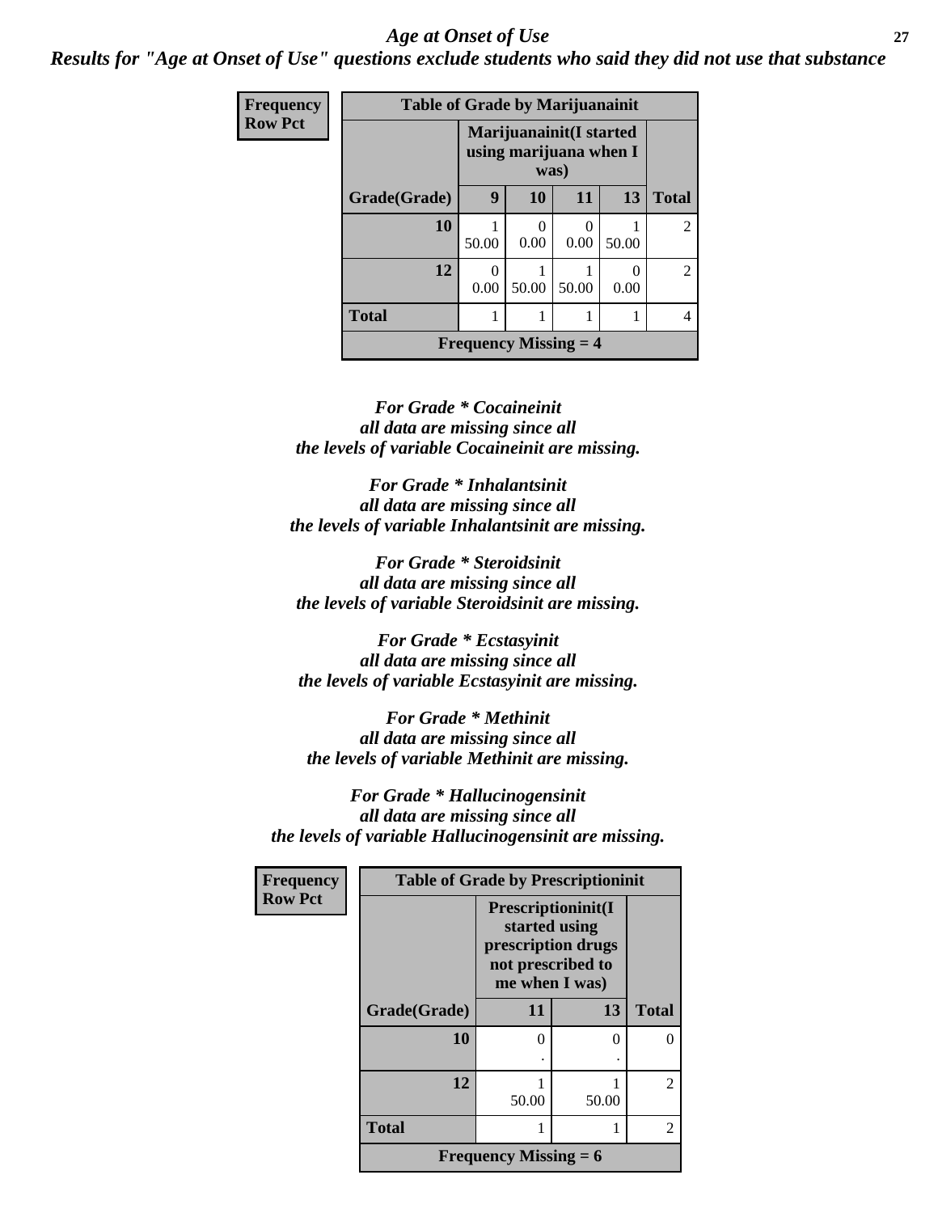*Age at Onset of Use*

***Results for "Age at Onset of Use" questions exclude students who said they did not use that substance***

**Frequency**
**Row Pct**

| Table of Grade by Marijuanainit | | | | | |
|---|---|---|---|---|---|
| | Marijuanainit(I started using marijuana when I was) | | | | |
| Grade(Grade) | 9 | 10 | 11 | 13 | Total |
| 10 | 1<br>50.00 | 0<br>0.00 | 0<br>0.00 | 1<br>50.00 | 2 |
| 12 | 0<br>0.00 | 1<br>50.00 | 1<br>50.00 | 0<br>0.00 | 2 |
| Total | 1 | 1 | 1 | 1 | 4 |
| Frequency Missing = 4 | | | | | |

*For Grade * Cocaineinit all data are missing since all the levels of variable Cocaineinit are missing.*

*For Grade * Inhalantsinit all data are missing since all the levels of variable Inhalantsinit are missing.*

*For Grade * Steroidsinit all data are missing since all the levels of variable Steroidsinit are missing.*

*For Grade * Ecstasyinit all data are missing since all the levels of variable Ecstasyinit are missing.*

*For Grade * Methinit all data are missing since all the levels of variable Methinit are missing.*

*For Grade * Hallucinogensinit all data are missing since all the levels of variable Hallucinogensinit are missing.*

**Frequency**
**Row Pct**

| Table of Grade by Prescriptioninit | | | |
|---|---|---|---|
| | Prescriptioninit(I started using prescription drugs not prescribed to me when I was) | | |
| Grade(Grade) | 11 | 13 | Total |
| 10 | 0<br>. | 0<br>. | 0 |
| 12 | 1<br>50.00 | 1<br>50.00 | 2 |
| Total | 1 | 1 | 2 |
| Frequency Missing = 6 | | | |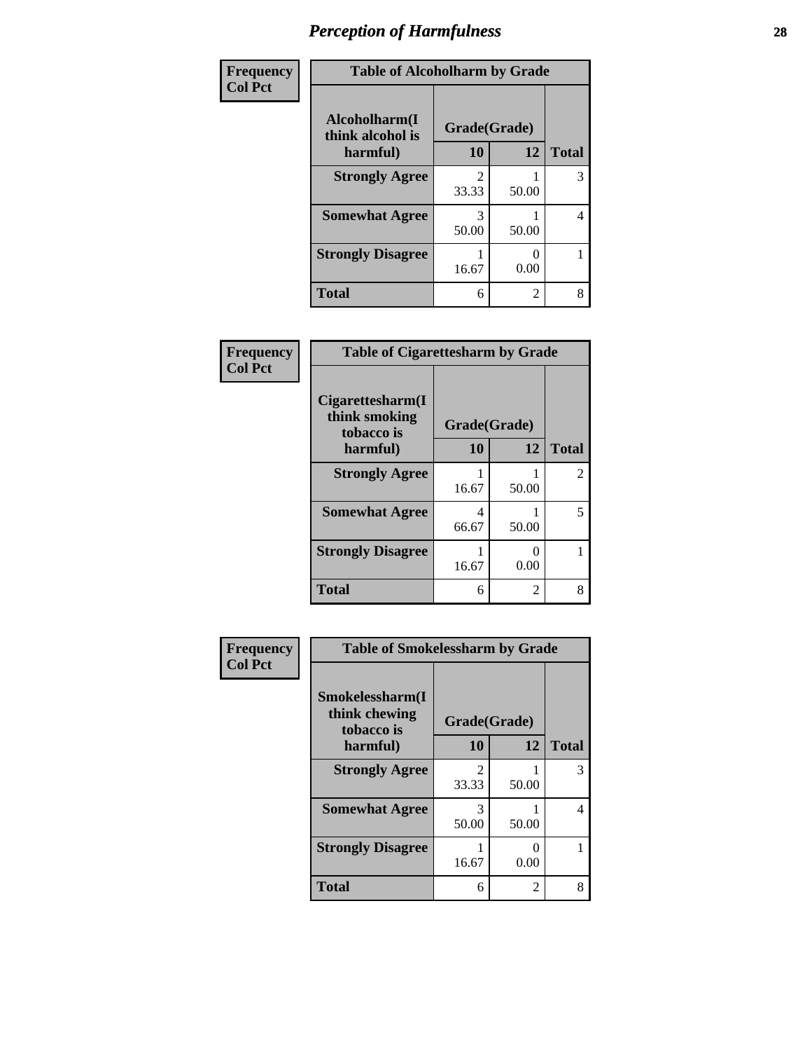# Perception of Harmfulness

| Frequency<br>Col Pct | | | |
|---|---|---|---|
| **Table of Alcoholharm by Grade** | | | |
| **Alcoholharm(I think alcohol is harmful)** | **Grade(Grade)** | | |
| | **10** | **12** | **Total** |
| **Strongly Agree** | 2<br>33.33 | 1<br>50.00 | 3 |
| **Somewhat Agree** | 3<br>50.00 | 1<br>50.00 | 4 |
| **Strongly Disagree** | 1<br>16.67 | 0<br>0.00 | 1 |
| **Total** | 6 | 2 | 8 |

| Frequency<br>Col Pct | | | |
|---|---|---|---|
| **Table of Cigarettesharm by Grade** | | | |
| **Cigarettesharm(I think smoking tobacco is harmful)** | **Grade(Grade)** | | |
| | **10** | **12** | **Total** |
| **Strongly Agree** | 1<br>16.67 | 1<br>50.00 | 2 |
| **Somewhat Agree** | 4<br>66.67 | 1<br>50.00 | 5 |
| **Strongly Disagree** | 1<br>16.67 | 0<br>0.00 | 1 |
| **Total** | 6 | 2 | 8 |

| Frequency<br>Col Pct | | | |
|---|---|---|---|
| **Table of Smokelessharm by Grade** | | | |
| **Smokelessharm(I think chewing tobacco is harmful)** | **Grade(Grade)** | | |
| | **10** | **12** | **Total** |
| **Strongly Agree** | 2<br>33.33 | 1<br>50.00 | 3 |
| **Somewhat Agree** | 3<br>50.00 | 1<br>50.00 | 4 |
| **Strongly Disagree** | 1<br>16.67 | 0<br>0.00 | 1 |
| **Total** | 6 | 2 | 8 |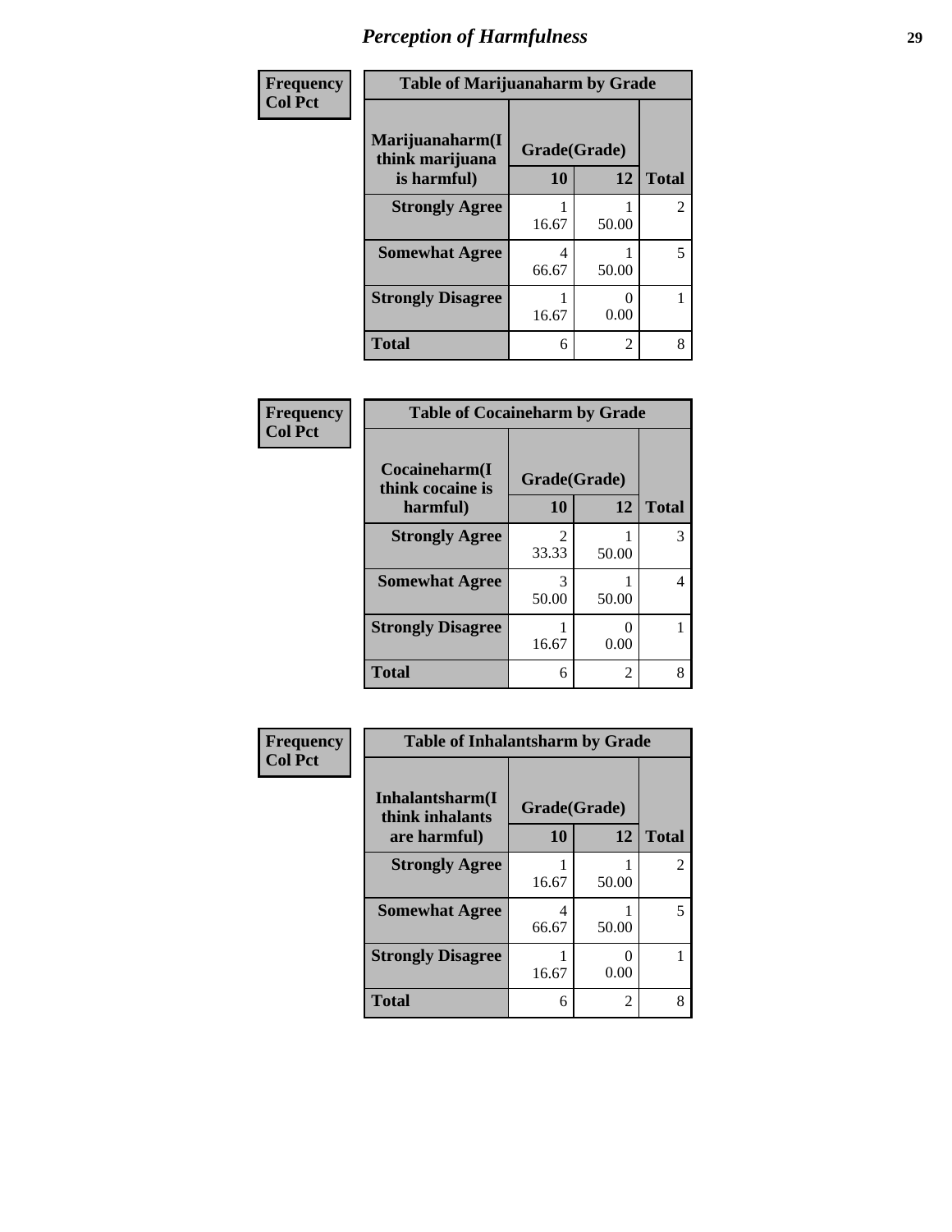# *Perception of Harmfulness*

**Frequency**
**Col Pct**

| Table of Marijuanaharm by Grade | | | |
|---|---|---|---|
| Marijuanaharm(I think marijuana is harmful) | Grade(Grade) | | |
| | 10 | 12 | Total |
| **Strongly Agree** | 1<br>16.67 | 1<br>50.00 | 2 |
| **Somewhat Agree** | 4<br>66.67 | 1<br>50.00 | 5 |
| **Strongly Disagree** | 1<br>16.67 | 0<br>0.00 | 1 |
| **Total** | 6 | 2 | 8 |

**Frequency**
**Col Pct**

| Table of Cocaineharm by Grade | | | |
|---|---|---|---|
| Cocaineharm(I think cocaine is harmful) | Grade(Grade) | | |
| | 10 | 12 | Total |
| **Strongly Agree** | 2<br>33.33 | 1<br>50.00 | 3 |
| **Somewhat Agree** | 3<br>50.00 | 1<br>50.00 | 4 |
| **Strongly Disagree** | 1<br>16.67 | 0<br>0.00 | 1 |
| **Total** | 6 | 2 | 8 |

**Frequency**
**Col Pct**

| Table of Inhalantsharm by Grade | | | |
|---|---|---|---|
| Inhalantsharm(I think inhalants are harmful) | Grade(Grade) | | |
| | 10 | 12 | Total |
| **Strongly Agree** | 1<br>16.67 | 1<br>50.00 | 2 |
| **Somewhat Agree** | 4<br>66.67 | 1<br>50.00 | 5 |
| **Strongly Disagree** | 1<br>16.67 | 0<br>0.00 | 1 |
| **Total** | 6 | 2 | 8 |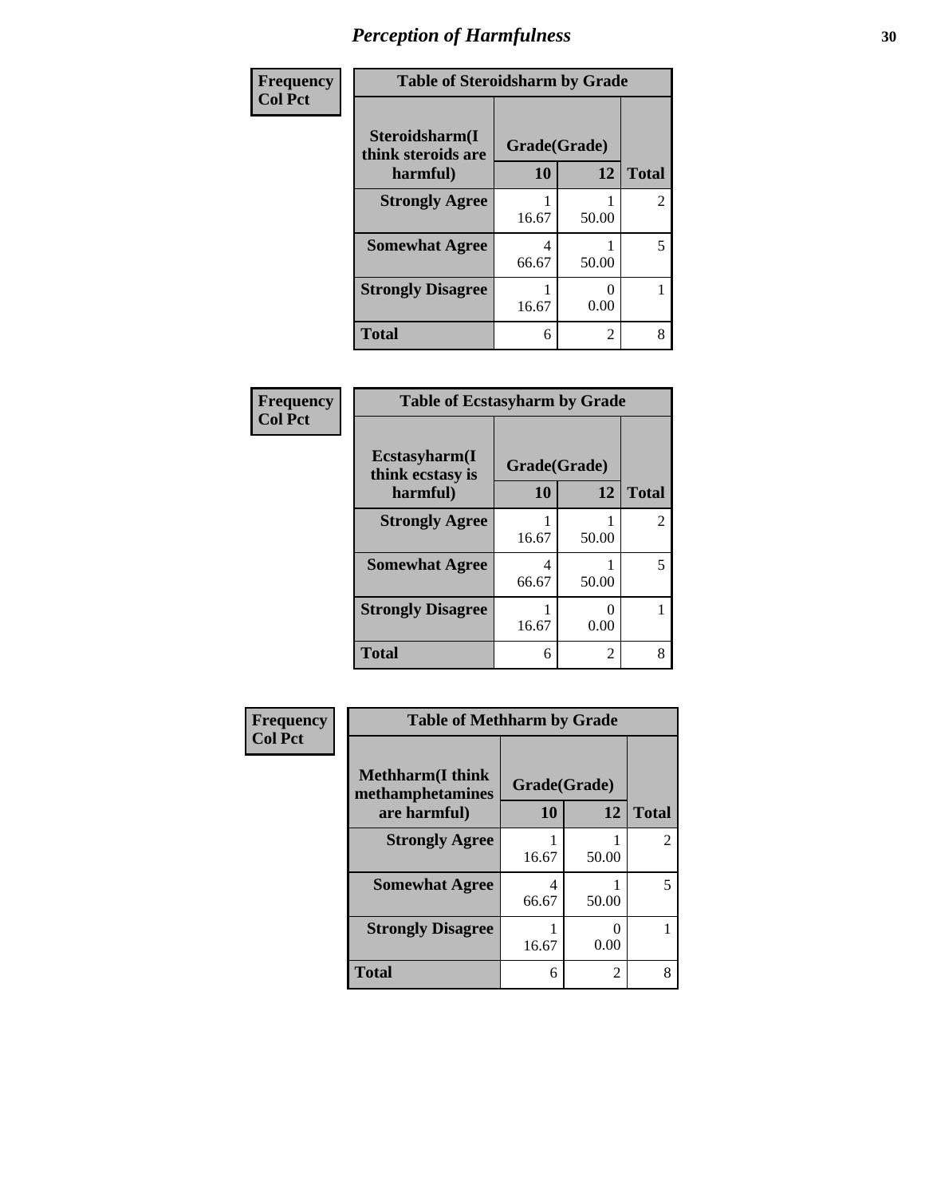## Perception of Harmfulness

| Frequency<br>Col Pct | Table of Steroidsharm by Grade | | |
|---|---|---|---|
| Steroidsharm(I think steroids are harmful) | Grade(Grade) | | |
| | 10 | 12 | Total |
| Strongly Agree | 1<br>16.67 | 1<br>50.00 | 2 |
| Somewhat Agree | 4<br>66.67 | 1<br>50.00 | 5 |
| Strongly Disagree | 1<br>16.67 | 0<br>0.00 | 1 |
| Total | 6 | 2 | 8 |

| Frequency<br>Col Pct | Table of Ecstasyharm by Grade | | |
|---|---|---|---|
| Ecstasyharm(I think ecstasy is harmful) | Grade(Grade) | | |
| | 10 | 12 | Total |
| Strongly Agree | 1<br>16.67 | 1<br>50.00 | 2 |
| Somewhat Agree | 4<br>66.67 | 1<br>50.00 | 5 |
| Strongly Disagree | 1<br>16.67 | 0<br>0.00 | 1 |
| Total | 6 | 2 | 8 |

| Frequency<br>Col Pct | Table of Methharm by Grade | | |
|---|---|---|---|
| Methharm(I think methamphetamines are harmful) | Grade(Grade) | | |
| | 10 | 12 | Total |
| Strongly Agree | 1<br>16.67 | 1<br>50.00 | 2 |
| Somewhat Agree | 4<br>66.67 | 1<br>50.00 | 5 |
| Strongly Disagree | 1<br>16.67 | 0<br>0.00 | 1 |
| Total | 6 | 2 | 8 |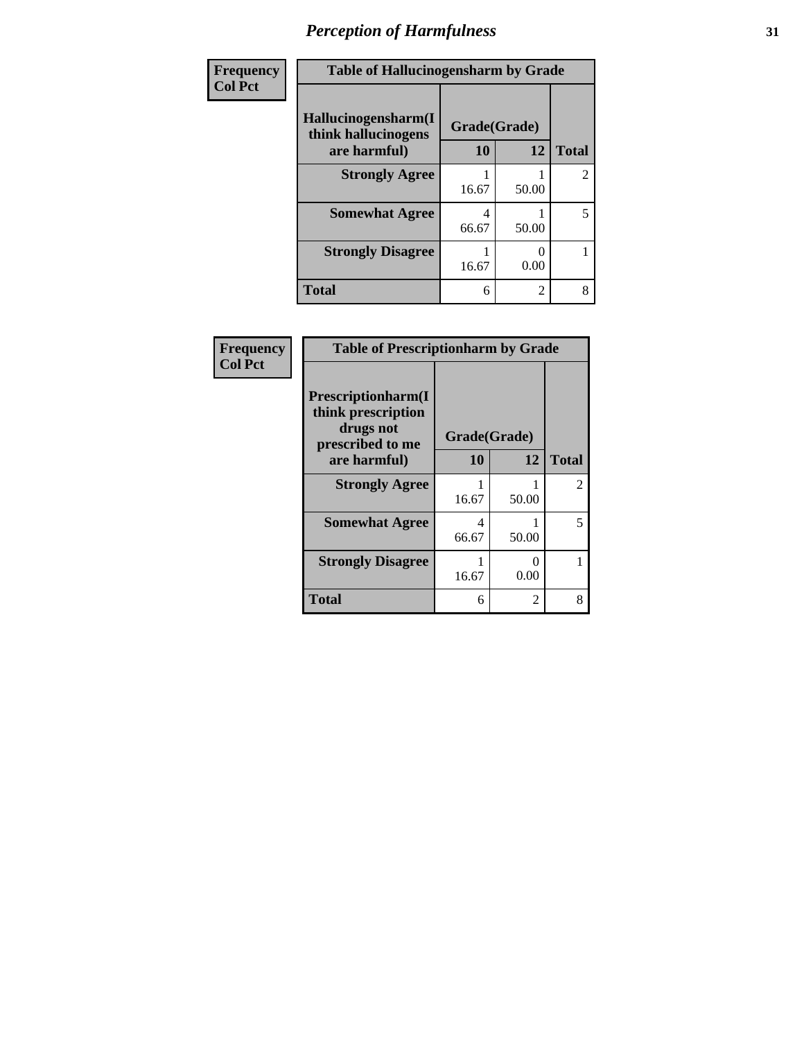## Perception of Harmfulness

| Frequency<br>Col Pct | | | |
|---|---|---|---|
| **Table of Hallucinogensharm by Grade** | | | |
| **Hallucinogensharm(I think hallucinogens are harmful)** | **Grade(Grade)** | | |
| | **10** | **12** | **Total** |
| **Strongly Agree** | 1<br>16.67 | 1<br>50.00 | 2 |
| **Somewhat Agree** | 4<br>66.67 | 1<br>50.00 | 5 |
| **Strongly Disagree** | 1<br>16.67 | 0<br>0.00 | 1 |
| **Total** | 6 | 2 | 8 |

| Frequency<br>Col Pct | | | |
|---|---|---|---|
| **Table of Prescriptionharm by Grade** | | | |
| **Prescriptionharm(I think prescription drugs not prescribed to me are harmful)** | **Grade(Grade)** | | |
| | **10** | **12** | **Total** |
| **Strongly Agree** | 1<br>16.67 | 1<br>50.00 | 2 |
| **Somewhat Agree** | 4<br>66.67 | 1<br>50.00 | 5 |
| **Strongly Disagree** | 1<br>16.67 | 0<br>0.00 | 1 |
| **Total** | 6 | 2 | 8 |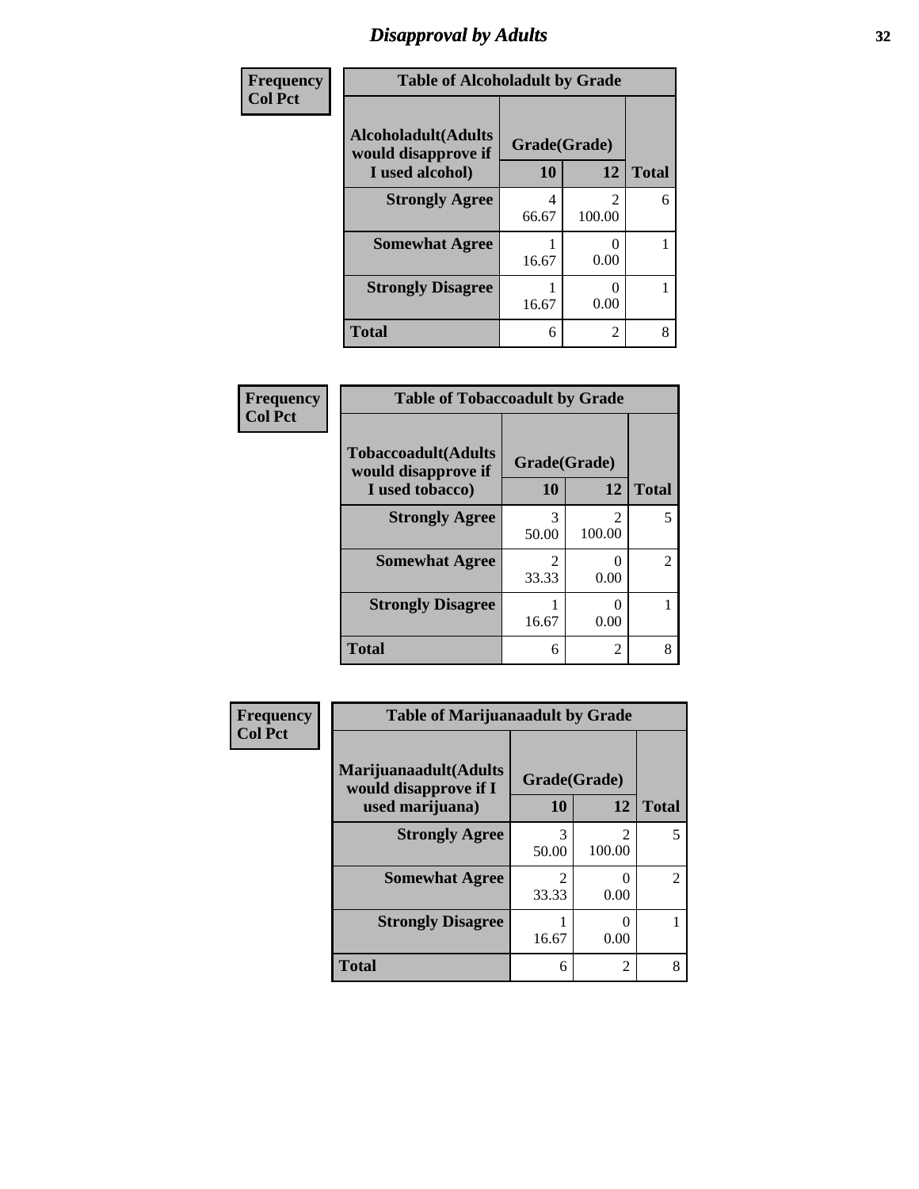# Disapproval by Adults

| Frequency<br>Col Pct | | | |
|---|---|---|---|

**Table of Alcoholadult by Grade**

| Alcoholadult(Adults would disapprove if I used alcohol) | Grade(Grade) | | Total |
|---|---|---|---|
| | 10 | 12 | |
| Strongly Agree | 4<br>66.67 | 2<br>100.00 | 6 |
| Somewhat Agree | 1<br>16.67 | 0<br>0.00 | 1 |
| Strongly Disagree | 1<br>16.67 | 0<br>0.00 | 1 |
| Total | 6 | 2 | 8 |

| Frequency<br>Col Pct | | | |
|---|---|---|---|

**Table of Tobaccoadult by Grade**

| Tobaccoadult(Adults would disapprove if I used tobacco) | Grade(Grade) | | Total |
|---|---|---|---|
| | 10 | 12 | |
| Strongly Agree | 3<br>50.00 | 2<br>100.00 | 5 |
| Somewhat Agree | 2<br>33.33 | 0<br>0.00 | 2 |
| Strongly Disagree | 1<br>16.67 | 0<br>0.00 | 1 |
| Total | 6 | 2 | 8 |

| Frequency<br>Col Pct | | | |
|---|---|---|---|

**Table of Marijuanaadult by Grade**

| Marijuanaadult(Adults would disapprove if I used marijuana) | Grade(Grade) | | Total |
|---|---|---|---|
| | 10 | 12 | |
| Strongly Agree | 3<br>50.00 | 2<br>100.00 | 5 |
| Somewhat Agree | 2<br>33.33 | 0<br>0.00 | 2 |
| Strongly Disagree | 1<br>16.67 | 0<br>0.00 | 1 |
| Total | 6 | 2 | 8 |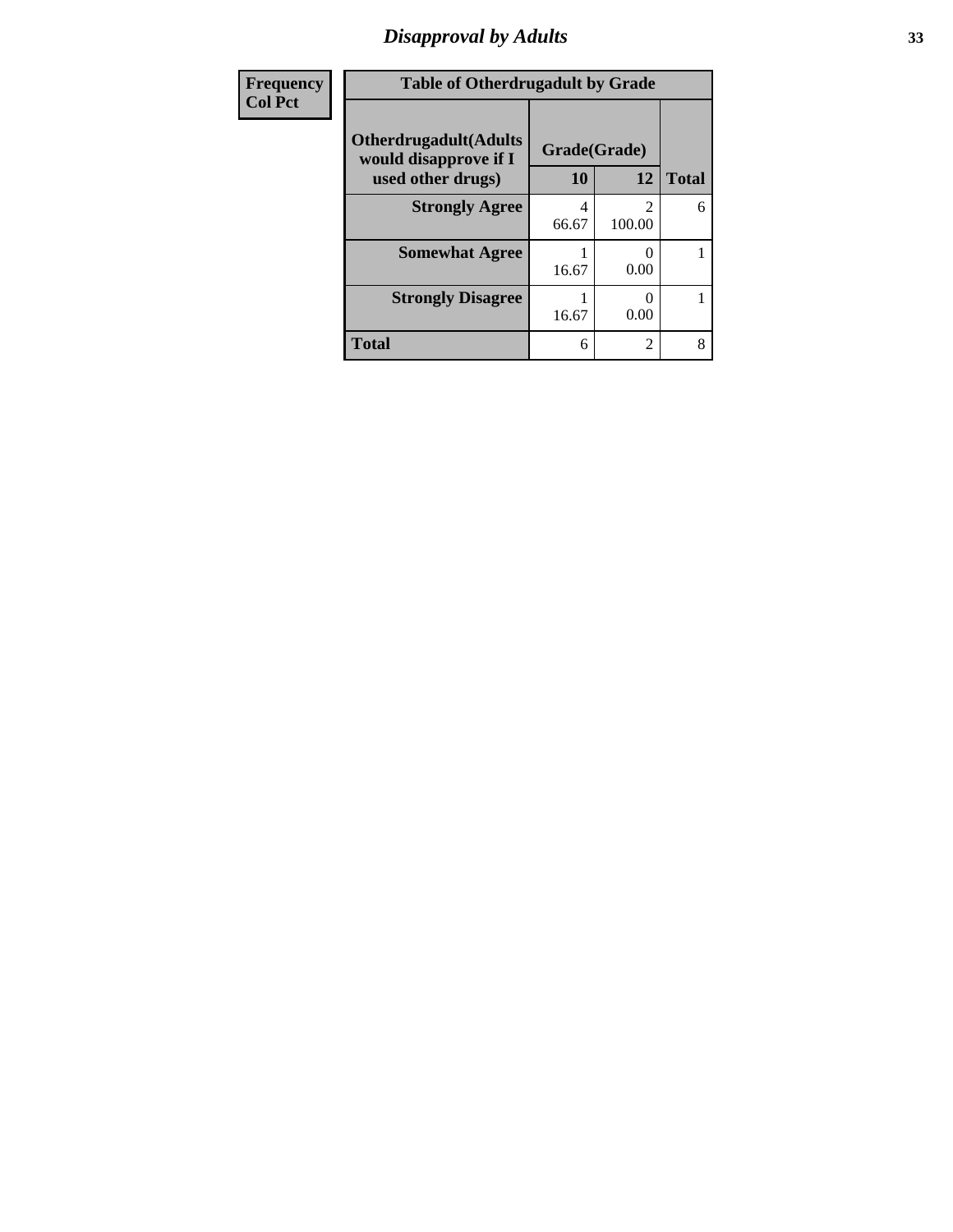# Disapproval by Adults

| Frequency<br>Col Pct |
|---|

**Table of Otherdrugadult by Grade**

| Otherdrugadult(Adults would disapprove if I used other drugs) | Grade(Grade) | | Total |
|---|---|---|---|
| | 10 | 12 | |
| **Strongly Agree** | 4<br>66.67 | 2<br>100.00 | 6 |
| **Somewhat Agree** | 1<br>16.67 | 0<br>0.00 | 1 |
| **Strongly Disagree** | 1<br>16.67 | 0<br>0.00 | 1 |
| **Total** | 6 | 2 | 8 |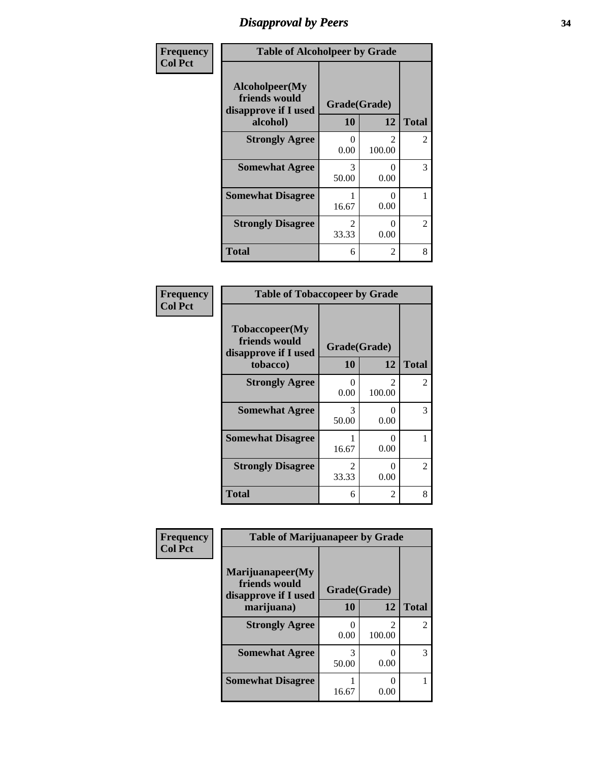# Disapproval by Peers

**Frequency**
**Col Pct**

| Table of Alcoholpeer by Grade | | | |
|---|---|---|---|
| Alcoholpeer(My friends would disapprove if I used alcohol) | Grade(Grade) | | |
| | 10 | 12 | Total |
| **Strongly Agree** | 0<br>0.00 | 2<br>100.00 | 2 |
| **Somewhat Agree** | 3<br>50.00 | 0<br>0.00 | 3 |
| **Somewhat Disagree** | 1<br>16.67 | 0<br>0.00 | 1 |
| **Strongly Disagree** | 2<br>33.33 | 0<br>0.00 | 2 |
| **Total** | 6 | 2 | 8 |

**Frequency**
**Col Pct**

| Table of Tobaccopeer by Grade | | | |
|---|---|---|---|
| Tobaccopeer(My friends would disapprove if I used tobacco) | Grade(Grade) | | |
| | 10 | 12 | Total |
| **Strongly Agree** | 0<br>0.00 | 2<br>100.00 | 2 |
| **Somewhat Agree** | 3<br>50.00 | 0<br>0.00 | 3 |
| **Somewhat Disagree** | 1<br>16.67 | 0<br>0.00 | 1 |
| **Strongly Disagree** | 2<br>33.33 | 0<br>0.00 | 2 |
| **Total** | 6 | 2 | 8 |

**Frequency**
**Col Pct**

| Table of Marijuanapeer by Grade | | | |
|---|---|---|---|
| Marijuanapeer(My friends would disapprove if I used marijuana) | Grade(Grade) | | |
| | 10 | 12 | Total |
| **Strongly Agree** | 0<br>0.00 | 2<br>100.00 | 2 |
| **Somewhat Agree** | 3<br>50.00 | 0<br>0.00 | 3 |
| **Somewhat Disagree** | 1<br>16.67 | 0<br>0.00 | 1 |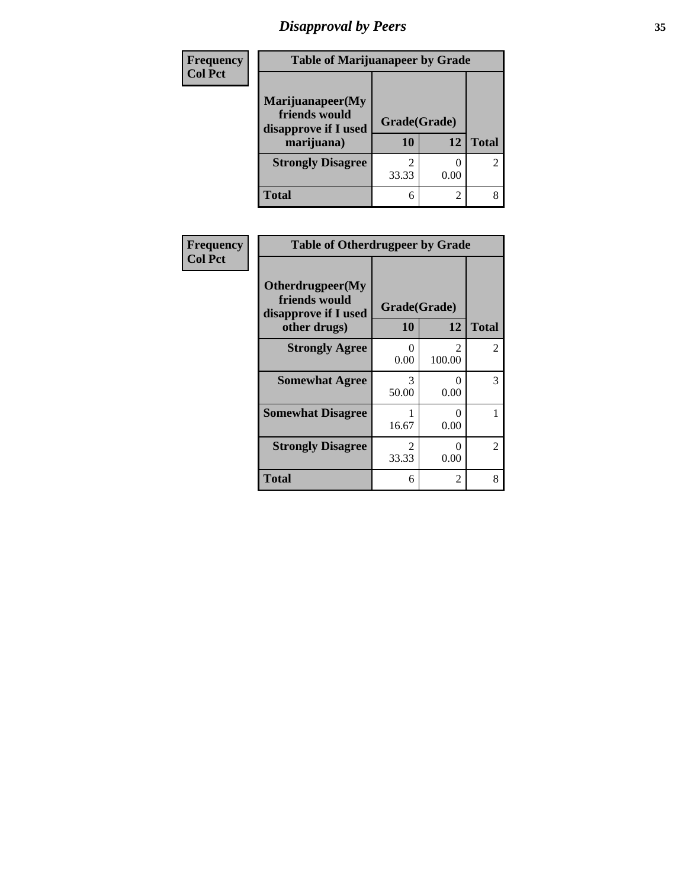## Disapproval by Peers

| Frequency Col Pct |
|---|

**Table of Marijuanapeer by Grade**

| Marijuanapeer(My friends would disapprove if I used marijuana) | Grade(Grade) 10 | 12 | Total |
|---|---|---|---|
| **Strongly Disagree** | 2<br>33.33 | 0<br>0.00 | 2 |
| **Total** | 6 | 2 | 8 |

| Frequency Col Pct |
|---|

**Table of Otherdrugpeer by Grade**

| Otherdrugpeer(My friends would disapprove if I used other drugs) | Grade(Grade) 10 | 12 | Total |
|---|---|---|---|
| **Strongly Agree** | 0<br>0.00 | 2<br>100.00 | 2 |
| **Somewhat Agree** | 3<br>50.00 | 0<br>0.00 | 3 |
| **Somewhat Disagree** | 1<br>16.67 | 0<br>0.00 | 1 |
| **Strongly Disagree** | 2<br>33.33 | 0<br>0.00 | 2 |
| **Total** | 6 | 2 | 8 |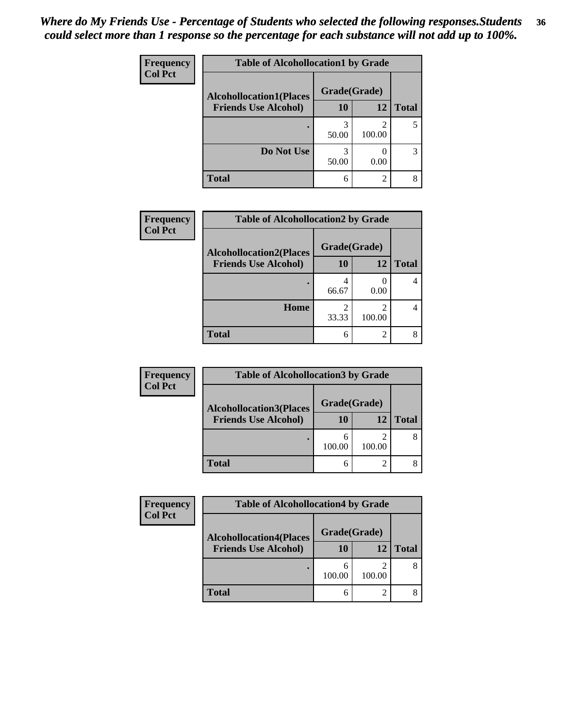*Where do My Friends Use - Percentage of Students who selected the following responses.Students could select more than 1 response so the percentage for each substance will not add up to 100%.*

**Frequency**
**Col Pct**

**Table of Alcohollocation1 by Grade**

| Alcohollocation1(Places Friends Use Alcohol) | Grade(Grade) 10 | 12 | Total |
|---|---|---|---|
| . | 3<br>50.00 | 2<br>100.00 | 5 |
| Do Not Use | 3<br>50.00 | 0<br>0.00 | 3 |
| Total | 6 | 2 | 8 |

**Frequency**
**Col Pct**

**Table of Alcohollocation2 by Grade**

| Alcohollocation2(Places Friends Use Alcohol) | Grade(Grade) 10 | 12 | Total |
|---|---|---|---|
| . | 4<br>66.67 | 0<br>0.00 | 4 |
| Home | 2<br>33.33 | 2<br>100.00 | 4 |
| Total | 6 | 2 | 8 |

**Frequency**
**Col Pct**

**Table of Alcohollocation3 by Grade**

| Alcohollocation3(Places Friends Use Alcohol) | Grade(Grade) 10 | 12 | Total |
|---|---|---|---|
| . | 6<br>100.00 | 2<br>100.00 | 8 |
| Total | 6 | 2 | 8 |

**Frequency**
**Col Pct**

**Table of Alcohollocation4 by Grade**

| Alcohollocation4(Places Friends Use Alcohol) | Grade(Grade) 10 | 12 | Total |
|---|---|---|---|
| . | 6<br>100.00 | 2<br>100.00 | 8 |
| Total | 6 | 2 | 8 |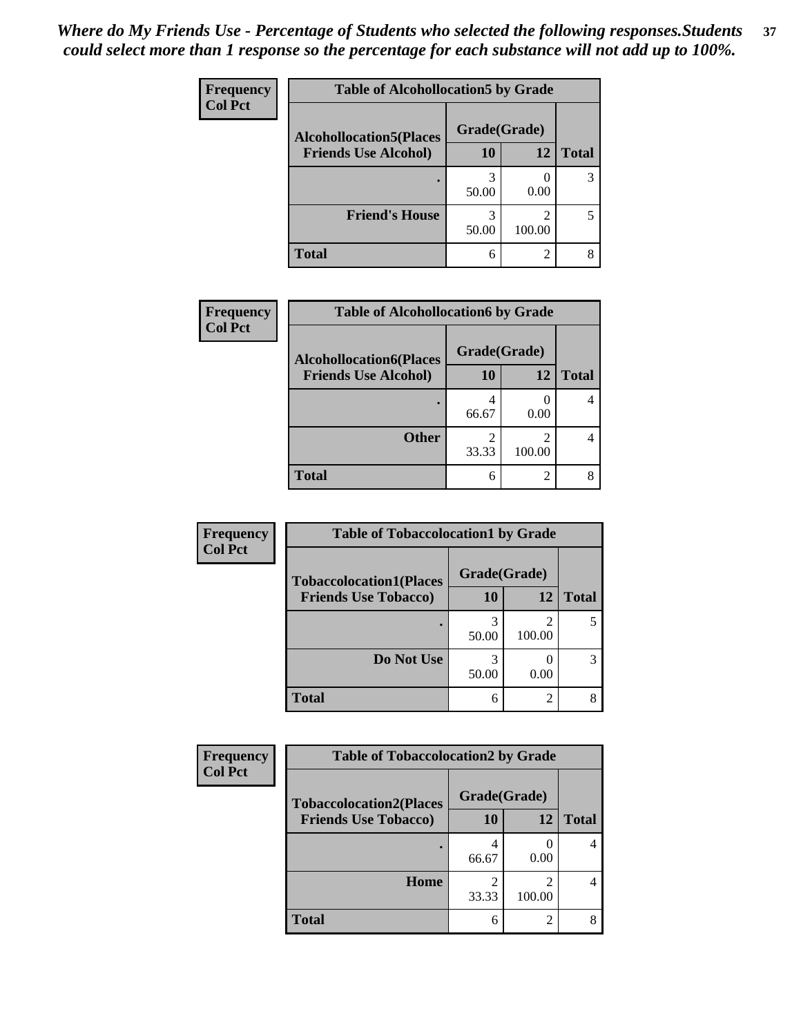*Where do My Friends Use - Percentage of Students who selected the following responses.Students could select more than 1 response so the percentage for each substance will not add up to 100%.*

**Frequency**
**Col Pct**

**Table of Alcohollocation5 by Grade**

| Alcohollocation5(Places Friends Use Alcohol) | Grade(Grade) | | Total |
|---|---|---|---|
| | 10 | 12 | |
| . | 3<br>50.00 | 0<br>0.00 | 3 |
| Friend's House | 3<br>50.00 | 2<br>100.00 | 5 |
| Total | 6 | 2 | 8 |

**Frequency**
**Col Pct**

**Table of Alcohollocation6 by Grade**

| Alcohollocation6(Places Friends Use Alcohol) | Grade(Grade) | | Total |
|---|---|---|---|
| | 10 | 12 | |
| . | 4<br>66.67 | 0<br>0.00 | 4 |
| Other | 2<br>33.33 | 2<br>100.00 | 4 |
| Total | 6 | 2 | 8 |

**Frequency**
**Col Pct**

**Table of Tobaccolocation1 by Grade**

| Tobaccolocation1(Places Friends Use Tobacco) | Grade(Grade) | | Total |
|---|---|---|---|
| | 10 | 12 | |
| . | 3<br>50.00 | 2<br>100.00 | 5 |
| Do Not Use | 3<br>50.00 | 0<br>0.00 | 3 |
| Total | 6 | 2 | 8 |

**Frequency**
**Col Pct**

**Table of Tobaccolocation2 by Grade**

| Tobaccolocation2(Places Friends Use Tobacco) | Grade(Grade) | | Total |
|---|---|---|---|
| | 10 | 12 | |
| . | 4<br>66.67 | 0<br>0.00 | 4 |
| Home | 2<br>33.33 | 2<br>100.00 | 4 |
| Total | 6 | 2 | 8 |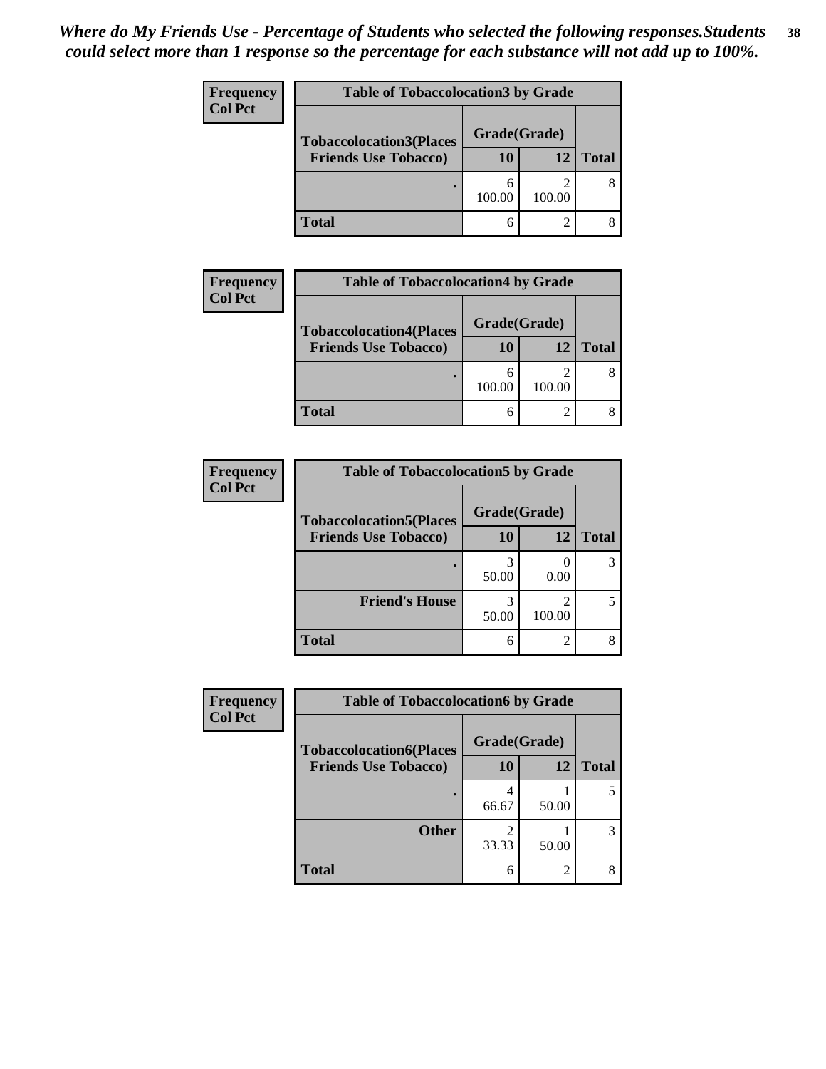*Where do My Friends Use - Percentage of Students who selected the following responses.Students could select more than 1 response so the percentage for each substance will not add up to 100%.*

**Table of Tobaccolocation3 by Grade**

| Frequency / Col Pct — Tobaccolocation3(Places Friends Use Tobacco) | Grade(Grade) 10 | 12 | Total |
|---|---|---|---|
| . | 6<br>100.00 | 2<br>100.00 | 8 |
| **Total** | 6 | 2 | 8 |

**Table of Tobaccolocation4 by Grade**

| Frequency / Col Pct — Tobaccolocation4(Places Friends Use Tobacco) | Grade(Grade) 10 | 12 | Total |
|---|---|---|---|
| . | 6<br>100.00 | 2<br>100.00 | 8 |
| **Total** | 6 | 2 | 8 |

**Table of Tobaccolocation5 by Grade**

| Frequency / Col Pct — Tobaccolocation5(Places Friends Use Tobacco) | Grade(Grade) 10 | 12 | Total |
|---|---|---|---|
| . | 3<br>50.00 | 0<br>0.00 | 3 |
| Friend's House | 3<br>50.00 | 2<br>100.00 | 5 |
| **Total** | 6 | 2 | 8 |

**Table of Tobaccolocation6 by Grade**

| Frequency / Col Pct — Tobaccolocation6(Places Friends Use Tobacco) | Grade(Grade) 10 | 12 | Total |
|---|---|---|---|
| . | 4<br>66.67 | 1<br>50.00 | 5 |
| Other | 2<br>33.33 | 1<br>50.00 | 3 |
| **Total** | 6 | 2 | 8 |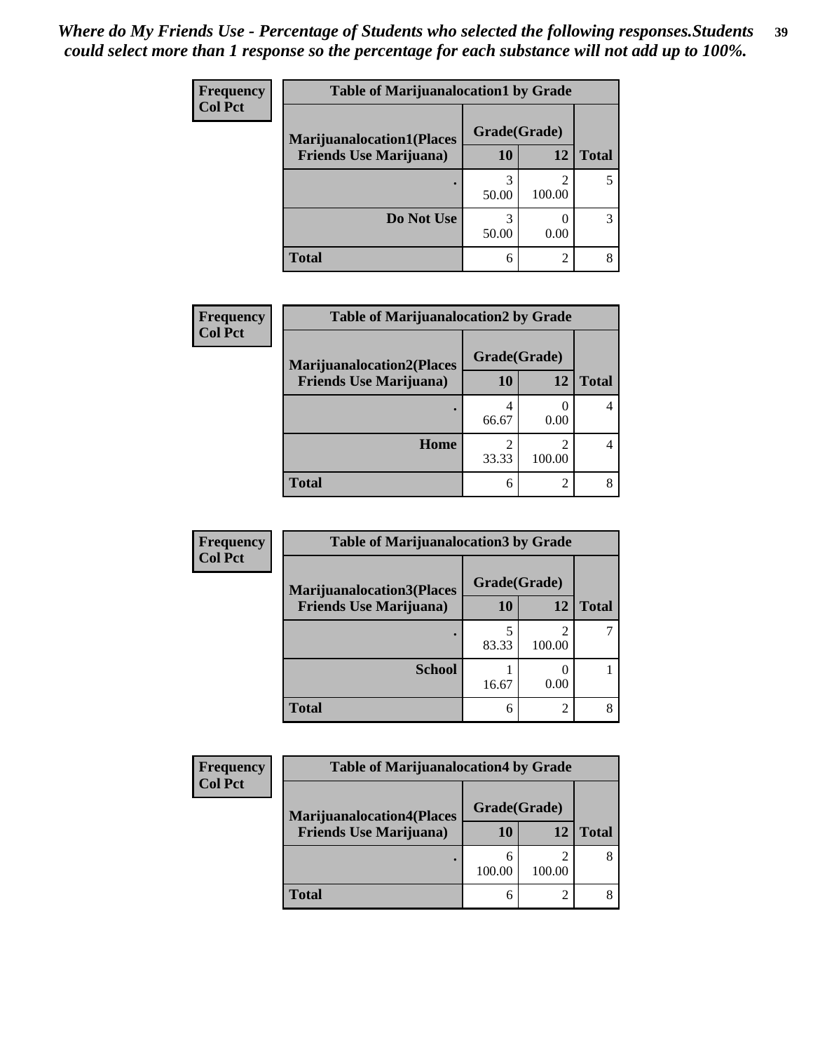*Where do My Friends Use - Percentage of Students who selected the following responses.Students could select more than 1 response so the percentage for each substance will not add up to 100%.*

**Table of Marijuanalocation1 by Grade**

| Frequency / Col Pct — Marijuanalocation1(Places Friends Use Marijuana) | Grade(Grade) 10 | 12 | Total |
|---|---|---|---|
| . | 3<br>50.00 | 2<br>100.00 | 5 |
| Do Not Use | 3<br>50.00 | 0<br>0.00 | 3 |
| Total | 6 | 2 | 8 |

**Table of Marijuanalocation2 by Grade**

| Frequency / Col Pct — Marijuanalocation2(Places Friends Use Marijuana) | Grade(Grade) 10 | 12 | Total |
|---|---|---|---|
| . | 4<br>66.67 | 0<br>0.00 | 4 |
| Home | 2<br>33.33 | 2<br>100.00 | 4 |
| Total | 6 | 2 | 8 |

**Table of Marijuanalocation3 by Grade**

| Frequency / Col Pct — Marijuanalocation3(Places Friends Use Marijuana) | Grade(Grade) 10 | 12 | Total |
|---|---|---|---|
| . | 5<br>83.33 | 2<br>100.00 | 7 |
| School | 1<br>16.67 | 0<br>0.00 | 1 |
| Total | 6 | 2 | 8 |

**Table of Marijuanalocation4 by Grade**

| Frequency / Col Pct — Marijuanalocation4(Places Friends Use Marijuana) | Grade(Grade) 10 | 12 | Total |
|---|---|---|---|
| . | 6<br>100.00 | 2<br>100.00 | 8 |
| Total | 6 | 2 | 8 |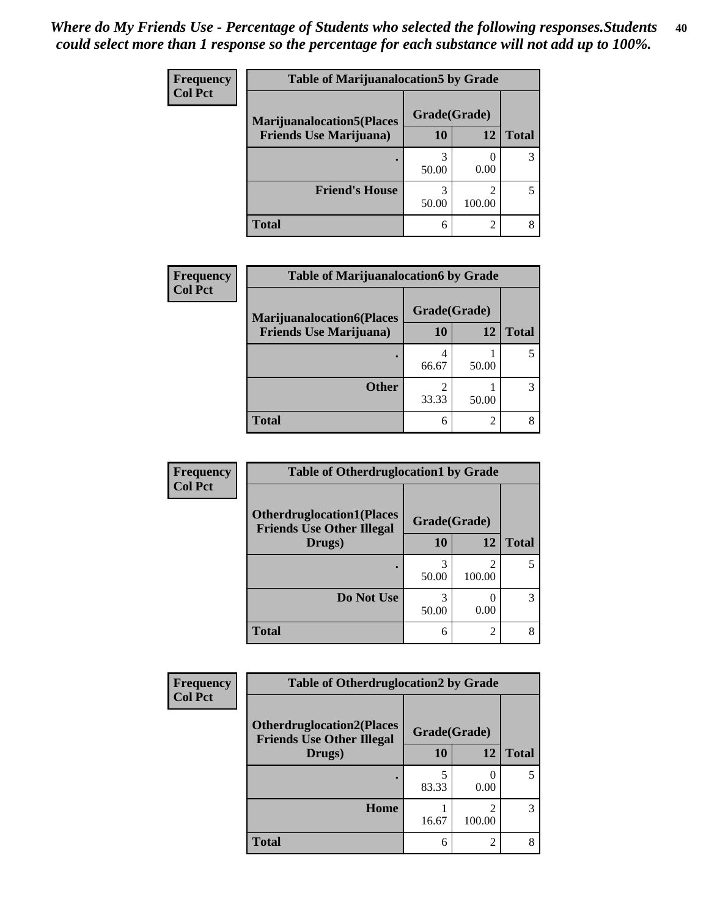*Where do My Friends Use - Percentage of Students who selected the following responses.Students could select more than 1 response so the percentage for each substance will not add up to 100%.*

**Frequency**
**Col Pct**

| Table of Marijuanalocation5 by Grade | | | |
|---|---|---|---|
| **Marijuanalocation5(Places Friends Use Marijuana)** | **Grade(Grade)** | | **Total** |
| | **10** | **12** | |
| **.** | 3<br>50.00 | 0<br>0.00 | 3 |
| **Friend's House** | 3<br>50.00 | 2<br>100.00 | 5 |
| **Total** | 6 | 2 | 8 |

**Frequency**
**Col Pct**

| Table of Marijuanalocation6 by Grade | | | |
|---|---|---|---|
| **Marijuanalocation6(Places Friends Use Marijuana)** | **Grade(Grade)** | | **Total** |
| | **10** | **12** | |
| **.** | 4<br>66.67 | 1<br>50.00 | 5 |
| **Other** | 2<br>33.33 | 1<br>50.00 | 3 |
| **Total** | 6 | 2 | 8 |

**Frequency**
**Col Pct**

| Table of Otherdruglocation1 by Grade | | | |
|---|---|---|---|
| **Otherdruglocation1(Places Friends Use Other Illegal Drugs)** | **Grade(Grade)** | | **Total** |
| | **10** | **12** | |
| **.** | 3<br>50.00 | 2<br>100.00 | 5 |
| **Do Not Use** | 3<br>50.00 | 0<br>0.00 | 3 |
| **Total** | 6 | 2 | 8 |

**Frequency**
**Col Pct**

| Table of Otherdruglocation2 by Grade | | | |
|---|---|---|---|
| **Otherdruglocation2(Places Friends Use Other Illegal Drugs)** | **Grade(Grade)** | | **Total** |
| | **10** | **12** | |
| **.** | 5<br>83.33 | 0<br>0.00 | 5 |
| **Home** | 1<br>16.67 | 2<br>100.00 | 3 |
| **Total** | 6 | 2 | 8 |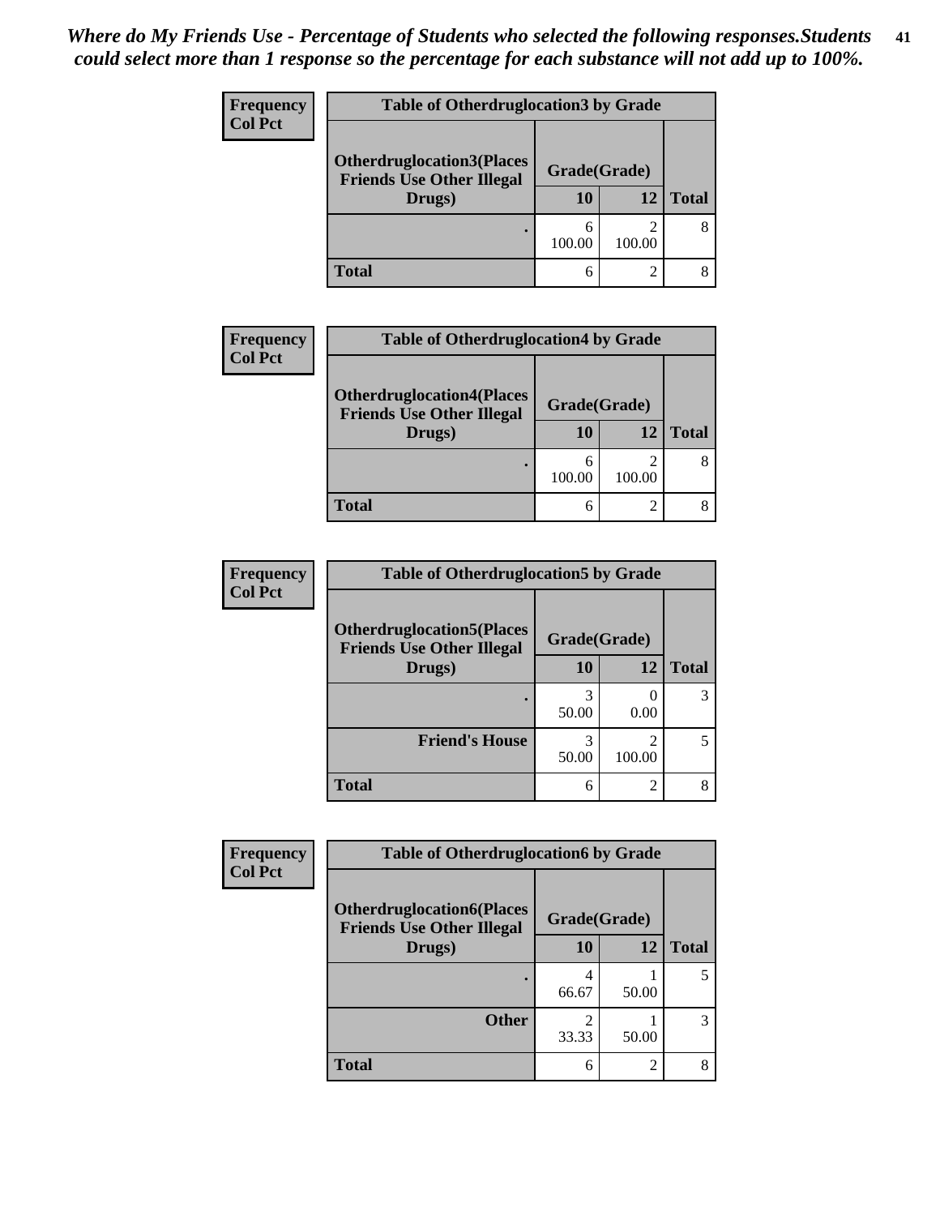*Where do My Friends Use - Percentage of Students who selected the following responses.Students could select more than 1 response so the percentage for each substance will not add up to 100%.*

**Frequency**
**Col Pct**

| Table of Otherdruglocation3 by Grade | | | |
|---|---|---|---|
| **Otherdruglocation3(Places Friends Use Other Illegal Drugs)** | **Grade(Grade)** | | **Total** |
| | **10** | **12** | |
| **.** | 6<br>100.00 | 2<br>100.00 | 8 |
| **Total** | 6 | 2 | 8 |

**Frequency**
**Col Pct**

| Table of Otherdruglocation4 by Grade | | | |
|---|---|---|---|
| **Otherdruglocation4(Places Friends Use Other Illegal Drugs)** | **Grade(Grade)** | | **Total** |
| | **10** | **12** | |
| **.** | 6<br>100.00 | 2<br>100.00 | 8 |
| **Total** | 6 | 2 | 8 |

**Frequency**
**Col Pct**

| Table of Otherdruglocation5 by Grade | | | |
|---|---|---|---|
| **Otherdruglocation5(Places Friends Use Other Illegal Drugs)** | **Grade(Grade)** | | **Total** |
| | **10** | **12** | |
| **.** | 3<br>50.00 | 0<br>0.00 | 3 |
| **Friend's House** | 3<br>50.00 | 2<br>100.00 | 5 |
| **Total** | 6 | 2 | 8 |

**Frequency**
**Col Pct**

| Table of Otherdruglocation6 by Grade | | | |
|---|---|---|---|
| **Otherdruglocation6(Places Friends Use Other Illegal Drugs)** | **Grade(Grade)** | | **Total** |
| | **10** | **12** | |
| **.** | 4<br>66.67 | 1<br>50.00 | 5 |
| **Other** | 2<br>33.33 | 1<br>50.00 | 3 |
| **Total** | 6 | 2 | 8 |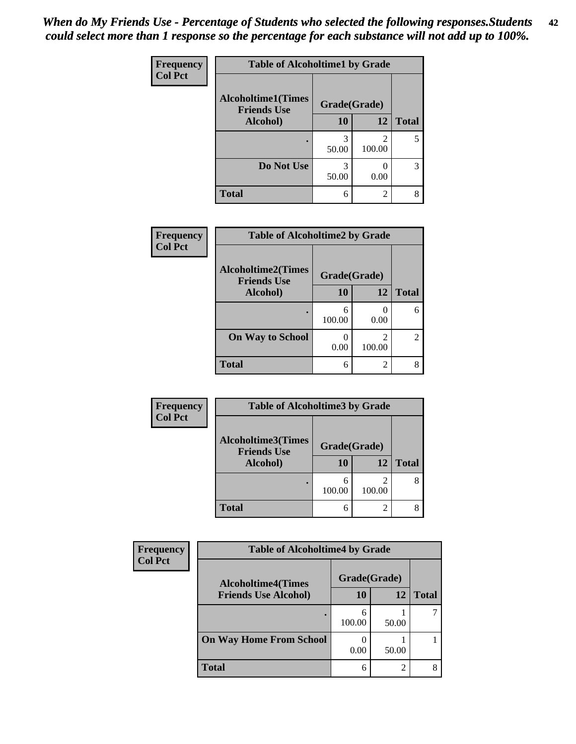*When do My Friends Use - Percentage of Students who selected the following responses.Students could select more than 1 response so the percentage for each substance will not add up to 100%.*

**Frequency**
**Col Pct**

| Table of Alcoholtime1 by Grade | | | |
|---|---|---|---|
| Alcoholtime1(Times Friends Use Alcohol) | Grade(Grade) | | |
| | 10 | 12 | Total |
| . | 3<br>50.00 | 2<br>100.00 | 5 |
| Do Not Use | 3<br>50.00 | 0<br>0.00 | 3 |
| Total | 6 | 2 | 8 |

**Frequency**
**Col Pct**

| Table of Alcoholtime2 by Grade | | | |
|---|---|---|---|
| Alcoholtime2(Times Friends Use Alcohol) | Grade(Grade) | | |
| | 10 | 12 | Total |
| . | 6<br>100.00 | 0<br>0.00 | 6 |
| On Way to School | 0<br>0.00 | 2<br>100.00 | 2 |
| Total | 6 | 2 | 8 |

**Frequency**
**Col Pct**

| Table of Alcoholtime3 by Grade | | | |
|---|---|---|---|
| Alcoholtime3(Times Friends Use Alcohol) | Grade(Grade) | | |
| | 10 | 12 | Total |
| . | 6<br>100.00 | 2<br>100.00 | 8 |
| Total | 6 | 2 | 8 |

**Frequency**
**Col Pct**

| Table of Alcoholtime4 by Grade | | | |
|---|---|---|---|
| Alcoholtime4(Times Friends Use Alcohol) | Grade(Grade) | | |
| | 10 | 12 | Total |
| . | 6<br>100.00 | 1<br>50.00 | 7 |
| On Way Home From School | 0<br>0.00 | 1<br>50.00 | 1 |
| Total | 6 | 2 | 8 |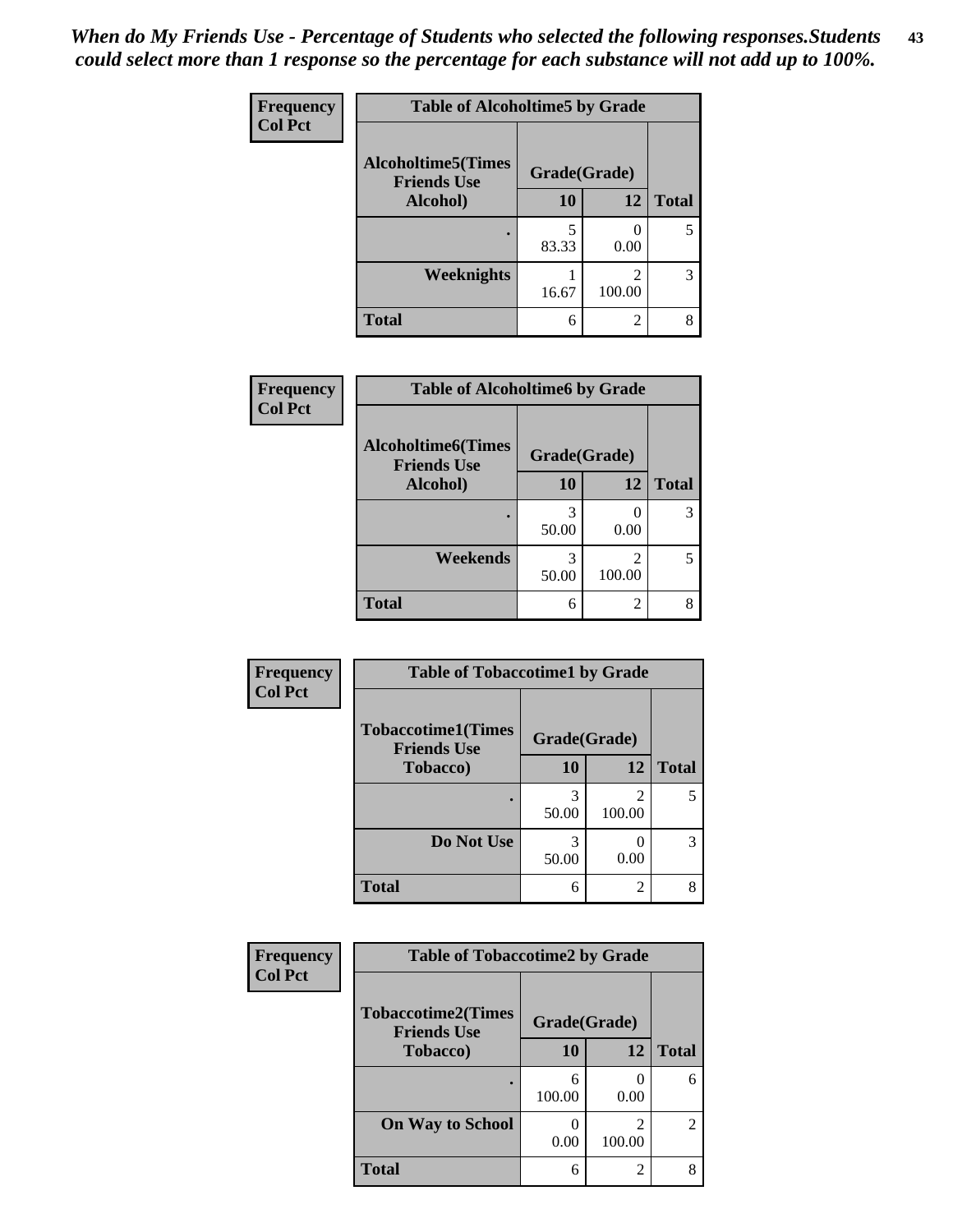*When do My Friends Use - Percentage of Students who selected the following responses.Students could select more than 1 response so the percentage for each substance will not add up to 100%.*

**Table of Alcoholtime5 by Grade**

| Alcoholtime5(Times Friends Use Alcohol) | Grade(Grade) 10 | 12 | Total |
|---|---|---|---|
| . | 5<br>83.33 | 0<br>0.00 | 5 |
| Weeknights | 1<br>16.67 | 2<br>100.00 | 3 |
| Total | 6 | 2 | 8 |

Frequency / Col Pct

**Table of Alcoholtime6 by Grade**

| Alcoholtime6(Times Friends Use Alcohol) | Grade(Grade) 10 | 12 | Total |
|---|---|---|---|
| . | 3<br>50.00 | 0<br>0.00 | 3 |
| Weekends | 3<br>50.00 | 2<br>100.00 | 5 |
| Total | 6 | 2 | 8 |

Frequency / Col Pct

**Table of Tobaccotime1 by Grade**

| Tobaccotime1(Times Friends Use Tobacco) | Grade(Grade) 10 | 12 | Total |
|---|---|---|---|
| . | 3<br>50.00 | 2<br>100.00 | 5 |
| Do Not Use | 3<br>50.00 | 0<br>0.00 | 3 |
| Total | 6 | 2 | 8 |

Frequency / Col Pct

**Table of Tobaccotime2 by Grade**

| Tobaccotime2(Times Friends Use Tobacco) | Grade(Grade) 10 | 12 | Total |
|---|---|---|---|
| . | 6<br>100.00 | 0<br>0.00 | 6 |
| On Way to School | 0<br>0.00 | 2<br>100.00 | 2 |
| Total | 6 | 2 | 8 |

Frequency / Col Pct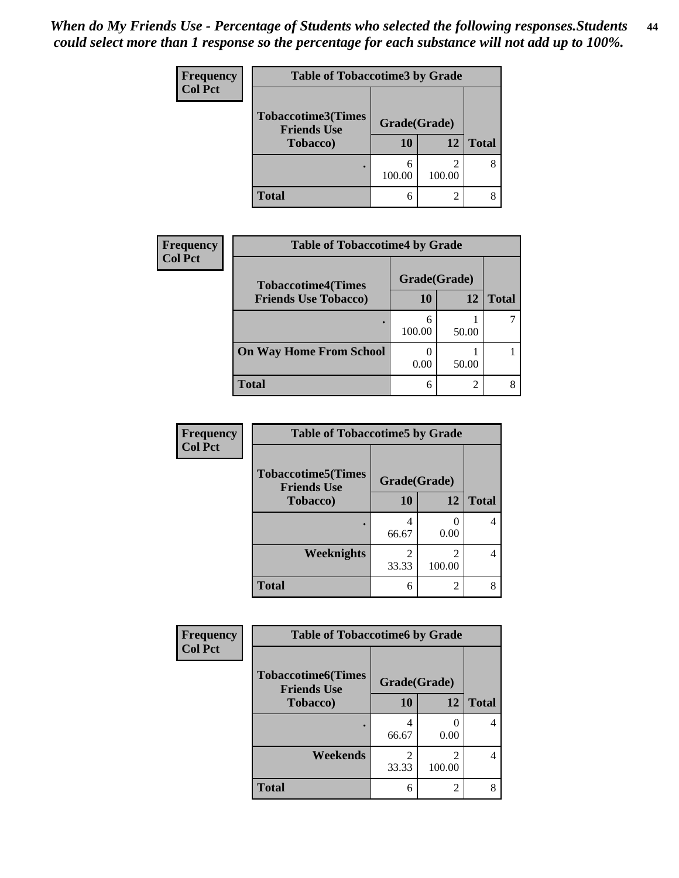*When do My Friends Use - Percentage of Students who selected the following responses.Students could select more than 1 response so the percentage for each substance will not add up to 100%.*

**Table of Tobaccotime3 by Grade**

| Tobaccotime3(Times Friends Use Tobacco) | Grade(Grade) 10 | 12 | Total |
|---|---|---|---|
| . | 6<br>100.00 | 2<br>100.00 | 8 |
| **Total** | 6 | 2 | 8 |

Frequency / Col Pct

**Table of Tobaccotime4 by Grade**

| Tobaccotime4(Times Friends Use Tobacco) | Grade(Grade) 10 | 12 | Total |
|---|---|---|---|
| . | 6<br>100.00 | 1<br>50.00 | 7 |
| **On Way Home From School** | 0<br>0.00 | 1<br>50.00 | 1 |
| **Total** | 6 | 2 | 8 |

Frequency / Col Pct

**Table of Tobaccotime5 by Grade**

| Tobaccotime5(Times Friends Use Tobacco) | Grade(Grade) 10 | 12 | Total |
|---|---|---|---|
| . | 4<br>66.67 | 0<br>0.00 | 4 |
| **Weeknights** | 2<br>33.33 | 2<br>100.00 | 4 |
| **Total** | 6 | 2 | 8 |

Frequency / Col Pct

**Table of Tobaccotime6 by Grade**

| Tobaccotime6(Times Friends Use Tobacco) | Grade(Grade) 10 | 12 | Total |
|---|---|---|---|
| . | 4<br>66.67 | 0<br>0.00 | 4 |
| **Weekends** | 2<br>33.33 | 2<br>100.00 | 4 |
| **Total** | 6 | 2 | 8 |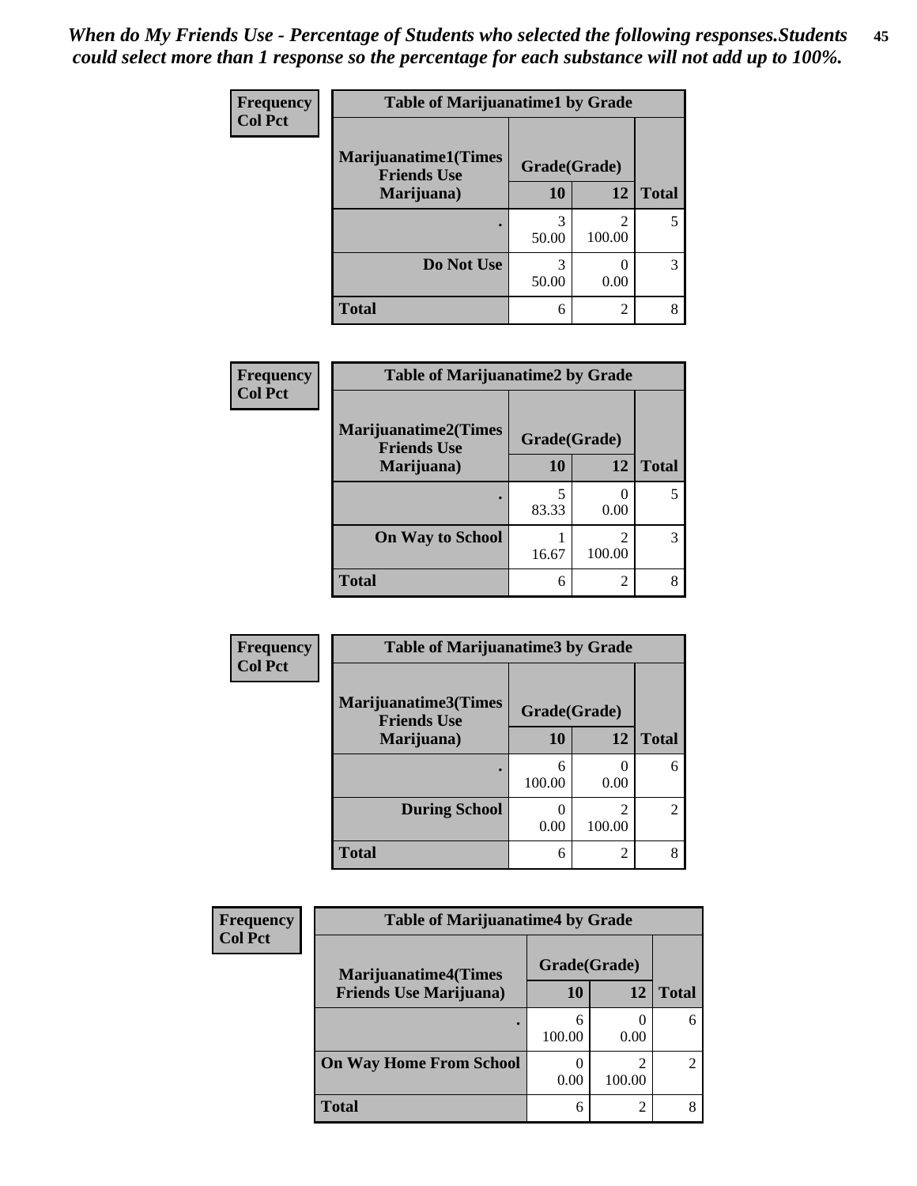*When do My Friends Use - Percentage of Students who selected the following responses.Students could select more than 1 response so the percentage for each substance will not add up to 100%.*

**Frequency**
**Col Pct**

| Table of Marijuanatime1 by Grade | | | |
|---|---|---|---|
| Marijuanatime1(Times Friends Use Marijuana) | Grade(Grade) | | |
| | 10 | 12 | Total |
| . | 3<br>50.00 | 2<br>100.00 | 5 |
| Do Not Use | 3<br>50.00 | 0<br>0.00 | 3 |
| Total | 6 | 2 | 8 |

**Frequency**
**Col Pct**

| Table of Marijuanatime2 by Grade | | | |
|---|---|---|---|
| Marijuanatime2(Times Friends Use Marijuana) | Grade(Grade) | | |
| | 10 | 12 | Total |
| . | 5<br>83.33 | 0<br>0.00 | 5 |
| On Way to School | 1<br>16.67 | 2<br>100.00 | 3 |
| Total | 6 | 2 | 8 |

**Frequency**
**Col Pct**

| Table of Marijuanatime3 by Grade | | | |
|---|---|---|---|
| Marijuanatime3(Times Friends Use Marijuana) | Grade(Grade) | | |
| | 10 | 12 | Total |
| . | 6<br>100.00 | 0<br>0.00 | 6 |
| During School | 0<br>0.00 | 2<br>100.00 | 2 |
| Total | 6 | 2 | 8 |

**Frequency**
**Col Pct**

| Table of Marijuanatime4 by Grade | | | |
|---|---|---|---|
| Marijuanatime4(Times Friends Use Marijuana) | Grade(Grade) | | |
| | 10 | 12 | Total |
| . | 6<br>100.00 | 0<br>0.00 | 6 |
| On Way Home From School | 0<br>0.00 | 2<br>100.00 | 2 |
| Total | 6 | 2 | 8 |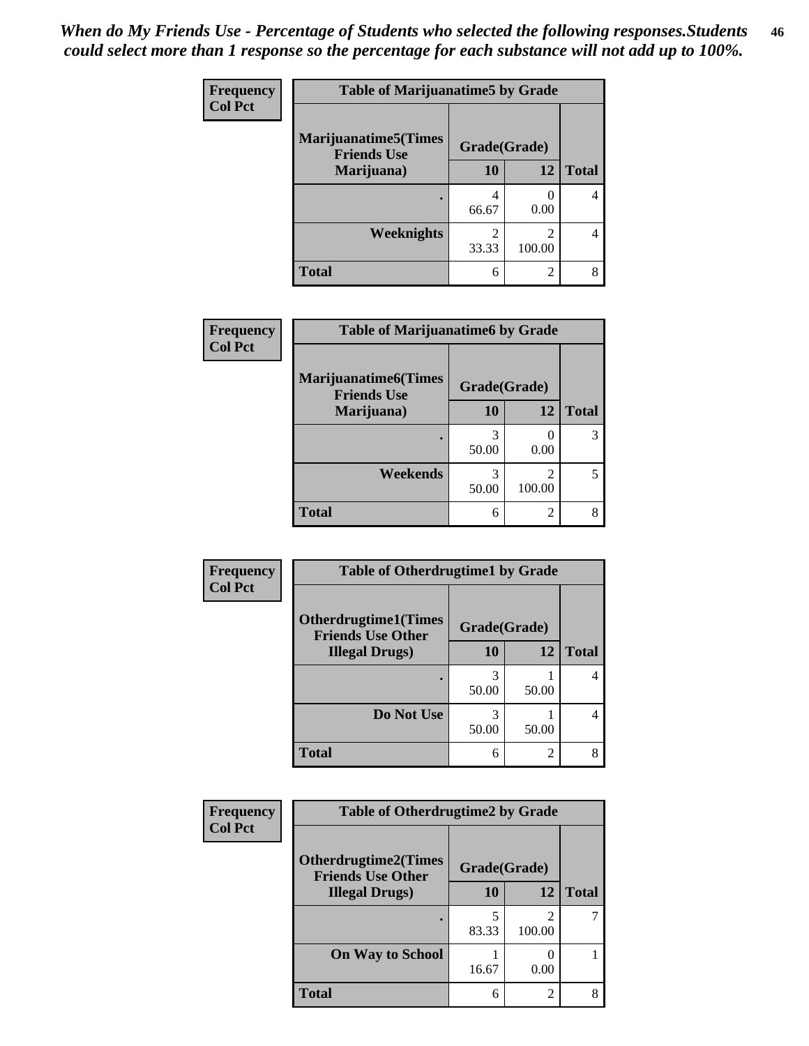*When do My Friends Use - Percentage of Students who selected the following responses.Students could select more than 1 response so the percentage for each substance will not add up to 100%.*

**Frequency**
**Col Pct**

| Table of Marijuanatime5 by Grade | | | |
|---|---|---|---|
| Marijuanatime5(Times Friends Use Marijuana) | Grade(Grade) | | |
| | 10 | 12 | Total |
| . | 4<br>66.67 | 0<br>0.00 | 4 |
| Weeknights | 2<br>33.33 | 2<br>100.00 | 4 |
| Total | 6 | 2 | 8 |

**Frequency**
**Col Pct**

| Table of Marijuanatime6 by Grade | | | |
|---|---|---|---|
| Marijuanatime6(Times Friends Use Marijuana) | Grade(Grade) | | |
| | 10 | 12 | Total |
| . | 3<br>50.00 | 0<br>0.00 | 3 |
| Weekends | 3<br>50.00 | 2<br>100.00 | 5 |
| Total | 6 | 2 | 8 |

**Frequency**
**Col Pct**

| Table of Otherdrugtime1 by Grade | | | |
|---|---|---|---|
| Otherdrugtime1(Times Friends Use Other Illegal Drugs) | Grade(Grade) | | |
| | 10 | 12 | Total |
| . | 3<br>50.00 | 1<br>50.00 | 4 |
| Do Not Use | 3<br>50.00 | 1<br>50.00 | 4 |
| Total | 6 | 2 | 8 |

**Frequency**
**Col Pct**

| Table of Otherdrugtime2 by Grade | | | |
|---|---|---|---|
| Otherdrugtime2(Times Friends Use Other Illegal Drugs) | Grade(Grade) | | |
| | 10 | 12 | Total |
| . | 5<br>83.33 | 2<br>100.00 | 7 |
| On Way to School | 1<br>16.67 | 0<br>0.00 | 1 |
| Total | 6 | 2 | 8 |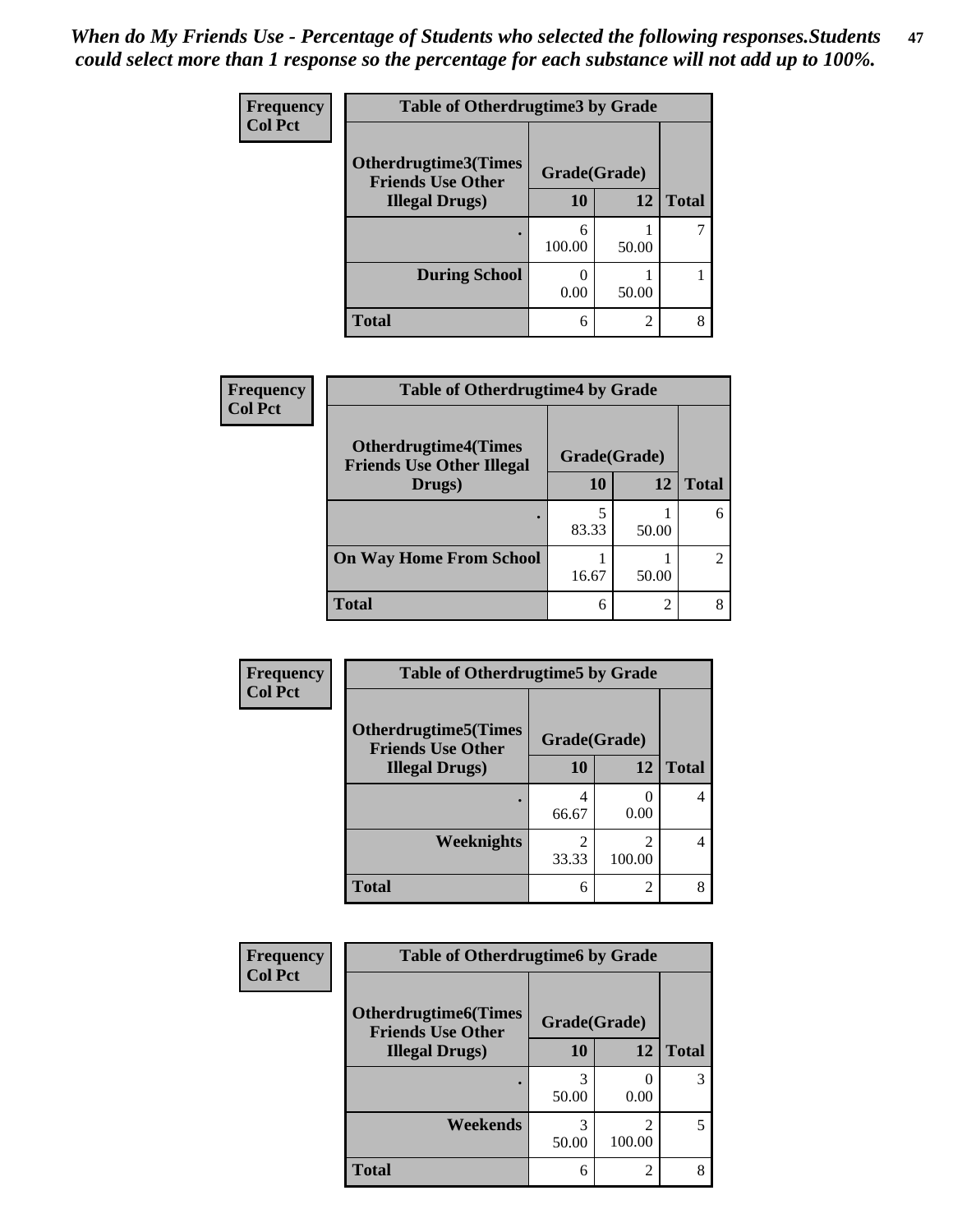*When do My Friends Use - Percentage of Students who selected the following responses.Students could select more than 1 response so the percentage for each substance will not add up to 100%.*

**Frequency**
**Col Pct**

| Table of Otherdrugtime3 by Grade | | | |
|---|---|---|---|
| **Otherdrugtime3(Times Friends Use Other Illegal Drugs)** | **Grade(Grade)** | | **Total** |
| | **10** | **12** | |
| **.** | 6<br>100.00 | 1<br>50.00 | 7 |
| **During School** | 0<br>0.00 | 1<br>50.00 | 1 |
| **Total** | 6 | 2 | 8 |

**Frequency**
**Col Pct**

| Table of Otherdrugtime4 by Grade | | | |
|---|---|---|---|
| **Otherdrugtime4(Times Friends Use Other Illegal Drugs)** | **Grade(Grade)** | | **Total** |
| | **10** | **12** | |
| **.** | 5<br>83.33 | 1<br>50.00 | 6 |
| **On Way Home From School** | 1<br>16.67 | 1<br>50.00 | 2 |
| **Total** | 6 | 2 | 8 |

**Frequency**
**Col Pct**

| Table of Otherdrugtime5 by Grade | | | |
|---|---|---|---|
| **Otherdrugtime5(Times Friends Use Other Illegal Drugs)** | **Grade(Grade)** | | **Total** |
| | **10** | **12** | |
| **.** | 4<br>66.67 | 0<br>0.00 | 4 |
| **Weeknights** | 2<br>33.33 | 2<br>100.00 | 4 |
| **Total** | 6 | 2 | 8 |

**Frequency**
**Col Pct**

| Table of Otherdrugtime6 by Grade | | | |
|---|---|---|---|
| **Otherdrugtime6(Times Friends Use Other Illegal Drugs)** | **Grade(Grade)** | | **Total** |
| | **10** | **12** | |
| **.** | 3<br>50.00 | 0<br>0.00 | 3 |
| **Weekends** | 3<br>50.00 | 2<br>100.00 | 5 |
| **Total** | 6 | 2 | 8 |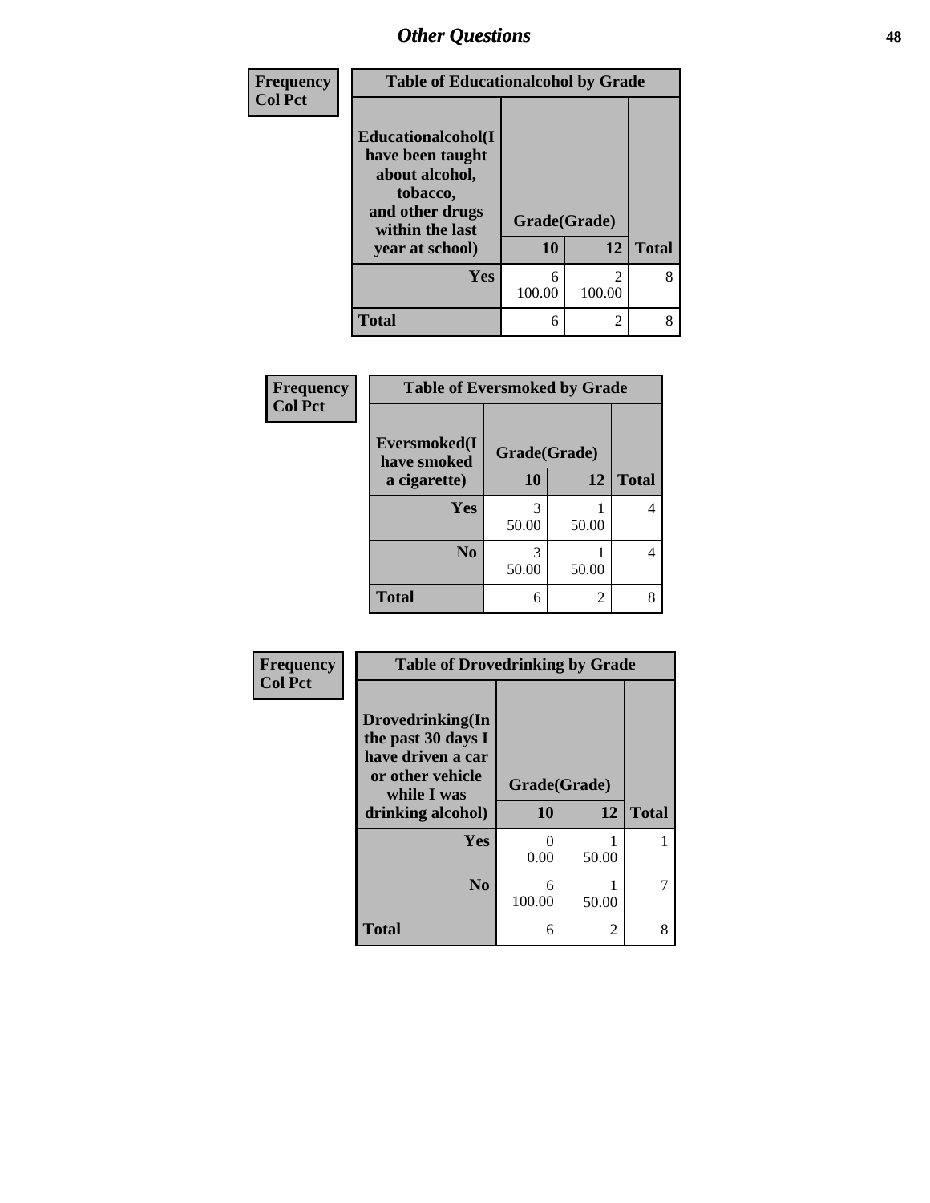## Other Questions

Frequency
Col Pct

| Table of Educationalcohol by Grade | | | |
|---|---|---|---|
| Educationalcohol(I have been taught about alcohol, tobacco, and other drugs within the last year at school) | Grade(Grade) | | |
| | 10 | 12 | Total |
| Yes | 6<br>100.00 | 2<br>100.00 | 8 |
| Total | 6 | 2 | 8 |

Frequency
Col Pct

| Table of Eversmoked by Grade | | | |
|---|---|---|---|
| Eversmoked(I have smoked a cigarette) | Grade(Grade) | | |
| | 10 | 12 | Total |
| Yes | 3<br>50.00 | 1<br>50.00 | 4 |
| No | 3<br>50.00 | 1<br>50.00 | 4 |
| Total | 6 | 2 | 8 |

Frequency
Col Pct

| Table of Drovedrinking by Grade | | | |
|---|---|---|---|
| Drovedrinking(In the past 30 days I have driven a car or other vehicle while I was drinking alcohol) | Grade(Grade) | | |
| | 10 | 12 | Total |
| Yes | 0<br>0.00 | 1<br>50.00 | 1 |
| No | 6<br>100.00 | 1<br>50.00 | 7 |
| Total | 6 | 2 | 8 |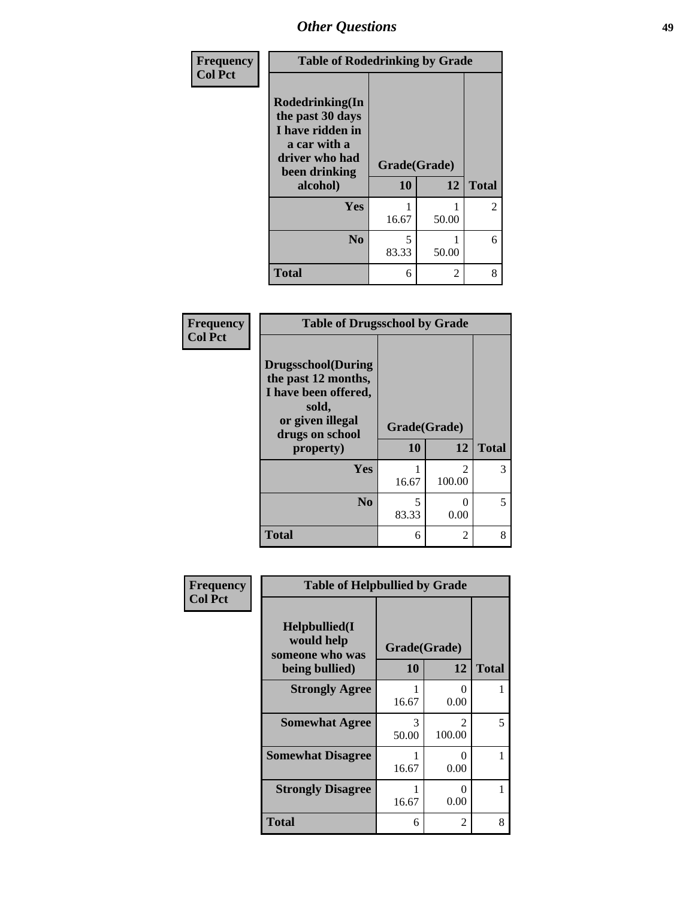| Frequency<br>Col Pct | Table of Rodedrinking by Grade | | |
|---|---|---|---|
| Rodedrinking(In the past 30 days I have ridden in a car with a driver who had been drinking alcohol) | Grade(Grade) | | |
| | 10 | 12 | Total |
| Yes | 1<br>16.67 | 1<br>50.00 | 2 |
| No | 5<br>83.33 | 1<br>50.00 | 6 |
| Total | 6 | 2 | 8 |

| Frequency<br>Col Pct | Table of Drugsschool by Grade | | |
|---|---|---|---|
| Drugsschool(During the past 12 months, I have been offered, sold, or given illegal drugs on school property) | Grade(Grade) | | |
| | 10 | 12 | Total |
| Yes | 1<br>16.67 | 2<br>100.00 | 3 |
| No | 5<br>83.33 | 0<br>0.00 | 5 |
| Total | 6 | 2 | 8 |

| Frequency<br>Col Pct | Table of Helpbullied by Grade | | |
|---|---|---|---|
| Helpbullied(I would help someone who was being bullied) | Grade(Grade) | | |
| | 10 | 12 | Total |
| Strongly Agree | 1<br>16.67 | 0<br>0.00 | 1 |
| Somewhat Agree | 3<br>50.00 | 2<br>100.00 | 5 |
| Somewhat Disagree | 1<br>16.67 | 0<br>0.00 | 1 |
| Strongly Disagree | 1<br>16.67 | 0<br>0.00 | 1 |
| Total | 6 | 2 | 8 |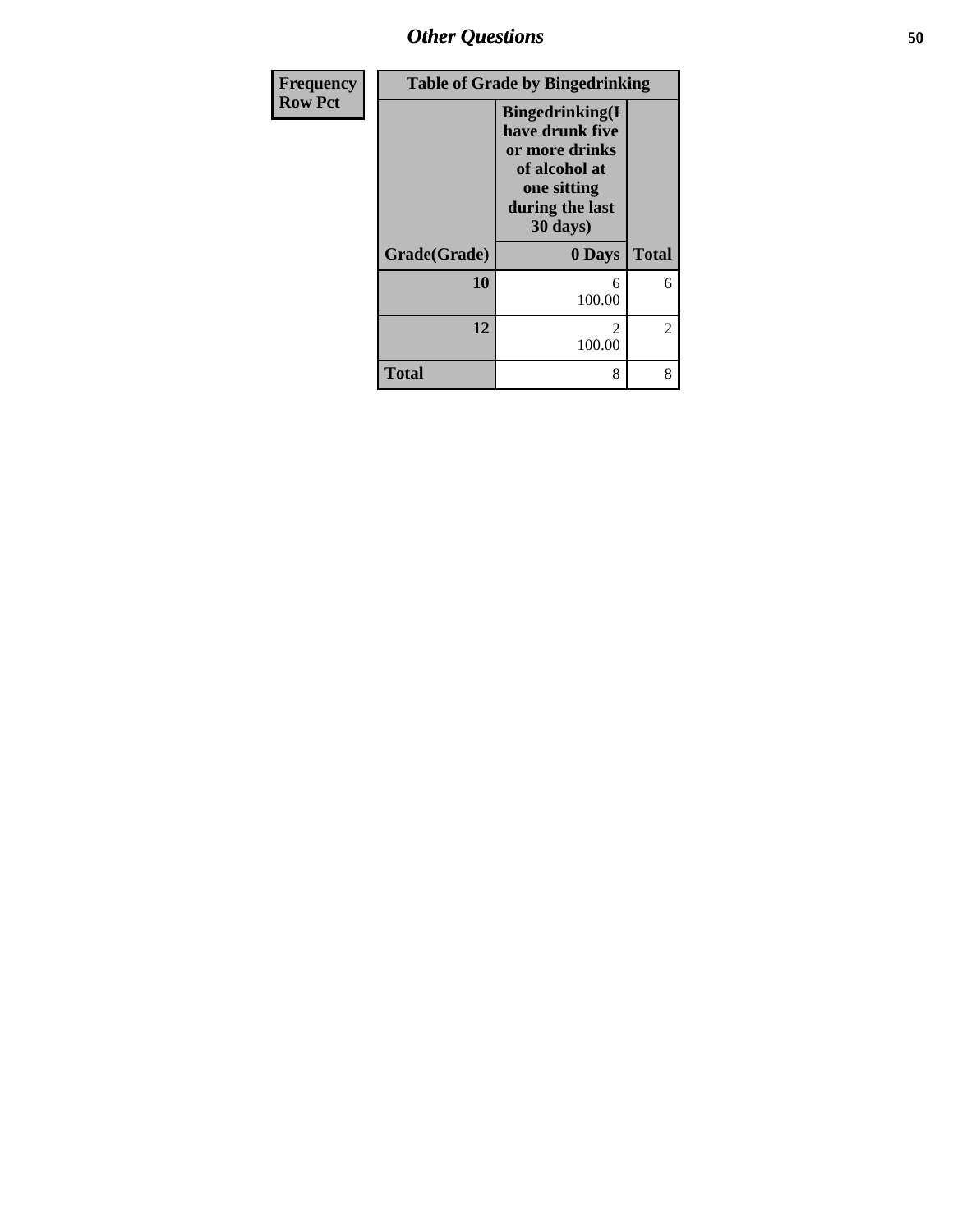| Frequency Row Pct |
| --- |

| Table of Grade by Bingedrinking | | |
| --- | --- | --- |
| | Bingedrinking(I have drunk five or more drinks of alcohol at one sitting during the last 30 days) | |
| Grade(Grade) | 0 Days | Total |
| 10 | 6<br>100.00 | 6 |
| 12 | 2<br>100.00 | 2 |
| Total | 8 | 8 |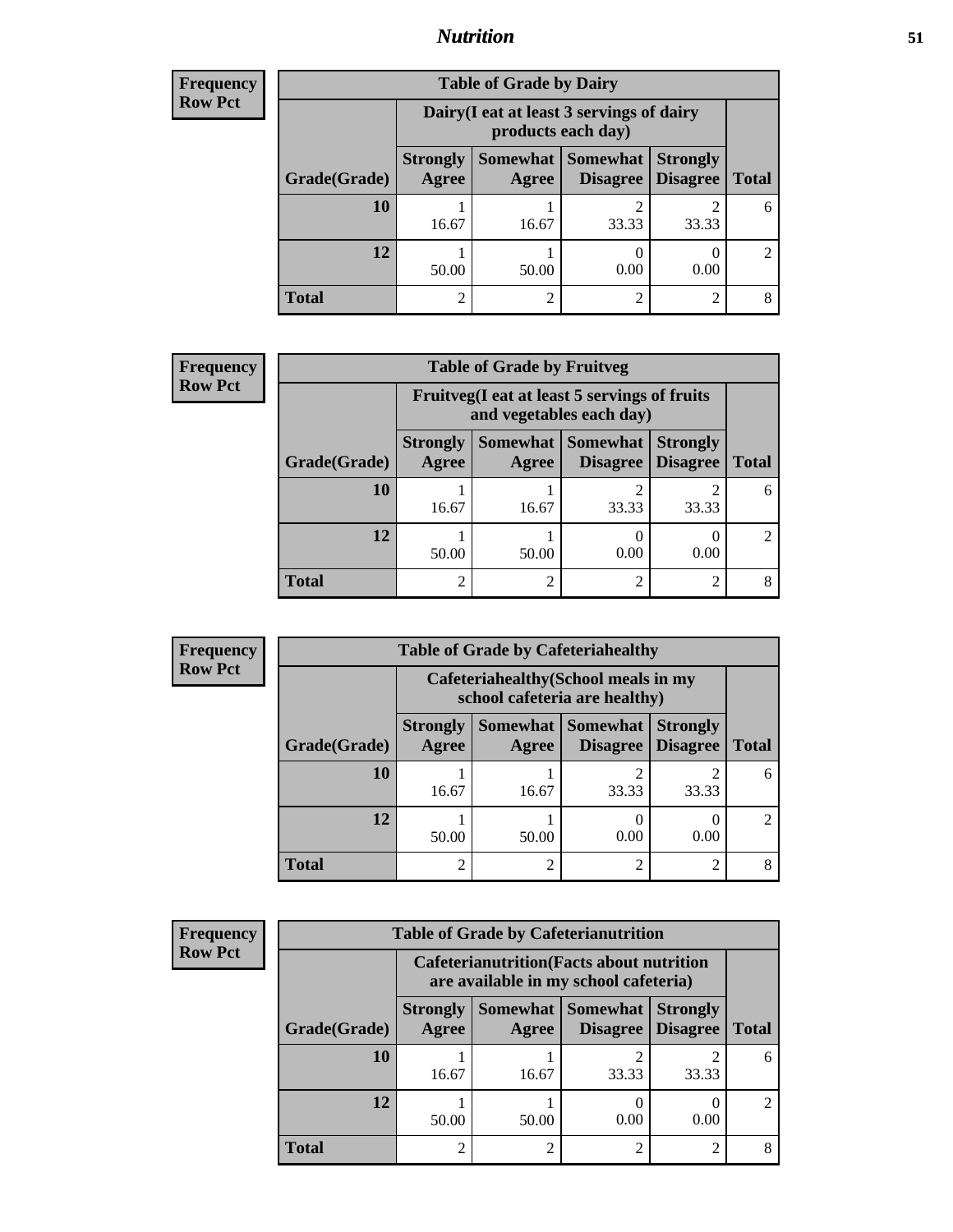| Frequency |
|---|
| Row Pct |

| Table of Grade by Dairy | | | | | |
|---|---|---|---|---|---|
| | Dairy(I eat at least 3 servings of dairy products each day) | | | | |
| Grade(Grade) | Strongly Agree | Somewhat Agree | Somewhat Disagree | Strongly Disagree | Total |
| 10 | 1<br>16.67 | 1<br>16.67 | 2<br>33.33 | 2<br>33.33 | 6 |
| 12 | 1<br>50.00 | 1<br>50.00 | 0<br>0.00 | 0<br>0.00 | 2 |
| Total | 2 | 2 | 2 | 2 | 8 |

| Frequency |
|---|
| Row Pct |

| Table of Grade by Fruitveg | | | | | |
|---|---|---|---|---|---|
| | Fruitveg(I eat at least 5 servings of fruits and vegetables each day) | | | | |
| Grade(Grade) | Strongly Agree | Somewhat Agree | Somewhat Disagree | Strongly Disagree | Total |
| 10 | 1<br>16.67 | 1<br>16.67 | 2<br>33.33 | 2<br>33.33 | 6 |
| 12 | 1<br>50.00 | 1<br>50.00 | 0<br>0.00 | 0<br>0.00 | 2 |
| Total | 2 | 2 | 2 | 2 | 8 |

| Frequency |
|---|
| Row Pct |

| Table of Grade by Cafeteriahealthy | | | | | |
|---|---|---|---|---|---|
| | Cafeteriahealthy(School meals in my school cafeteria are healthy) | | | | |
| Grade(Grade) | Strongly Agree | Somewhat Agree | Somewhat Disagree | Strongly Disagree | Total |
| 10 | 1<br>16.67 | 1<br>16.67 | 2<br>33.33 | 2<br>33.33 | 6 |
| 12 | 1<br>50.00 | 1<br>50.00 | 0<br>0.00 | 0<br>0.00 | 2 |
| Total | 2 | 2 | 2 | 2 | 8 |

| Frequency |
|---|
| Row Pct |

| Table of Grade by Cafeterianutrition | | | | | |
|---|---|---|---|---|---|
| | Cafeterianutrition(Facts about nutrition are available in my school cafeteria) | | | | |
| Grade(Grade) | Strongly Agree | Somewhat Agree | Somewhat Disagree | Strongly Disagree | Total |
| 10 | 1<br>16.67 | 1<br>16.67 | 2<br>33.33 | 2<br>33.33 | 6 |
| 12 | 1<br>50.00 | 1<br>50.00 | 0<br>0.00 | 0<br>0.00 | 2 |
| Total | 2 | 2 | 2 | 2 | 8 |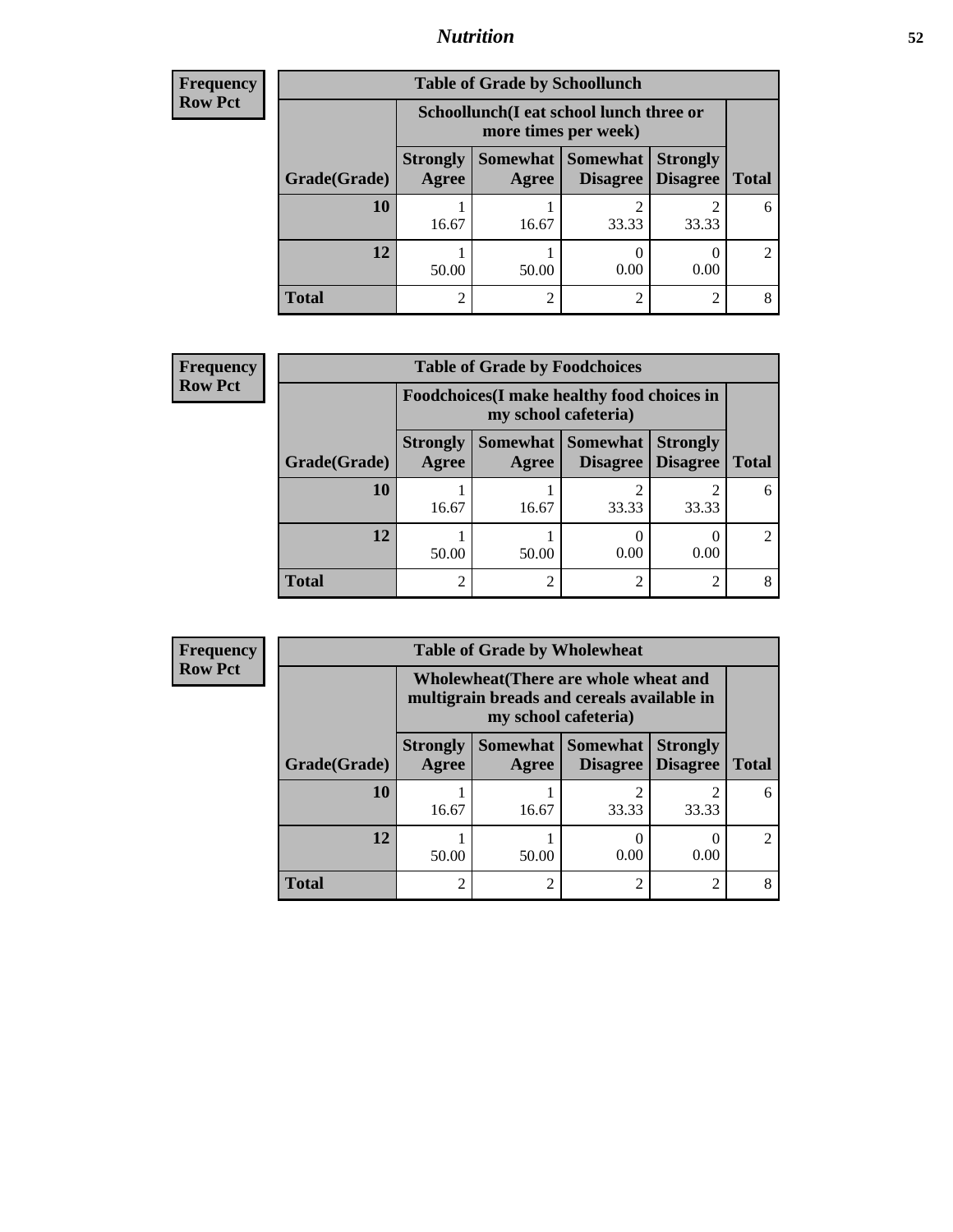| Frequency<br>Row Pct | Table of Grade by Schoollunch | | | | |
|---|---|---|---|---|---|
| | Schoollunch(I eat school lunch three or more times per week) | | | | |
| Grade(Grade) | Strongly Agree | Somewhat Agree | Somewhat Disagree | Strongly Disagree | Total |
| 10 | 1<br>16.67 | 1<br>16.67 | 2<br>33.33 | 2<br>33.33 | 6 |
| 12 | 1<br>50.00 | 1<br>50.00 | 0<br>0.00 | 0<br>0.00 | 2 |
| Total | 2 | 2 | 2 | 2 | 8 |

| Frequency<br>Row Pct | Table of Grade by Foodchoices | | | | |
|---|---|---|---|---|---|
| | Foodchoices(I make healthy food choices in my school cafeteria) | | | | |
| Grade(Grade) | Strongly Agree | Somewhat Agree | Somewhat Disagree | Strongly Disagree | Total |
| 10 | 1<br>16.67 | 1<br>16.67 | 2<br>33.33 | 2<br>33.33 | 6 |
| 12 | 1<br>50.00 | 1<br>50.00 | 0<br>0.00 | 0<br>0.00 | 2 |
| Total | 2 | 2 | 2 | 2 | 8 |

| Frequency<br>Row Pct | Table of Grade by Wholewheat | | | | |
|---|---|---|---|---|---|
| | Wholewheat(There are whole wheat and multigrain breads and cereals available in my school cafeteria) | | | | |
| Grade(Grade) | Strongly Agree | Somewhat Agree | Somewhat Disagree | Strongly Disagree | Total |
| 10 | 1<br>16.67 | 1<br>16.67 | 2<br>33.33 | 2<br>33.33 | 6 |
| 12 | 1<br>50.00 | 1<br>50.00 | 0<br>0.00 | 0<br>0.00 | 2 |
| Total | 2 | 2 | 2 | 2 | 8 |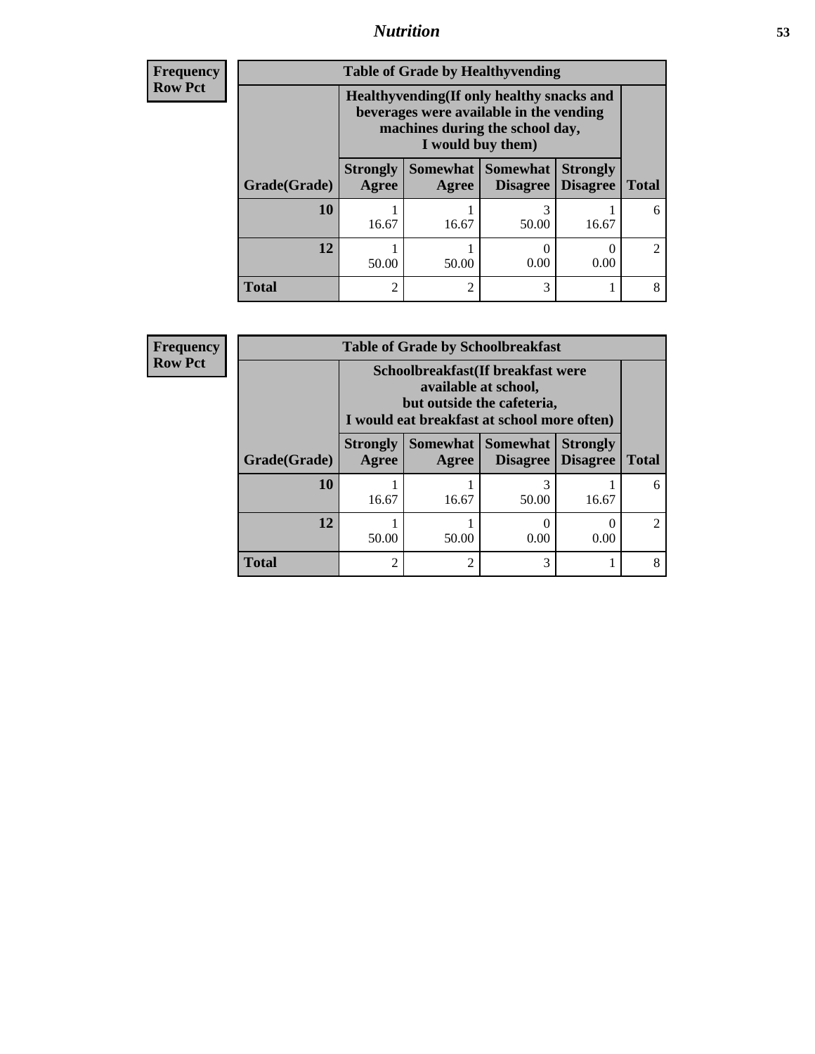| Frequency<br>Row Pct |
|---|

| Table of Grade by Healthyvending | | | | | |
|---|---|---|---|---|---|
| | Healthyvending(If only healthy snacks and beverages were available in the vending machines during the school day, I would buy them) | | | | |
| Grade(Grade) | Strongly Agree | Somewhat Agree | Somewhat Disagree | Strongly Disagree | Total |
| **10** | 1<br>16.67 | 1<br>16.67 | 3<br>50.00 | 1<br>16.67 | 6 |
| **12** | 1<br>50.00 | 1<br>50.00 | 0<br>0.00 | 0<br>0.00 | 2 |
| **Total** | 2 | 2 | 3 | 1 | 8 |

| Frequency<br>Row Pct |
|---|

| Table of Grade by Schoolbreakfast | | | | | |
|---|---|---|---|---|---|
| | Schoolbreakfast(If breakfast were available at school, but outside the cafeteria, I would eat breakfast at school more often) | | | | |
| Grade(Grade) | Strongly Agree | Somewhat Agree | Somewhat Disagree | Strongly Disagree | Total |
| **10** | 1<br>16.67 | 1<br>16.67 | 3<br>50.00 | 1<br>16.67 | 6 |
| **12** | 1<br>50.00 | 1<br>50.00 | 0<br>0.00 | 0<br>0.00 | 2 |
| **Total** | 2 | 2 | 3 | 1 | 8 |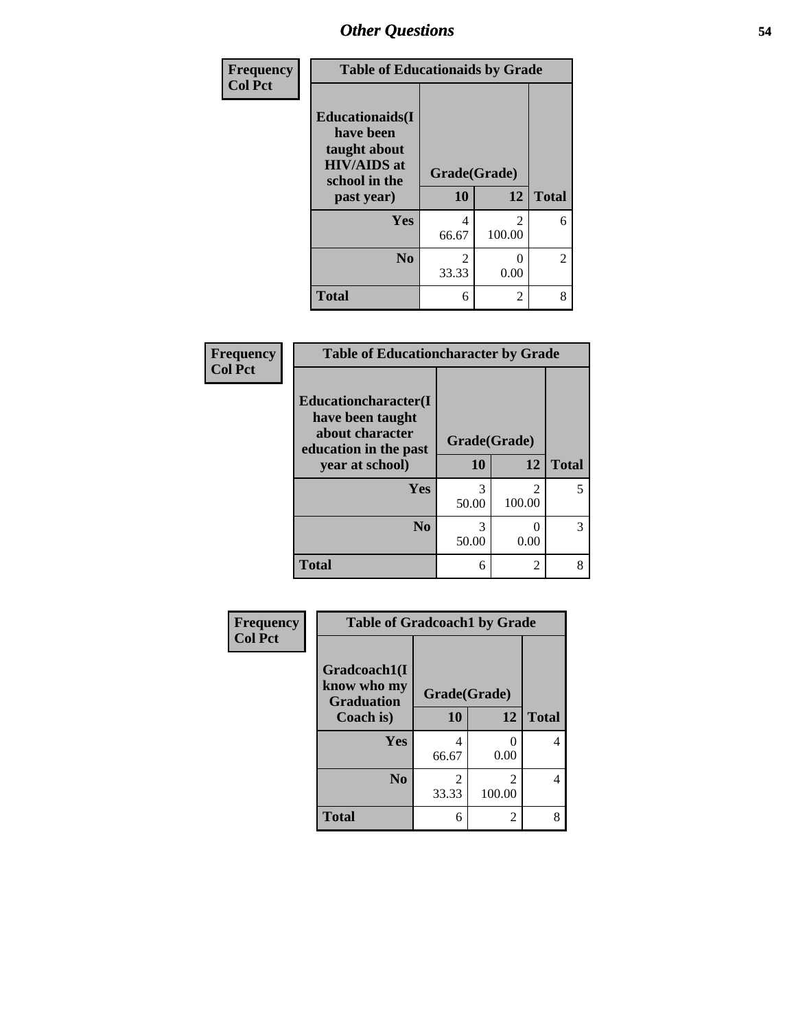## Other Questions

**Frequency**
**Col Pct**

| Table of Educationaids by Grade | | | |
|---|---|---|---|
| **Educationaids(I have been taught about HIV/AIDS at school in the past year)** | **Grade(Grade)** | | |
| | **10** | **12** | **Total** |
| **Yes** | 4<br>66.67 | 2<br>100.00 | 6 |
| **No** | 2<br>33.33 | 0<br>0.00 | 2 |
| **Total** | 6 | 2 | 8 |

**Frequency**
**Col Pct**

| Table of Educationcharacter by Grade | | | |
|---|---|---|---|
| **Educationcharacter(I have been taught about character education in the past year at school)** | **Grade(Grade)** | | |
| | **10** | **12** | **Total** |
| **Yes** | 3<br>50.00 | 2<br>100.00 | 5 |
| **No** | 3<br>50.00 | 0<br>0.00 | 3 |
| **Total** | 6 | 2 | 8 |

**Frequency**
**Col Pct**

| Table of Gradcoach1 by Grade | | | |
|---|---|---|---|
| **Gradcoach1(I know who my Graduation Coach is)** | **Grade(Grade)** | | |
| | **10** | **12** | **Total** |
| **Yes** | 4<br>66.67 | 0<br>0.00 | 4 |
| **No** | 2<br>33.33 | 2<br>100.00 | 4 |
| **Total** | 6 | 2 | 8 |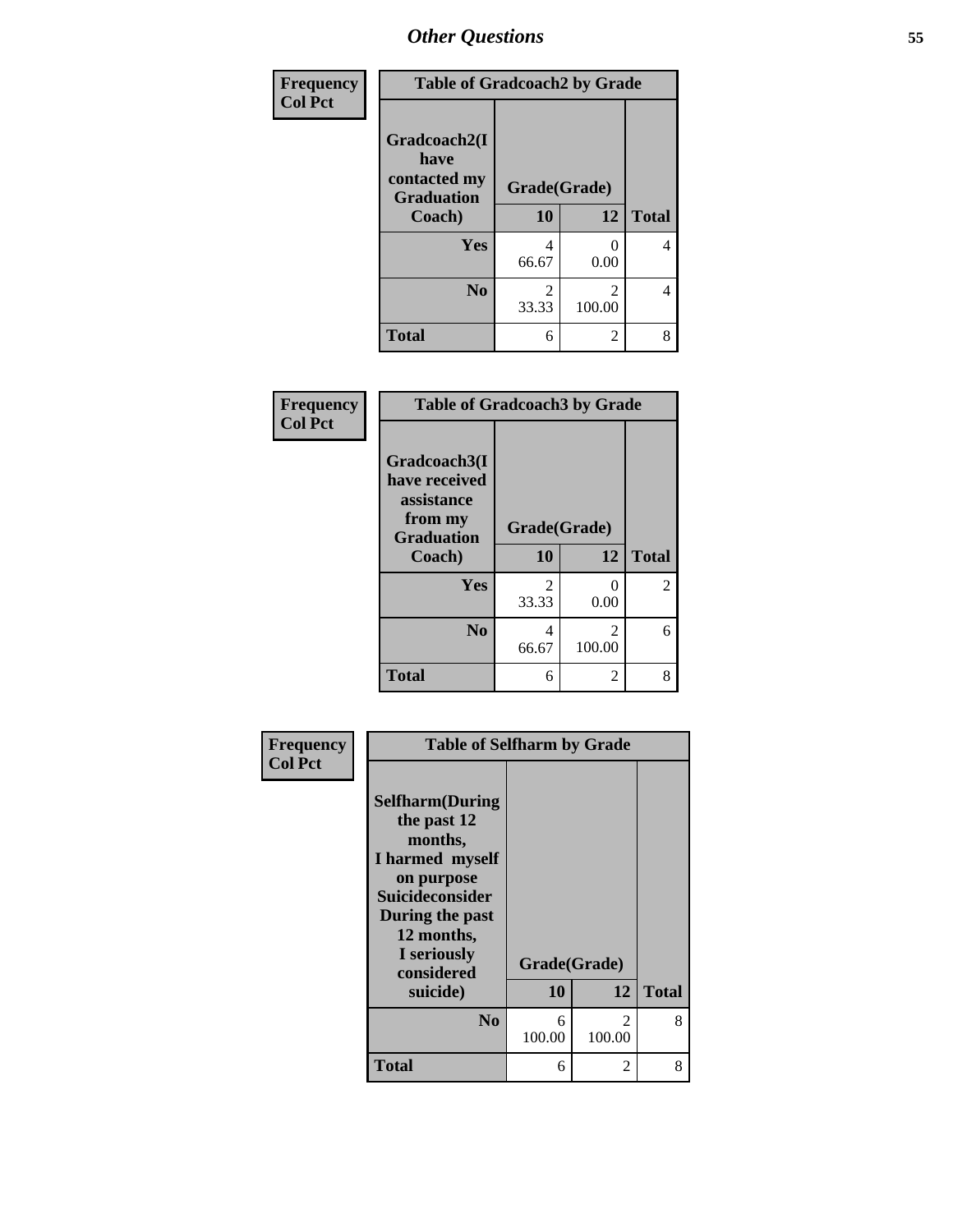| Frequency<br>Col Pct | Table of Gradcoach2 by Grade | | |
|---|---|---|---|
| Gradcoach2(I have contacted my Graduation Coach) | Grade(Grade) | | |
| | 10 | 12 | Total |
| Yes | 4<br>66.67 | 0<br>0.00 | 4 |
| No | 2<br>33.33 | 2<br>100.00 | 4 |
| Total | 6 | 2 | 8 |

| Frequency<br>Col Pct | Table of Gradcoach3 by Grade | | |
|---|---|---|---|
| Gradcoach3(I have received assistance from my Graduation Coach) | Grade(Grade) | | |
| | 10 | 12 | Total |
| Yes | 2<br>33.33 | 0<br>0.00 | 2 |
| No | 4<br>66.67 | 2<br>100.00 | 6 |
| Total | 6 | 2 | 8 |

| Frequency<br>Col Pct | Table of Selfharm by Grade | | |
|---|---|---|---|
| Selfharm(During the past 12 months, I harmed myself on purpose Suicideconsider During the past 12 months, I seriously considered suicide) | Grade(Grade) | | |
| | 10 | 12 | Total |
| No | 6<br>100.00 | 2<br>100.00 | 8 |
| Total | 6 | 2 | 8 |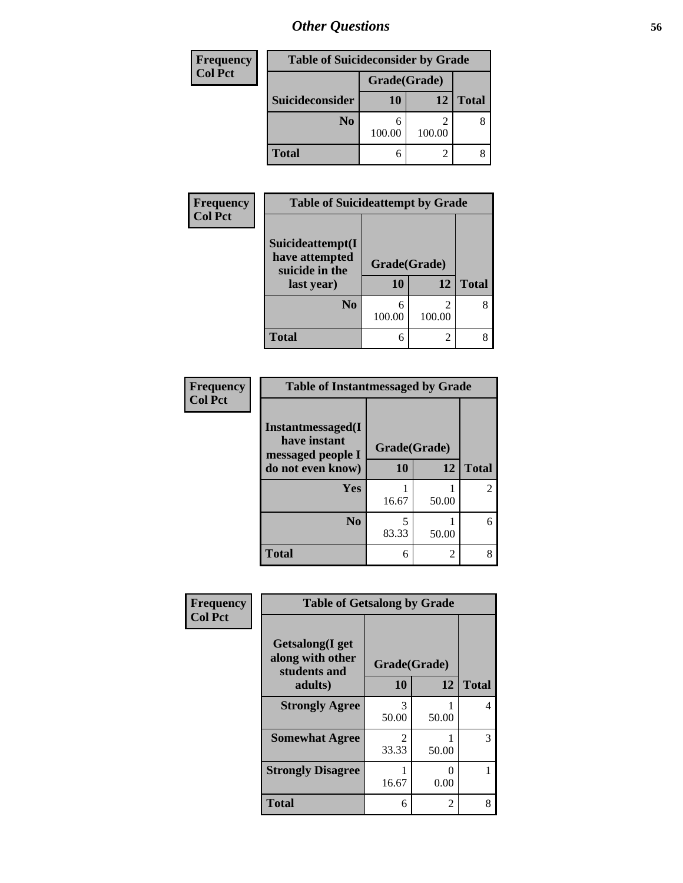## Other Questions

**Frequency**
**Col Pct**

| Table of Suicideconsider by Grade | | | |
|---|---|---|---|
| | Grade(Grade) | | |
| Suicideconsider | 10 | 12 | Total |
| No | 6<br>100.00 | 2<br>100.00 | 8 |
| Total | 6 | 2 | 8 |

**Frequency**
**Col Pct**

| Table of Suicideattempt by Grade | | | |
|---|---|---|---|
| Suicideattempt(I have attempted suicide in the last year) | Grade(Grade) | | |
| | 10 | 12 | Total |
| No | 6<br>100.00 | 2<br>100.00 | 8 |
| Total | 6 | 2 | 8 |

**Frequency**
**Col Pct**

| Table of Instantmessaged by Grade | | | |
|---|---|---|---|
| Instantmessaged(I have instant messaged people I do not even know) | Grade(Grade) | | |
| | 10 | 12 | Total |
| Yes | 1<br>16.67 | 1<br>50.00 | 2 |
| No | 5<br>83.33 | 1<br>50.00 | 6 |
| Total | 6 | 2 | 8 |

**Frequency**
**Col Pct**

| Table of Getsalong by Grade | | | |
|---|---|---|---|
| Getsalong(I get along with other students and adults) | Grade(Grade) | | |
| | 10 | 12 | Total |
| Strongly Agree | 3<br>50.00 | 1<br>50.00 | 4 |
| Somewhat Agree | 2<br>33.33 | 1<br>50.00 | 3 |
| Strongly Disagree | 1<br>16.67 | 0<br>0.00 | 1 |
| Total | 6 | 2 | 8 |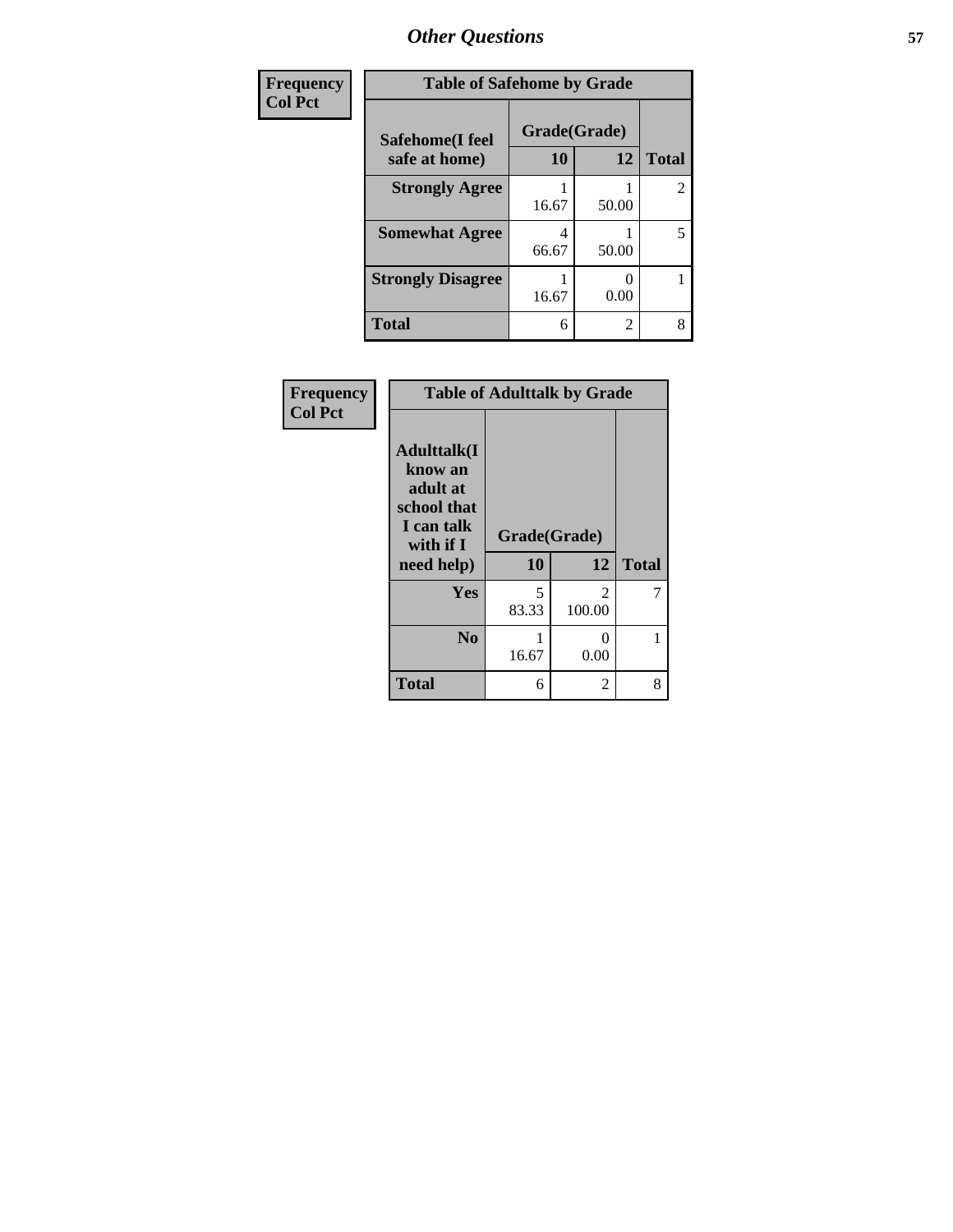## Other Questions

**Frequency**
**Col Pct**

| Table of Safehome by Grade | | | |
|---|---|---|---|
| **Safehome(I feel safe at home)** | **Grade(Grade)** | | |
| | **10** | **12** | **Total** |
| **Strongly Agree** | 1<br>16.67 | 1<br>50.00 | 2 |
| **Somewhat Agree** | 4<br>66.67 | 1<br>50.00 | 5 |
| **Strongly Disagree** | 1<br>16.67 | 0<br>0.00 | 1 |
| **Total** | 6 | 2 | 8 |

**Frequency**
**Col Pct**

| Table of Adulttalk by Grade | | | |
|---|---|---|---|
| **Adulttalk(I know an adult at school that I can talk with if I need help)** | **Grade(Grade)** | | |
| | **10** | **12** | **Total** |
| **Yes** | 5<br>83.33 | 2<br>100.00 | 7 |
| **No** | 1<br>16.67 | 0<br>0.00 | 1 |
| **Total** | 6 | 2 | 8 |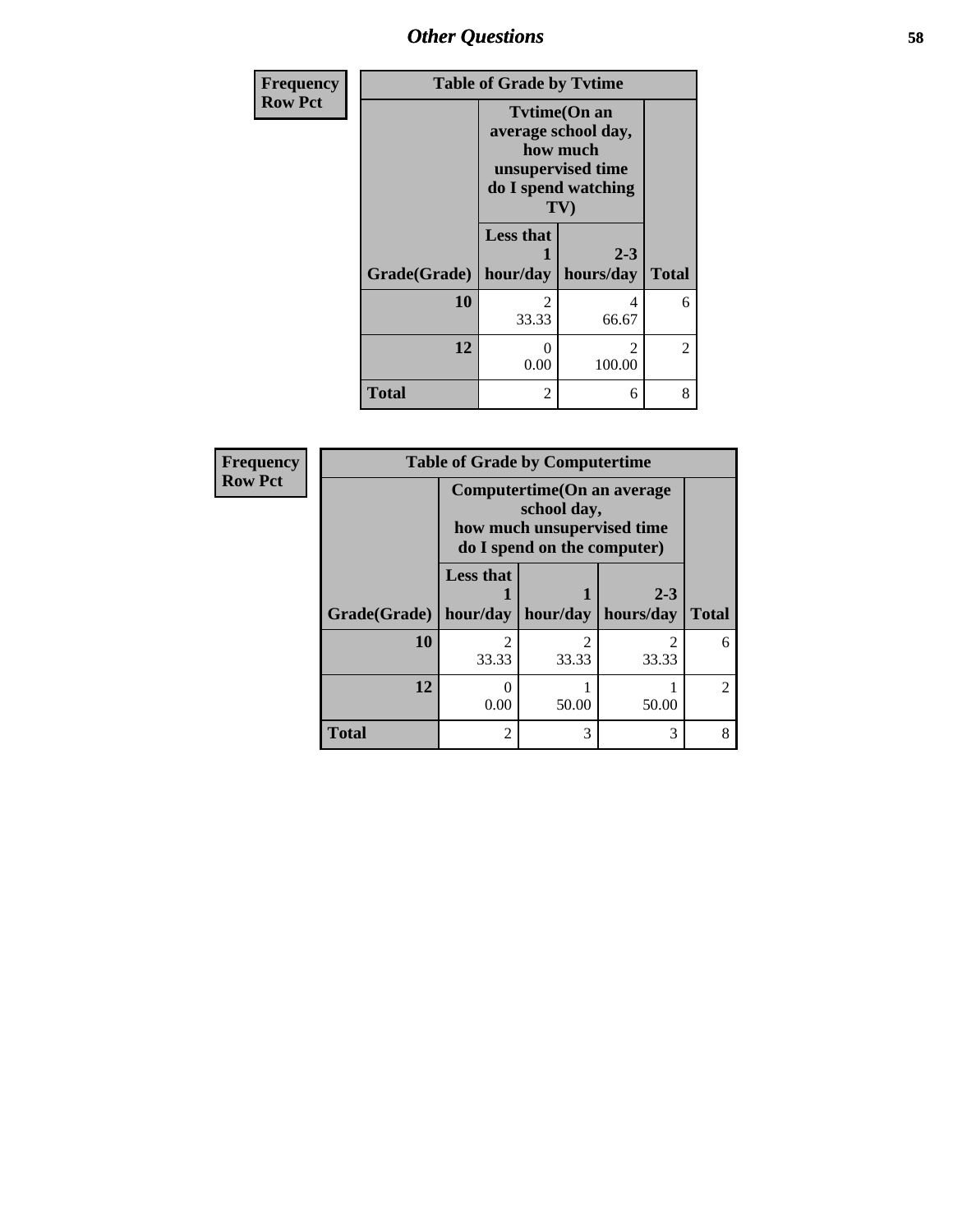## Other Questions

**Frequency**
**Row Pct**

| Table of Grade by Tvtime | | | |
|---|---|---|---|
| | Tvtime(On an average school day, how much unsupervised time do I spend watching TV) | | |
| Grade(Grade) | Less that 1 hour/day | 2-3 hours/day | Total |
| 10 | 2<br>33.33 | 4<br>66.67 | 6 |
| 12 | 0<br>0.00 | 2<br>100.00 | 2 |
| Total | 2 | 6 | 8 |

**Frequency**
**Row Pct**

| Table of Grade by Computertime | | | | |
|---|---|---|---|---|
| | Computertime(On an average school day, how much unsupervised time do I spend on the computer) | | | |
| Grade(Grade) | Less that 1 hour/day | 1 hour/day | 2-3 hours/day | Total |
| 10 | 2<br>33.33 | 2<br>33.33 | 2<br>33.33 | 6 |
| 12 | 0<br>0.00 | 1<br>50.00 | 1<br>50.00 | 2 |
| Total | 2 | 3 | 3 | 8 |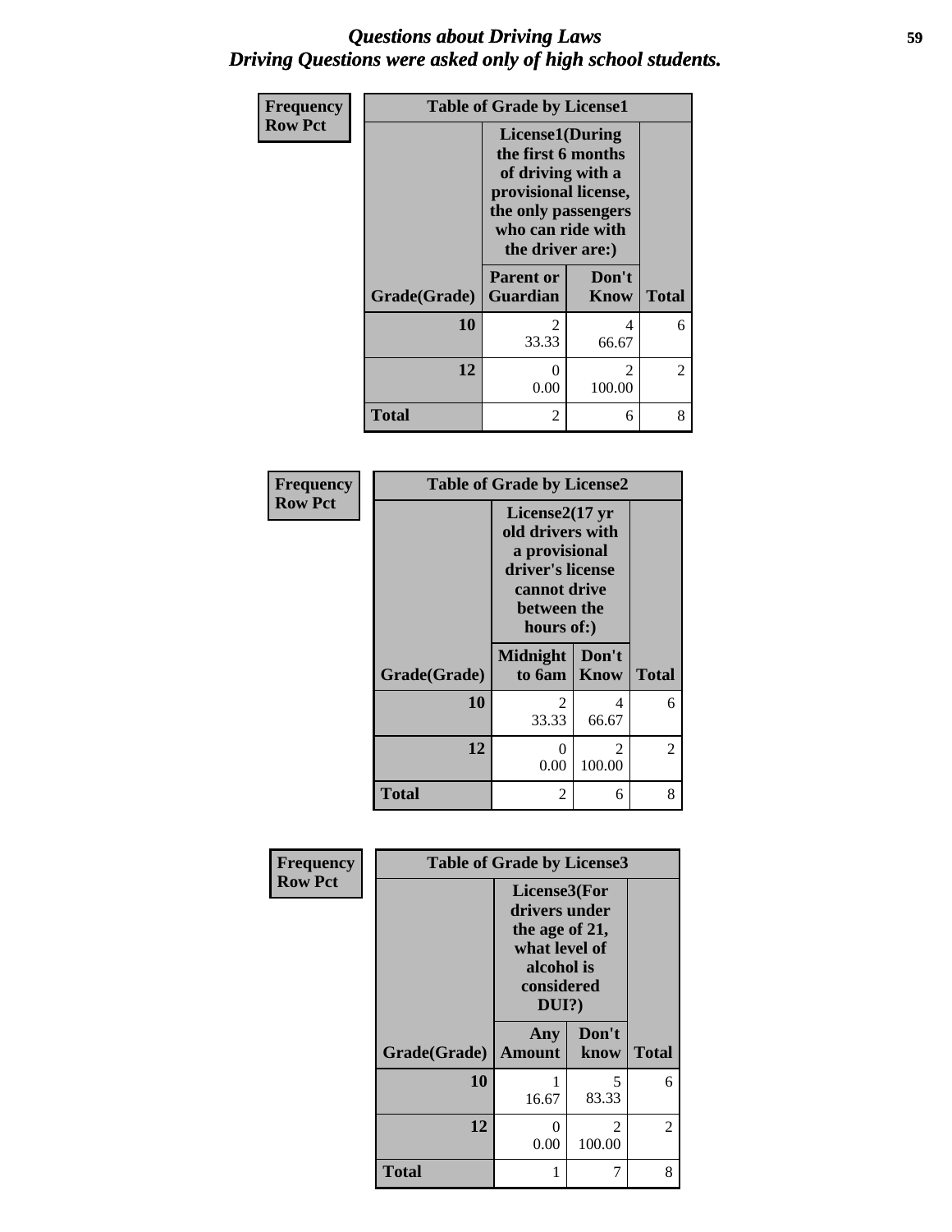# *Questions about Driving Laws*
# *Driving Questions were asked only of high school students.*

| Frequency<br>Row Pct | | | |
|---|---|---|---|
| **Table of Grade by License1** | | | |
| | **License1(During the first 6 months of driving with a provisional license, the only passengers who can ride with the driver are:)** | | |
| **Grade(Grade)** | **Parent or Guardian** | **Don't Know** | **Total** |
| **10** | 2<br>33.33 | 4<br>66.67 | 6 |
| **12** | 0<br>0.00 | 2<br>100.00 | 2 |
| **Total** | 2 | 6 | 8 |

| Frequency<br>Row Pct | | | |
|---|---|---|---|
| **Table of Grade by License2** | | | |
| | **License2(17 yr old drivers with a provisional driver's license cannot drive between the hours of:)** | | |
| **Grade(Grade)** | **Midnight to 6am** | **Don't Know** | **Total** |
| **10** | 2<br>33.33 | 4<br>66.67 | 6 |
| **12** | 0<br>0.00 | 2<br>100.00 | 2 |
| **Total** | 2 | 6 | 8 |

| Frequency<br>Row Pct | | | |
|---|---|---|---|
| **Table of Grade by License3** | | | |
| | **License3(For drivers under the age of 21, what level of alcohol is considered DUI?)** | | |
| **Grade(Grade)** | **Any Amount** | **Don't know** | **Total** |
| **10** | 1<br>16.67 | 5<br>83.33 | 6 |
| **12** | 0<br>0.00 | 2<br>100.00 | 2 |
| **Total** | 1 | 7 | 8 |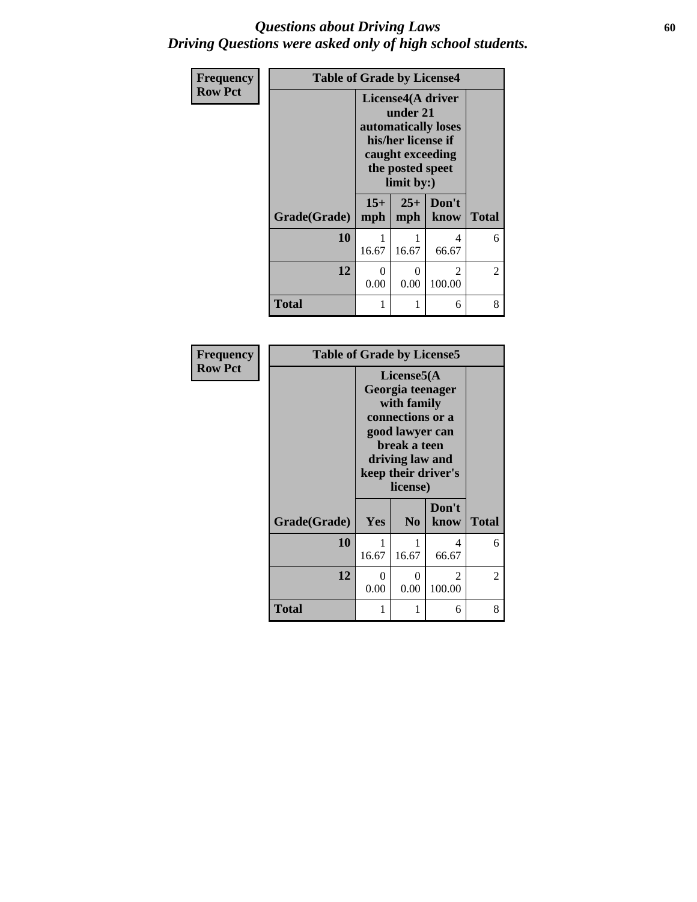# *Questions about Driving Laws*
# *Driving Questions were asked only of high school students.*

**Frequency**
**Row Pct**

**Table of Grade by License4**

| Grade(Grade) | License4(A driver under 21 automatically loses his/her license if caught exceeding the posted speet limit by:) | | | Total |
|---|---|---|---|---|
| | 15+ mph | 25+ mph | Don't know | |
| **10** | 1<br>16.67 | 1<br>16.67 | 4<br>66.67 | 6 |
| **12** | 0<br>0.00 | 0<br>0.00 | 2<br>100.00 | 2 |
| **Total** | 1 | 1 | 6 | 8 |

**Frequency**
**Row Pct**

**Table of Grade by License5**

| Grade(Grade) | License5(A Georgia teenager with family connections or a good lawyer can break a teen driving law and keep their driver's license) | | | Total |
|---|---|---|---|---|
| | Yes | No | Don't know | |
| **10** | 1<br>16.67 | 1<br>16.67 | 4<br>66.67 | 6 |
| **12** | 0<br>0.00 | 0<br>0.00 | 2<br>100.00 | 2 |
| **Total** | 1 | 1 | 6 | 8 |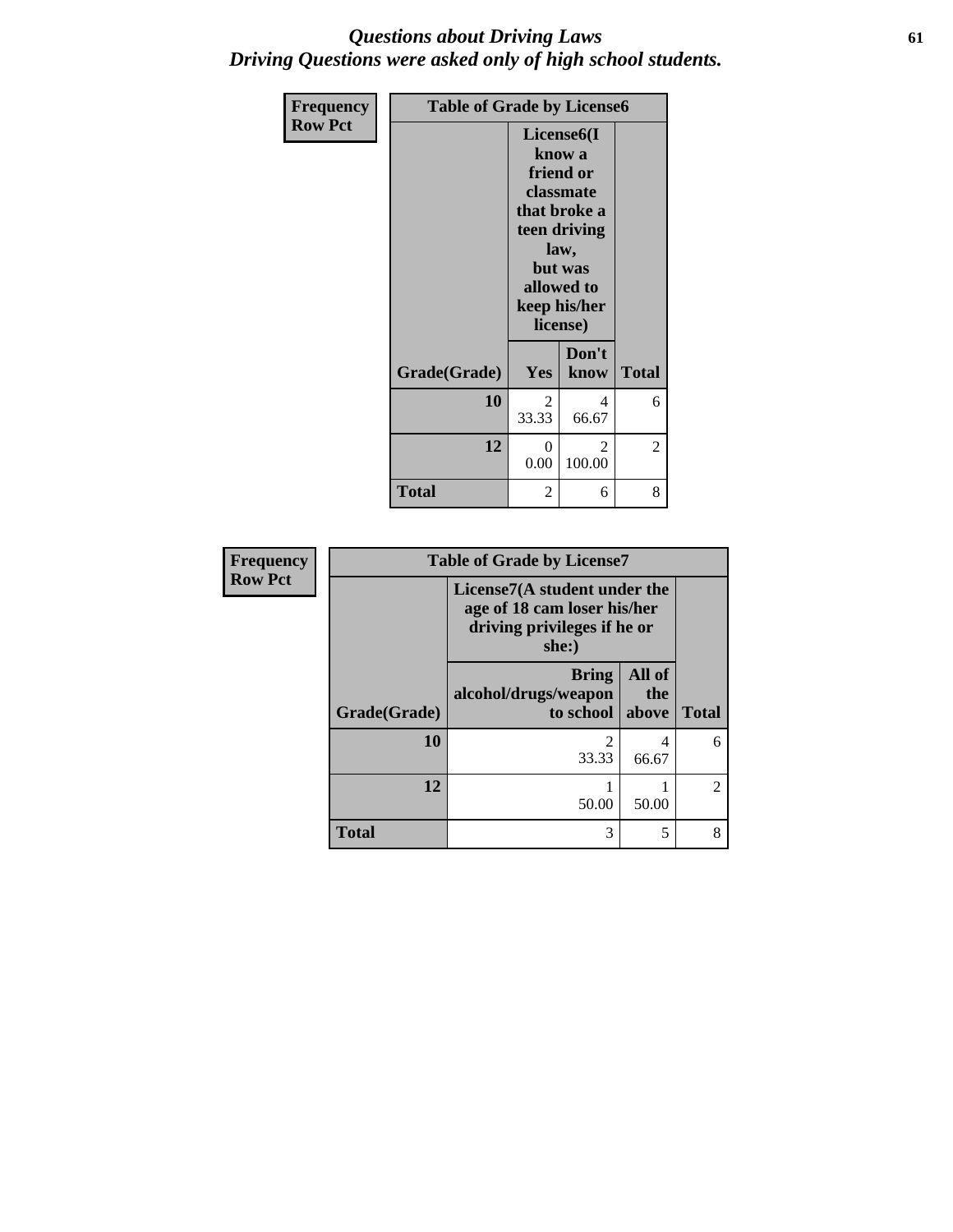# *Questions about Driving Laws*
# *Driving Questions were asked only of high school students.*

**Frequency**
**Row Pct**

| Table of Grade by License6 | | | |
|---|---|---|---|
| | License6(I know a friend or classmate that broke a teen driving law, but was allowed to keep his/her license) | | |
| Grade(Grade) | Yes | Don't know | Total |
| **10** | 2<br>33.33 | 4<br>66.67 | 6 |
| **12** | 0<br>0.00 | 2<br>100.00 | 2 |
| **Total** | 2 | 6 | 8 |

**Frequency**
**Row Pct**

| Table of Grade by License7 | | | |
|---|---|---|---|
| | License7(A student under the age of 18 cam loser his/her driving privileges if he or she:) | | |
| Grade(Grade) | Bring alcohol/drugs/weapon to school | All of the above | Total |
| **10** | 2<br>33.33 | 4<br>66.67 | 6 |
| **12** | 1<br>50.00 | 1<br>50.00 | 2 |
| **Total** | 3 | 5 | 8 |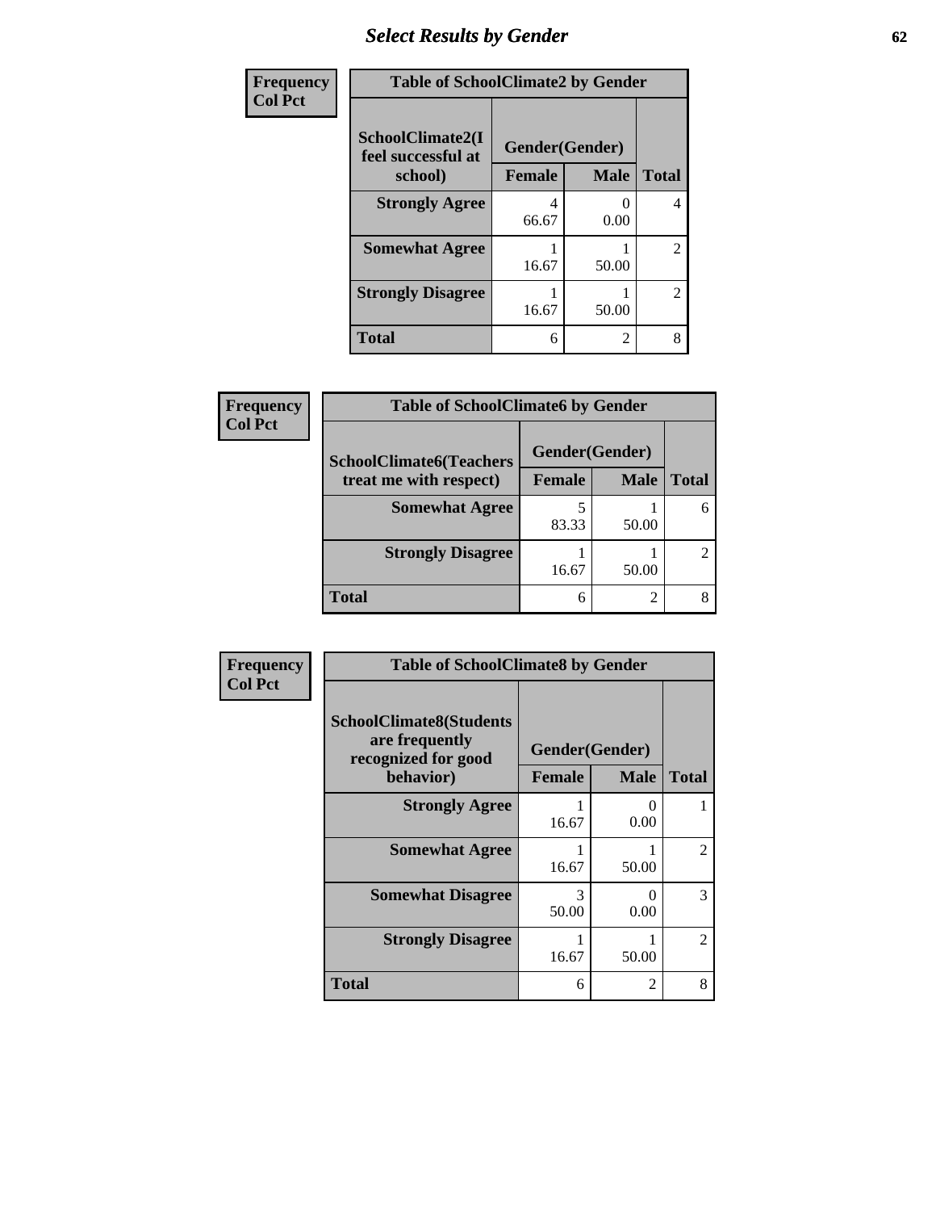## Select Results by Gender

**Frequency**
**Col Pct**

| Table of SchoolClimate2 by Gender | | | |
|---|---|---|---|
| SchoolClimate2(I feel successful at school) | Gender(Gender) | | |
| | Female | Male | Total |
| **Strongly Agree** | 4<br>66.67 | 0<br>0.00 | 4 |
| **Somewhat Agree** | 1<br>16.67 | 1<br>50.00 | 2 |
| **Strongly Disagree** | 1<br>16.67 | 1<br>50.00 | 2 |
| **Total** | 6 | 2 | 8 |

**Frequency**
**Col Pct**

| Table of SchoolClimate6 by Gender | | | |
|---|---|---|---|
| SchoolClimate6(Teachers treat me with respect) | Gender(Gender) | | |
| | Female | Male | Total |
| **Somewhat Agree** | 5<br>83.33 | 1<br>50.00 | 6 |
| **Strongly Disagree** | 1<br>16.67 | 1<br>50.00 | 2 |
| **Total** | 6 | 2 | 8 |

**Frequency**
**Col Pct**

| Table of SchoolClimate8 by Gender | | | |
|---|---|---|---|
| SchoolClimate8(Students are frequently recognized for good behavior) | Gender(Gender) | | |
| | Female | Male | Total |
| **Strongly Agree** | 1<br>16.67 | 0<br>0.00 | 1 |
| **Somewhat Agree** | 1<br>16.67 | 1<br>50.00 | 2 |
| **Somewhat Disagree** | 3<br>50.00 | 0<br>0.00 | 3 |
| **Strongly Disagree** | 1<br>16.67 | 1<br>50.00 | 2 |
| **Total** | 6 | 2 | 8 |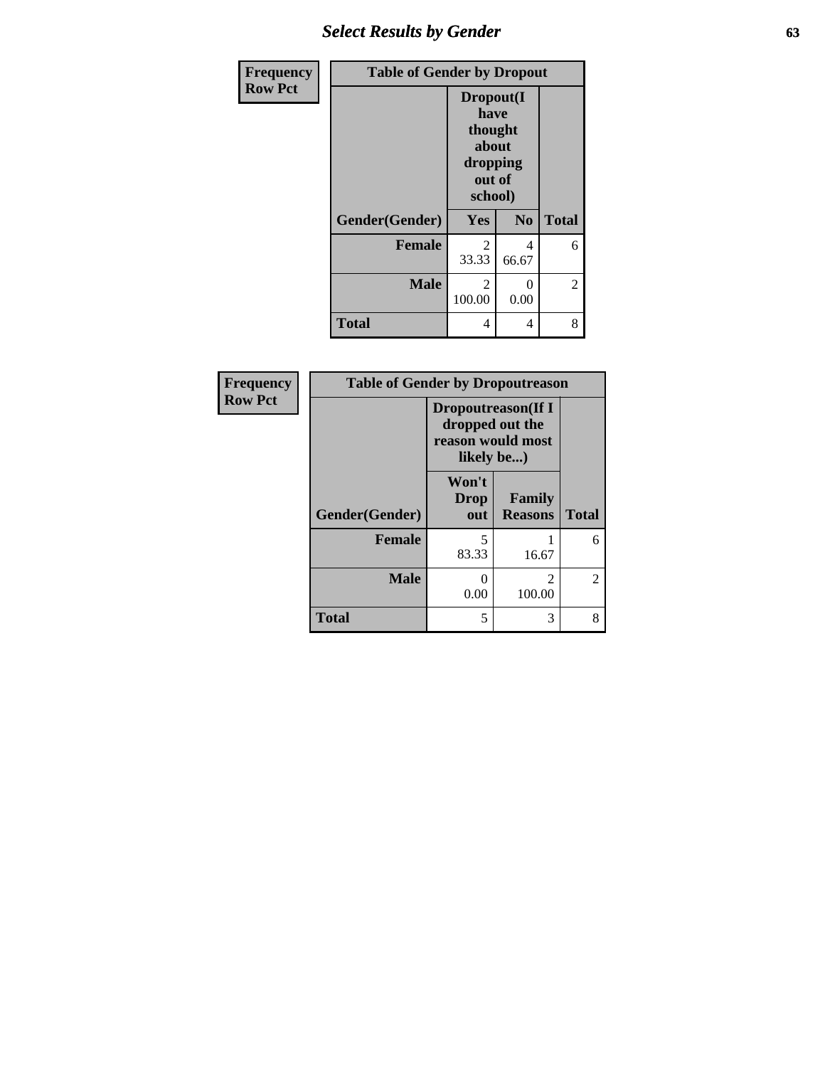## Select Results by Gender

Frequency
Row Pct

| Table of Gender by Dropout | | | |
|---|---|---|---|
| | Dropout(I have thought about dropping out of school) | | |
| Gender(Gender) | Yes | No | Total |
| Female | 2<br>33.33 | 4<br>66.67 | 6 |
| Male | 2<br>100.00 | 0<br>0.00 | 2 |
| Total | 4 | 4 | 8 |

Frequency
Row Pct

| Table of Gender by Dropoutreason | | | |
|---|---|---|---|
| | Dropoutreason(If I dropped out the reason would most likely be...) | | |
| Gender(Gender) | Won't Drop out | Family Reasons | Total |
| Female | 5<br>83.33 | 1<br>16.67 | 6 |
| Male | 0<br>0.00 | 2<br>100.00 | 2 |
| Total | 5 | 3 | 8 |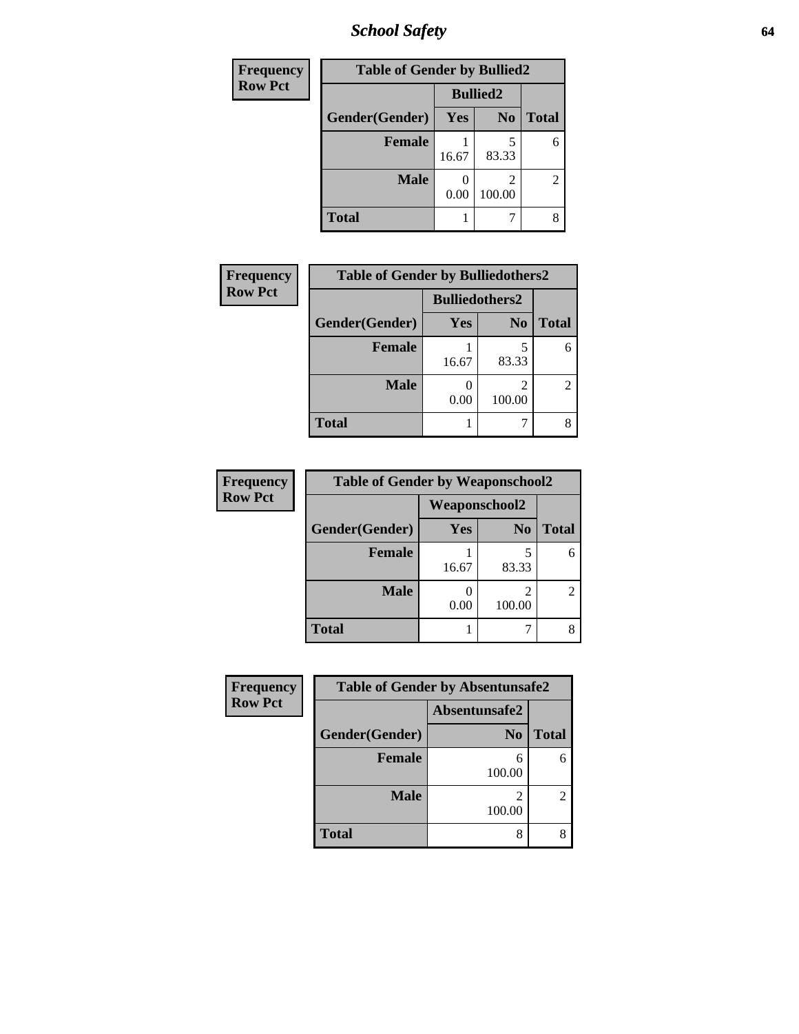| Frequency<br>Row Pct | Table of Gender by Bullied2 | | |
|---|---|---|---|
| | Bullied2 | | |
| Gender(Gender) | Yes | No | Total |
| Female | 1<br>16.67 | 5<br>83.33 | 6 |
| Male | 0<br>0.00 | 2<br>100.00 | 2 |
| Total | 1 | 7 | 8 |

| Frequency<br>Row Pct | Table of Gender by Bulliedothers2 | | |
|---|---|---|---|
| | Bulliedothers2 | | |
| Gender(Gender) | Yes | No | Total |
| Female | 1<br>16.67 | 5<br>83.33 | 6 |
| Male | 0<br>0.00 | 2<br>100.00 | 2 |
| Total | 1 | 7 | 8 |

| Frequency<br>Row Pct | Table of Gender by Weaponschool2 | | |
|---|---|---|---|
| | Weaponschool2 | | |
| Gender(Gender) | Yes | No | Total |
| Female | 1<br>16.67 | 5<br>83.33 | 6 |
| Male | 0<br>0.00 | 2<br>100.00 | 2 |
| Total | 1 | 7 | 8 |

| Frequency<br>Row Pct | Table of Gender by Absentunsafe2 | |
|---|---|---|
| | Absentunsafe2 | |
| Gender(Gender) | No | Total |
| Female | 6<br>100.00 | 6 |
| Male | 2<br>100.00 | 2 |
| Total | 8 | 8 |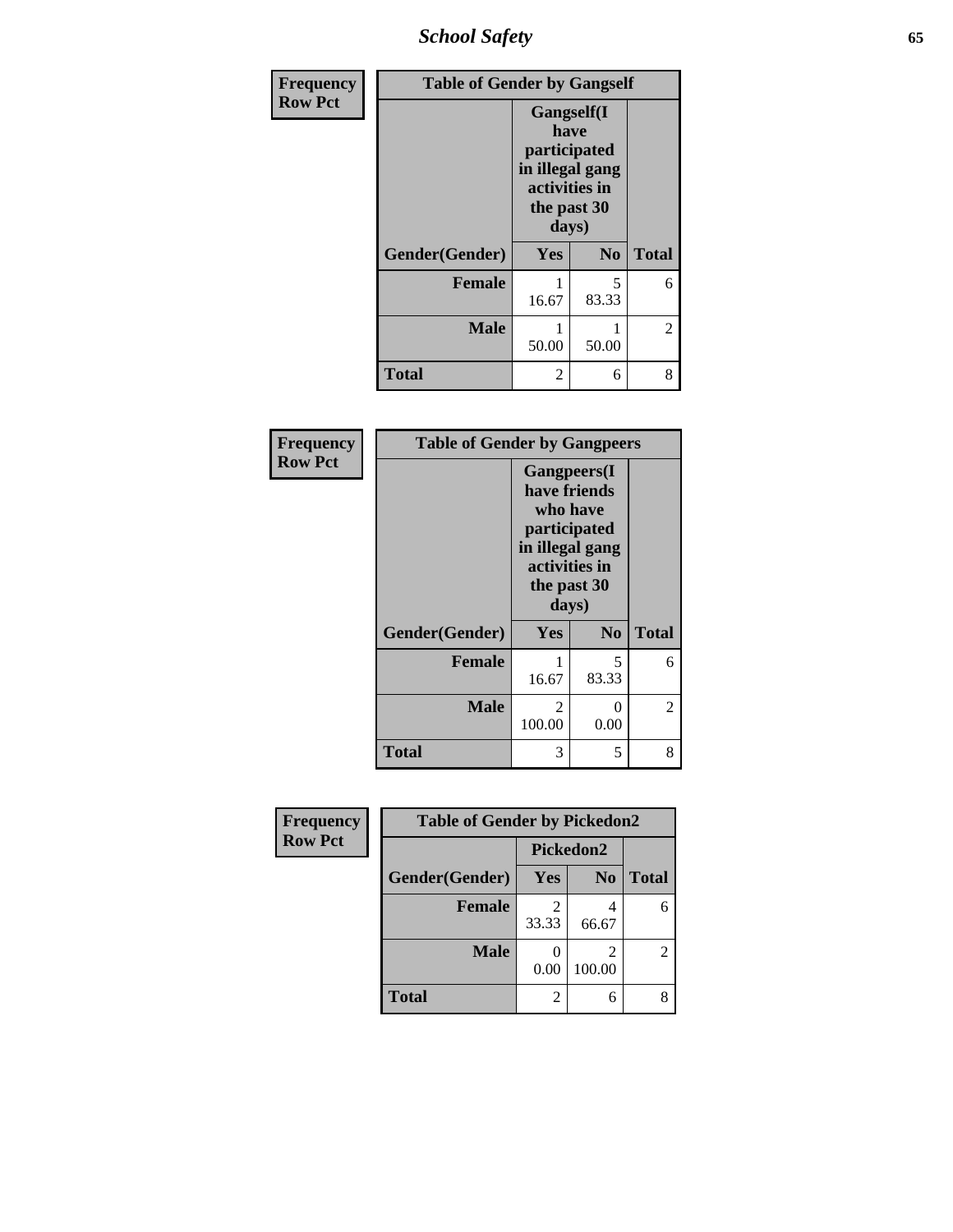| Frequency<br>Row Pct |
|---|

**Table of Gender by Gangself**

| Gender(Gender) | Gangself(I have participated in illegal gang activities in the past 30 days) Yes | No | Total |
|---|---|---|---|
| Female | 1<br>16.67 | 5<br>83.33 | 6 |
| Male | 1<br>50.00 | 1<br>50.00 | 2 |
| Total | 2 | 6 | 8 |

| Frequency<br>Row Pct |
|---|

**Table of Gender by Gangpeers**

| Gender(Gender) | Gangpeers(I have friends who have participated in illegal gang activities in the past 30 days) Yes | No | Total |
|---|---|---|---|
| Female | 1<br>16.67 | 5<br>83.33 | 6 |
| Male | 2<br>100.00 | 0<br>0.00 | 2 |
| Total | 3 | 5 | 8 |

| Frequency<br>Row Pct |
|---|

**Table of Gender by Pickedon2**

| Gender(Gender) | Pickedon2 Yes | No | Total |
|---|---|---|---|
| Female | 2<br>33.33 | 4<br>66.67 | 6 |
| Male | 0<br>0.00 | 2<br>100.00 | 2 |
| Total | 2 | 6 | 8 |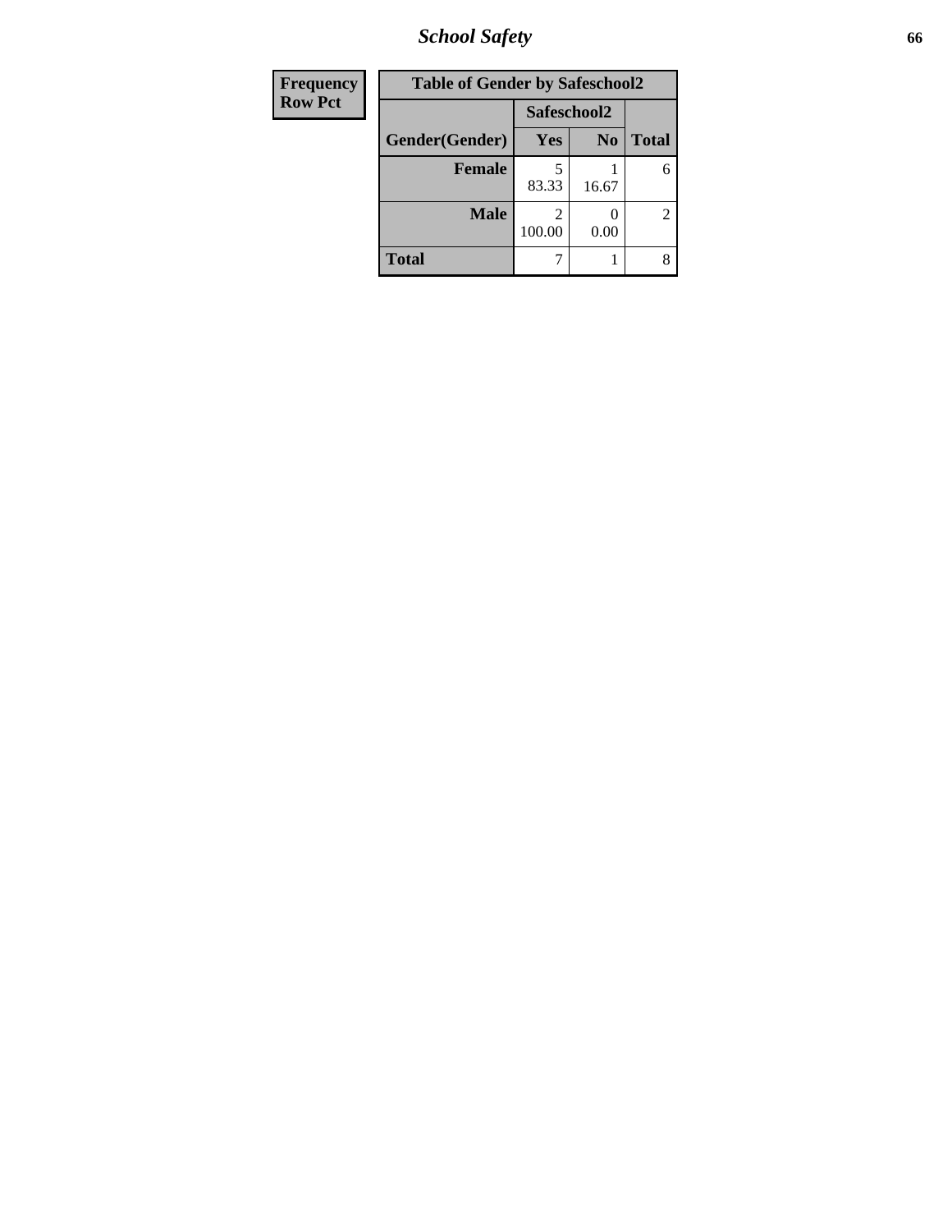# School Safety

| Frequency<br>Row Pct | | | |
|---|---|---|---|

**Table of Gender by Safeschool2**

| | Safeschool2 | | |
|---|---|---|---|
| Gender(Gender) | Yes | No | Total |
| Female | 5<br>83.33 | 1<br>16.67 | 6 |
| Male | 2<br>100.00 | 0<br>0.00 | 2 |
| Total | 7 | 1 | 8 |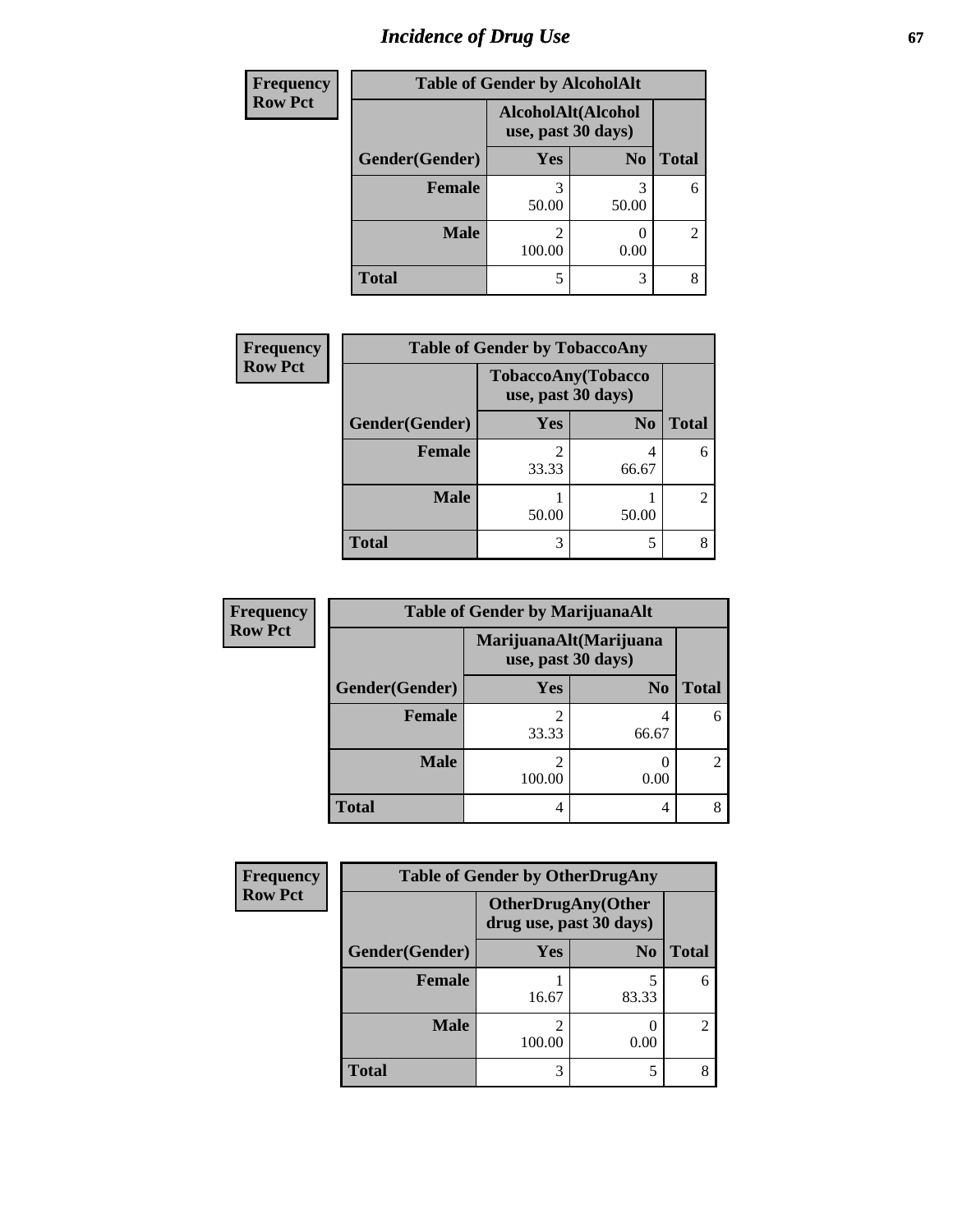# Incidence of Drug Use

**Frequency**
**Row Pct**

| Table of Gender by AlcoholAlt | | | |
|---|---|---|---|
| | AlcoholAlt(Alcohol use, past 30 days) | | |
| Gender(Gender) | Yes | No | Total |
| **Female** | 3<br>50.00 | 3<br>50.00 | 6 |
| **Male** | 2<br>100.00 | 0<br>0.00 | 2 |
| **Total** | 5 | 3 | 8 |

**Frequency**
**Row Pct**

| Table of Gender by TobaccoAny | | | |
|---|---|---|---|
| | TobaccoAny(Tobacco use, past 30 days) | | |
| Gender(Gender) | Yes | No | Total |
| **Female** | 2<br>33.33 | 4<br>66.67 | 6 |
| **Male** | 1<br>50.00 | 1<br>50.00 | 2 |
| **Total** | 3 | 5 | 8 |

**Frequency**
**Row Pct**

| Table of Gender by MarijuanaAlt | | | |
|---|---|---|---|
| | MarijuanaAlt(Marijuana use, past 30 days) | | |
| Gender(Gender) | Yes | No | Total |
| **Female** | 2<br>33.33 | 4<br>66.67 | 6 |
| **Male** | 2<br>100.00 | 0<br>0.00 | 2 |
| **Total** | 4 | 4 | 8 |

**Frequency**
**Row Pct**

| Table of Gender by OtherDrugAny | | | |
|---|---|---|---|
| | OtherDrugAny(Other drug use, past 30 days) | | |
| Gender(Gender) | Yes | No | Total |
| **Female** | 1<br>16.67 | 5<br>83.33 | 6 |
| **Male** | 2<br>100.00 | 0<br>0.00 | 2 |
| **Total** | 3 | 5 | 8 |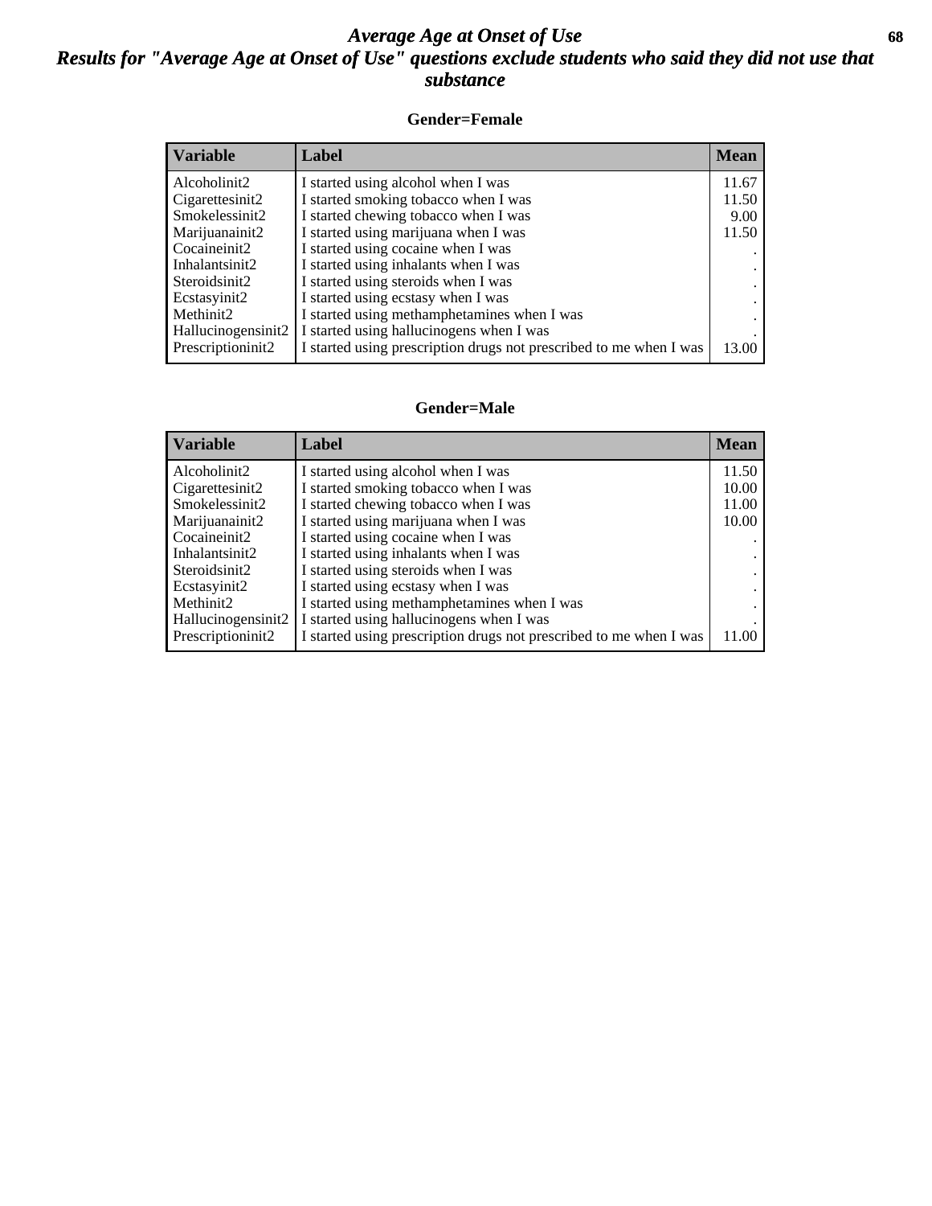# *Average Age at Onset of Use*

## *Results for "Average Age at Onset of Use" questions exclude students who said they did not use that substance*

### Gender=Female

| Variable | Label | Mean |
| --- | --- | --- |
| Alcoholinit2 | I started using alcohol when I was | 11.67 |
| Cigarettesinit2 | I started smoking tobacco when I was | 11.50 |
| Smokelessinit2 | I started chewing tobacco when I was | 9.00 |
| Marijuanainit2 | I started using marijuana when I was | 11.50 |
| Cocaineinit2 | I started using cocaine when I was | . |
| Inhalantsinit2 | I started using inhalants when I was | . |
| Steroidsinit2 | I started using steroids when I was | . |
| Ecstasyinit2 | I started using ecstasy when I was | . |
| Methinit2 | I started using methamphetamines when I was | . |
| Hallucinogensinit2 | I started using hallucinogens when I was | . |
| Prescriptioninit2 | I started using prescription drugs not prescribed to me when I was | 13.00 |

### Gender=Male

| Variable | Label | Mean |
| --- | --- | --- |
| Alcoholinit2 | I started using alcohol when I was | 11.50 |
| Cigarettesinit2 | I started smoking tobacco when I was | 10.00 |
| Smokelessinit2 | I started chewing tobacco when I was | 11.00 |
| Marijuanainit2 | I started using marijuana when I was | 10.00 |
| Cocaineinit2 | I started using cocaine when I was | . |
| Inhalantsinit2 | I started using inhalants when I was | . |
| Steroidsinit2 | I started using steroids when I was | . |
| Ecstasyinit2 | I started using ecstasy when I was | . |
| Methinit2 | I started using methamphetamines when I was | . |
| Hallucinogensinit2 | I started using hallucinogens when I was | . |
| Prescriptioninit2 | I started using prescription drugs not prescribed to me when I was | 11.00 |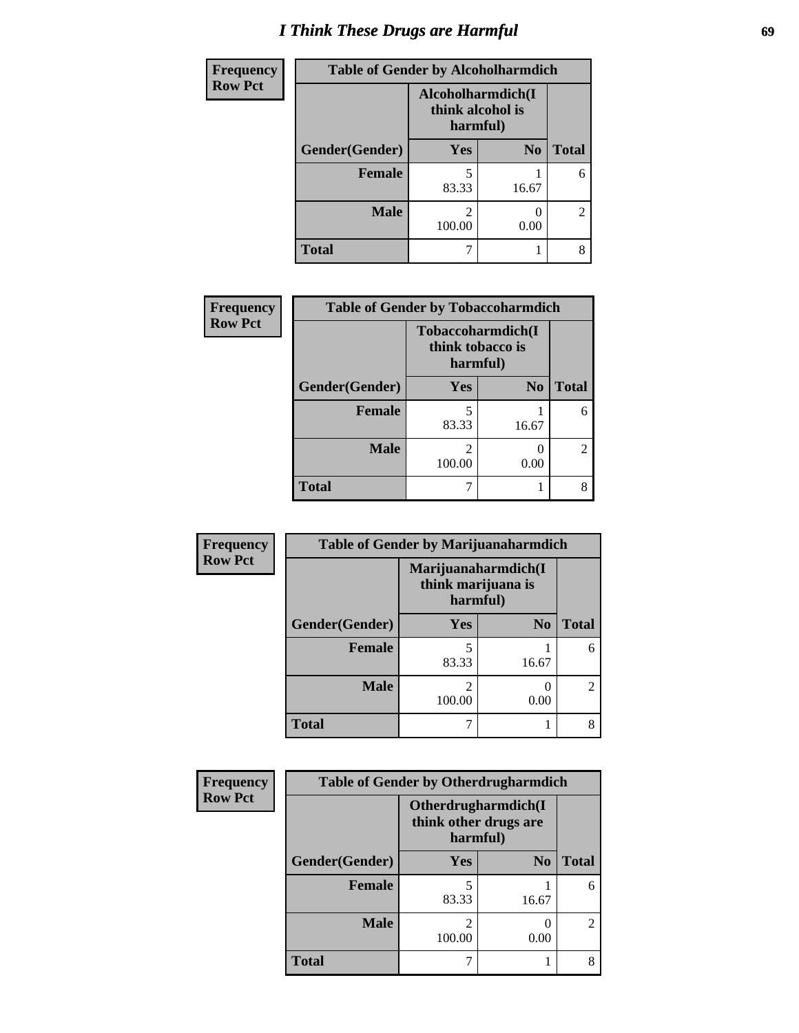# I Think These Drugs are Harmful

| Frequency<br>Row Pct | Table of Gender by Alcoholharmdich | | |
|---|---|---|---|
| | Alcoholharmdich(I think alcohol is harmful) | | |
| Gender(Gender) | Yes | No | Total |
| Female | 5<br>83.33 | 1<br>16.67 | 6 |
| Male | 2<br>100.00 | 0<br>0.00 | 2 |
| Total | 7 | 1 | 8 |

| Frequency<br>Row Pct | Table of Gender by Tobaccoharmdich | | |
|---|---|---|---|
| | Tobaccoharmdich(I think tobacco is harmful) | | |
| Gender(Gender) | Yes | No | Total |
| Female | 5<br>83.33 | 1<br>16.67 | 6 |
| Male | 2<br>100.00 | 0<br>0.00 | 2 |
| Total | 7 | 1 | 8 |

| Frequency<br>Row Pct | Table of Gender by Marijuanaharmdich | | |
|---|---|---|---|
| | Marijuanaharmdich(I think marijuana is harmful) | | |
| Gender(Gender) | Yes | No | Total |
| Female | 5<br>83.33 | 1<br>16.67 | 6 |
| Male | 2<br>100.00 | 0<br>0.00 | 2 |
| Total | 7 | 1 | 8 |

| Frequency<br>Row Pct | Table of Gender by Otherdrugharmdich | | |
|---|---|---|---|
| | Otherdrugharmdich(I think other drugs are harmful) | | |
| Gender(Gender) | Yes | No | Total |
| Female | 5<br>83.33 | 1<br>16.67 | 6 |
| Male | 2<br>100.00 | 0<br>0.00 | 2 |
| Total | 7 | 1 | 8 |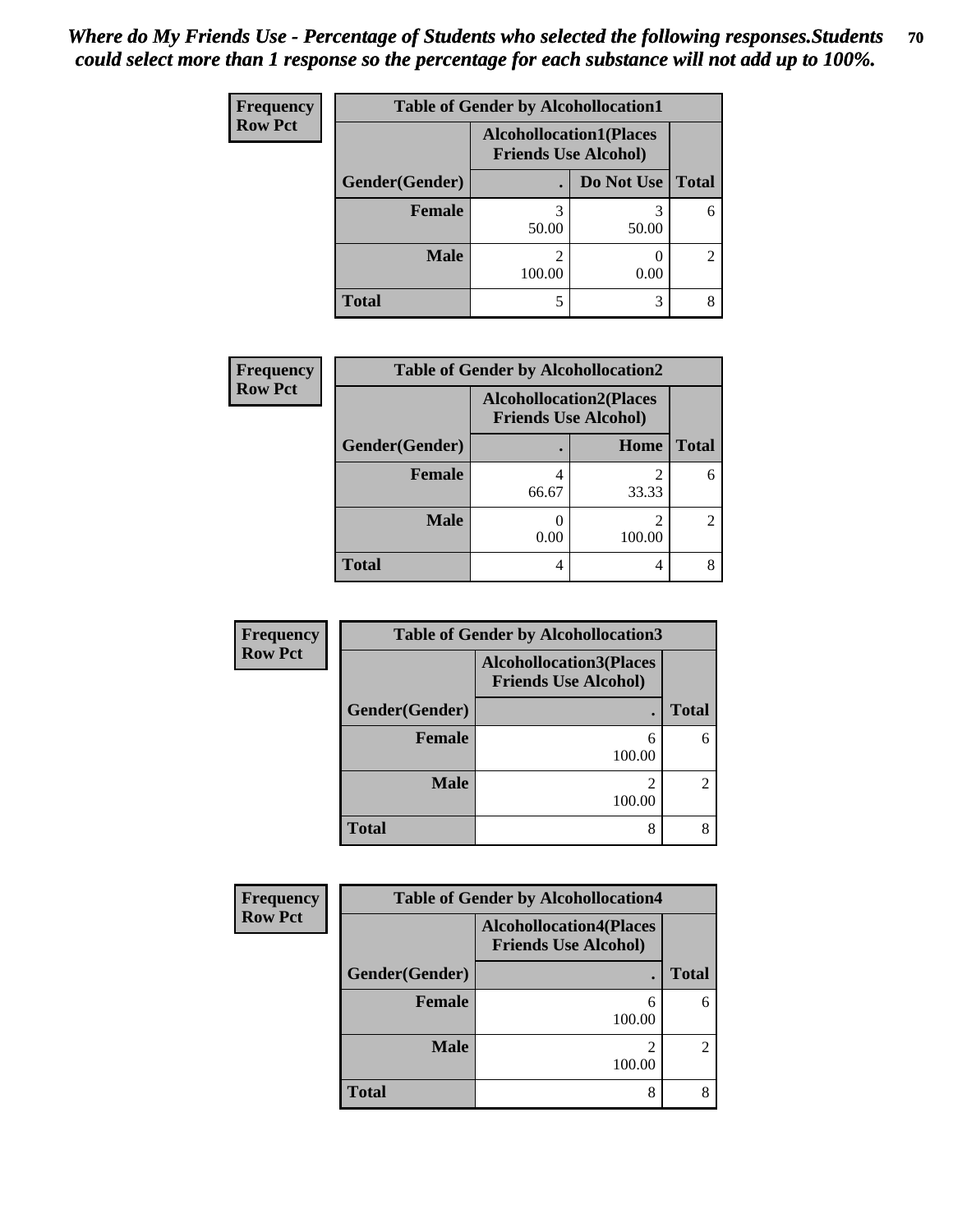# *Where do My Friends Use - Percentage of Students who selected the following responses.Students could select more than 1 response so the percentage for each substance will not add up to 100%.*

**Frequency**
**Row Pct**

| Table of Gender by Alcohollocation1 | | | |
|---|---|---|---|
| | Alcohollocation1(Places Friends Use Alcohol) | | |
| Gender(Gender) | . | Do Not Use | Total |
| Female | 3<br>50.00 | 3<br>50.00 | 6 |
| Male | 2<br>100.00 | 0<br>0.00 | 2 |
| Total | 5 | 3 | 8 |

**Frequency**
**Row Pct**

| Table of Gender by Alcohollocation2 | | | |
|---|---|---|---|
| | Alcohollocation2(Places Friends Use Alcohol) | | |
| Gender(Gender) | . | Home | Total |
| Female | 4<br>66.67 | 2<br>33.33 | 6 |
| Male | 0<br>0.00 | 2<br>100.00 | 2 |
| Total | 4 | 4 | 8 |

**Frequency**
**Row Pct**

| Table of Gender by Alcohollocation3 | | |
|---|---|---|
| | Alcohollocation3(Places Friends Use Alcohol) | |
| Gender(Gender) | . | Total |
| Female | 6<br>100.00 | 6 |
| Male | 2<br>100.00 | 2 |
| Total | 8 | 8 |

**Frequency**
**Row Pct**

| Table of Gender by Alcohollocation4 | | |
|---|---|---|
| | Alcohollocation4(Places Friends Use Alcohol) | |
| Gender(Gender) | . | Total |
| Female | 6<br>100.00 | 6 |
| Male | 2<br>100.00 | 2 |
| Total | 8 | 8 |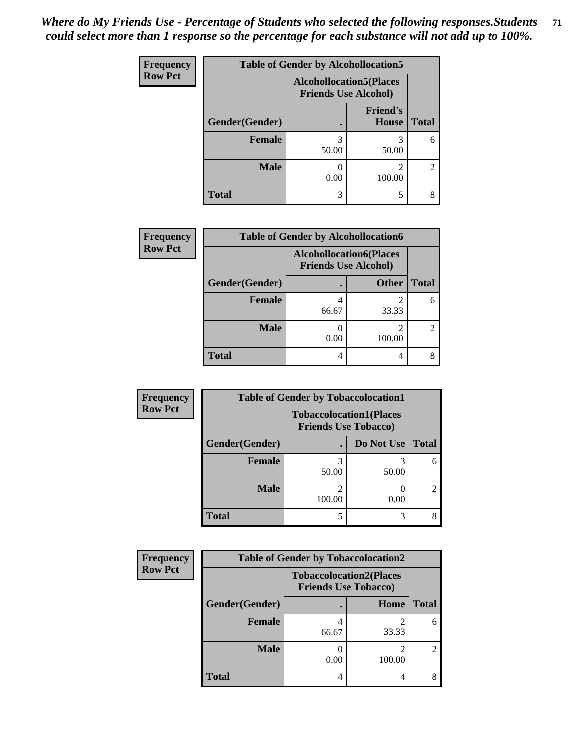*Where do My Friends Use - Percentage of Students who selected the following responses.Students could select more than 1 response so the percentage for each substance will not add up to 100%.*

**Frequency**
**Row Pct**

| Table of Gender by Alcohollocation5 | | | |
|---|---|---|---|
| | Alcohollocation5(Places Friends Use Alcohol) | | |
| Gender(Gender) | . | Friend's House | Total |
| **Female** | 3<br>50.00 | 3<br>50.00 | 6 |
| **Male** | 0<br>0.00 | 2<br>100.00 | 2 |
| **Total** | 3 | 5 | 8 |

**Frequency**
**Row Pct**

| Table of Gender by Alcohollocation6 | | | |
|---|---|---|---|
| | Alcohollocation6(Places Friends Use Alcohol) | | |
| Gender(Gender) | . | Other | Total |
| **Female** | 4<br>66.67 | 2<br>33.33 | 6 |
| **Male** | 0<br>0.00 | 2<br>100.00 | 2 |
| **Total** | 4 | 4 | 8 |

**Frequency**
**Row Pct**

| Table of Gender by Tobaccolocation1 | | | |
|---|---|---|---|
| | Tobaccolocation1(Places Friends Use Tobacco) | | |
| Gender(Gender) | . | Do Not Use | Total |
| **Female** | 3<br>50.00 | 3<br>50.00 | 6 |
| **Male** | 2<br>100.00 | 0<br>0.00 | 2 |
| **Total** | 5 | 3 | 8 |

**Frequency**
**Row Pct**

| Table of Gender by Tobaccolocation2 | | | |
|---|---|---|---|
| | Tobaccolocation2(Places Friends Use Tobacco) | | |
| Gender(Gender) | . | Home | Total |
| **Female** | 4<br>66.67 | 2<br>33.33 | 6 |
| **Male** | 0<br>0.00 | 2<br>100.00 | 2 |
| **Total** | 4 | 4 | 8 |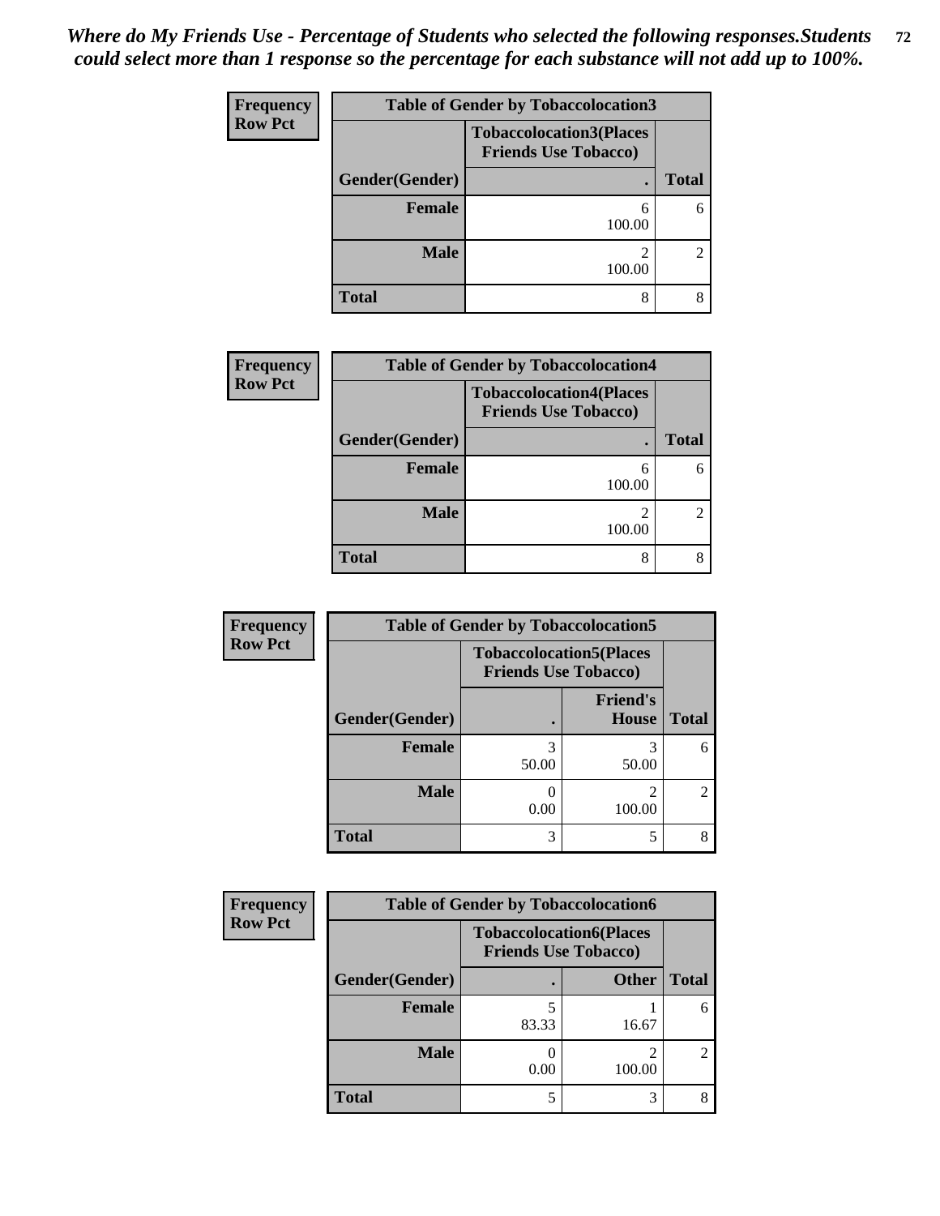*Where do My Friends Use - Percentage of Students who selected the following responses.Students could select more than 1 response so the percentage for each substance will not add up to 100%.*

**Table of Gender by Tobaccolocation3**

Frequency / Row Pct

| Gender(Gender) | Tobaccolocation3(Places Friends Use Tobacco) . | Total |
|---|---|---|
| Female | 6<br>100.00 | 6 |
| Male | 2<br>100.00 | 2 |
| Total | 8 | 8 |

**Table of Gender by Tobaccolocation4**

Frequency / Row Pct

| Gender(Gender) | Tobaccolocation4(Places Friends Use Tobacco) . | Total |
|---|---|---|
| Female | 6<br>100.00 | 6 |
| Male | 2<br>100.00 | 2 |
| Total | 8 | 8 |

**Table of Gender by Tobaccolocation5**

Frequency / Row Pct

| | Tobaccolocation5(Places Friends Use Tobacco) | | |
|---|---|---|---|
| Gender(Gender) | . | Friend's House | Total |
| Female | 3<br>50.00 | 3<br>50.00 | 6 |
| Male | 0<br>0.00 | 2<br>100.00 | 2 |
| Total | 3 | 5 | 8 |

**Table of Gender by Tobaccolocation6**

Frequency / Row Pct

| | Tobaccolocation6(Places Friends Use Tobacco) | | |
|---|---|---|---|
| Gender(Gender) | . | Other | Total |
| Female | 5<br>83.33 | 1<br>16.67 | 6 |
| Male | 0<br>0.00 | 2<br>100.00 | 2 |
| Total | 5 | 3 | 8 |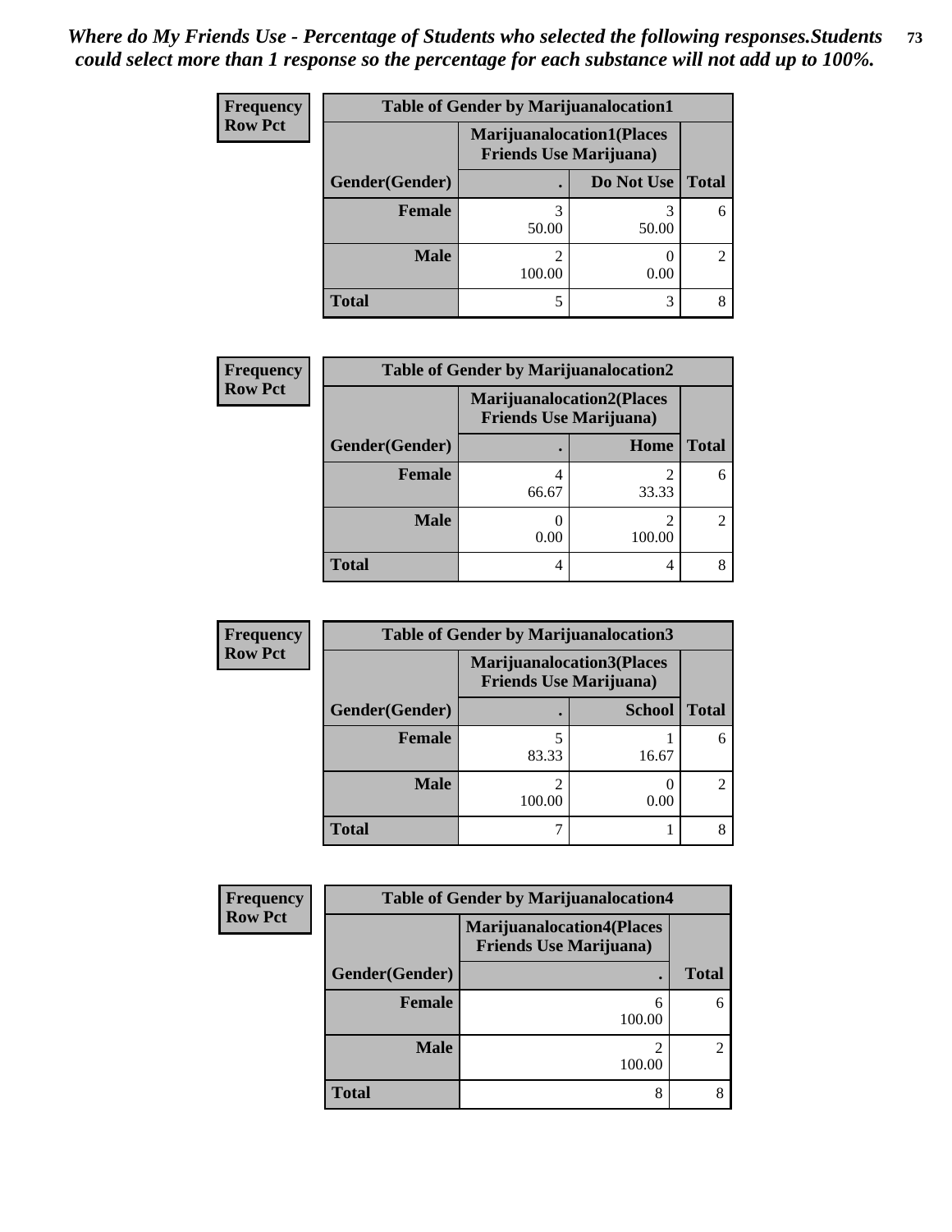*Where do My Friends Use - Percentage of Students who selected the following responses.Students could select more than 1 response so the percentage for each substance will not add up to 100%.*

**Frequency**
**Row Pct**

| Table of Gender by Marijuanalocation1 | | | |
|---|---|---|---|
| | Marijuanalocation1(Places Friends Use Marijuana) | | |
| Gender(Gender) | . | Do Not Use | Total |
| Female | 3<br>50.00 | 3<br>50.00 | 6 |
| Male | 2<br>100.00 | 0<br>0.00 | 2 |
| Total | 5 | 3 | 8 |

**Frequency**
**Row Pct**

| Table of Gender by Marijuanalocation2 | | | |
|---|---|---|---|
| | Marijuanalocation2(Places Friends Use Marijuana) | | |
| Gender(Gender) | . | Home | Total |
| Female | 4<br>66.67 | 2<br>33.33 | 6 |
| Male | 0<br>0.00 | 2<br>100.00 | 2 |
| Total | 4 | 4 | 8 |

**Frequency**
**Row Pct**

| Table of Gender by Marijuanalocation3 | | | |
|---|---|---|---|
| | Marijuanalocation3(Places Friends Use Marijuana) | | |
| Gender(Gender) | . | School | Total |
| Female | 5<br>83.33 | 1<br>16.67 | 6 |
| Male | 2<br>100.00 | 0<br>0.00 | 2 |
| Total | 7 | 1 | 8 |

**Frequency**
**Row Pct**

| Table of Gender by Marijuanalocation4 | | |
|---|---|---|
| | Marijuanalocation4(Places Friends Use Marijuana) | |
| Gender(Gender) | . | Total |
| Female | 6<br>100.00 | 6 |
| Male | 2<br>100.00 | 2 |
| Total | 8 | 8 |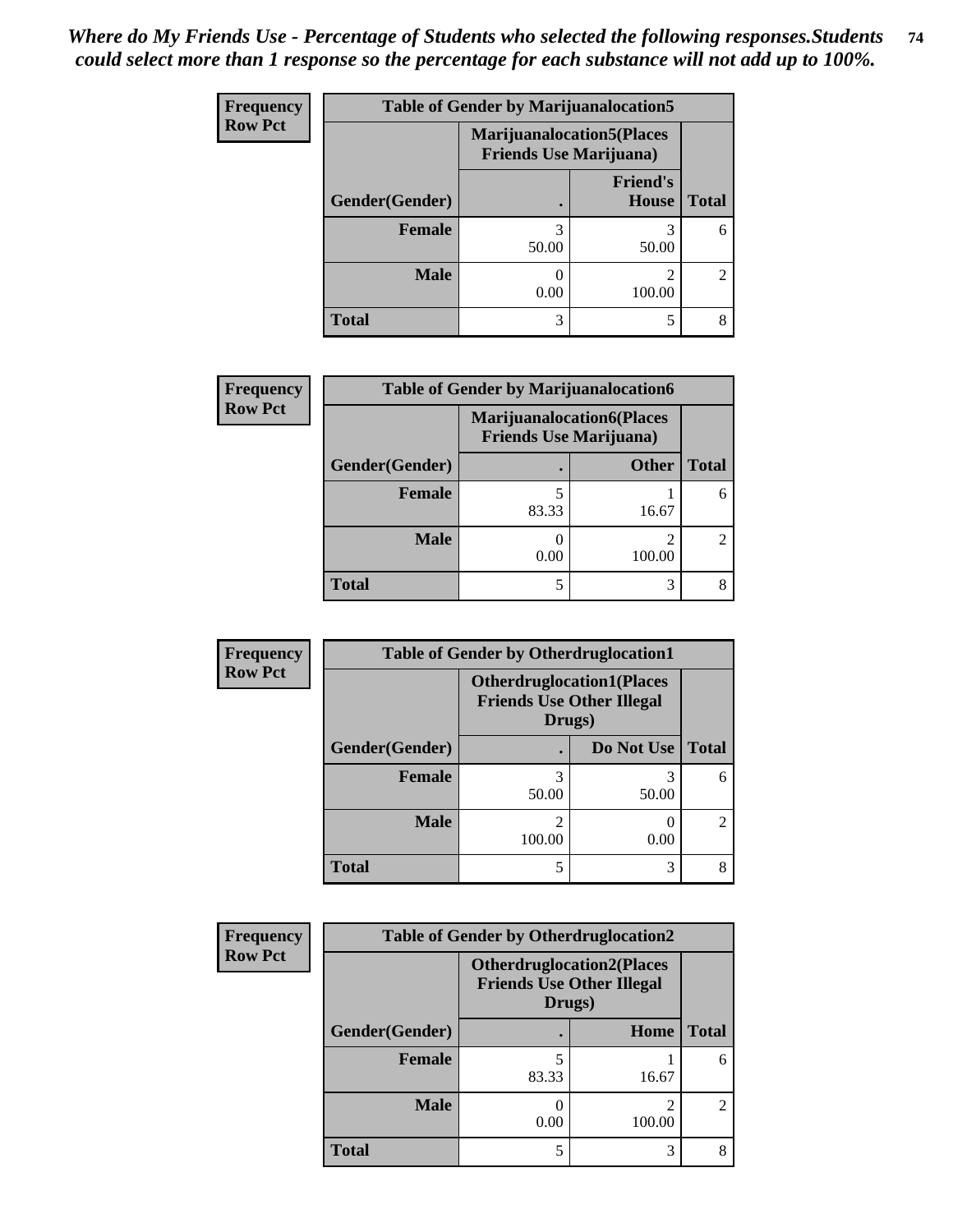*Where do My Friends Use - Percentage of Students who selected the following responses.Students could select more than 1 response so the percentage for each substance will not add up to 100%.*

**Frequency**
**Row Pct**

| Table of Gender by Marijuanalocation5 | | | |
|---|---|---|---|
| | Marijuanalocation5(Places Friends Use Marijuana) | | |
| Gender(Gender) | . | Friend's House | Total |
| **Female** | 3<br>50.00 | 3<br>50.00 | 6 |
| **Male** | 0<br>0.00 | 2<br>100.00 | 2 |
| **Total** | 3 | 5 | 8 |

**Frequency**
**Row Pct**

| Table of Gender by Marijuanalocation6 | | | |
|---|---|---|---|
| | Marijuanalocation6(Places Friends Use Marijuana) | | |
| Gender(Gender) | . | Other | Total |
| **Female** | 5<br>83.33 | 1<br>16.67 | 6 |
| **Male** | 0<br>0.00 | 2<br>100.00 | 2 |
| **Total** | 5 | 3 | 8 |

**Frequency**
**Row Pct**

| Table of Gender by Otherdruglocation1 | | | |
|---|---|---|---|
| | Otherdruglocation1(Places Friends Use Other Illegal Drugs) | | |
| Gender(Gender) | . | Do Not Use | Total |
| **Female** | 3<br>50.00 | 3<br>50.00 | 6 |
| **Male** | 2<br>100.00 | 0<br>0.00 | 2 |
| **Total** | 5 | 3 | 8 |

**Frequency**
**Row Pct**

| Table of Gender by Otherdruglocation2 | | | |
|---|---|---|---|
| | Otherdruglocation2(Places Friends Use Other Illegal Drugs) | | |
| Gender(Gender) | . | Home | Total |
| **Female** | 5<br>83.33 | 1<br>16.67 | 6 |
| **Male** | 0<br>0.00 | 2<br>100.00 | 2 |
| **Total** | 5 | 3 | 8 |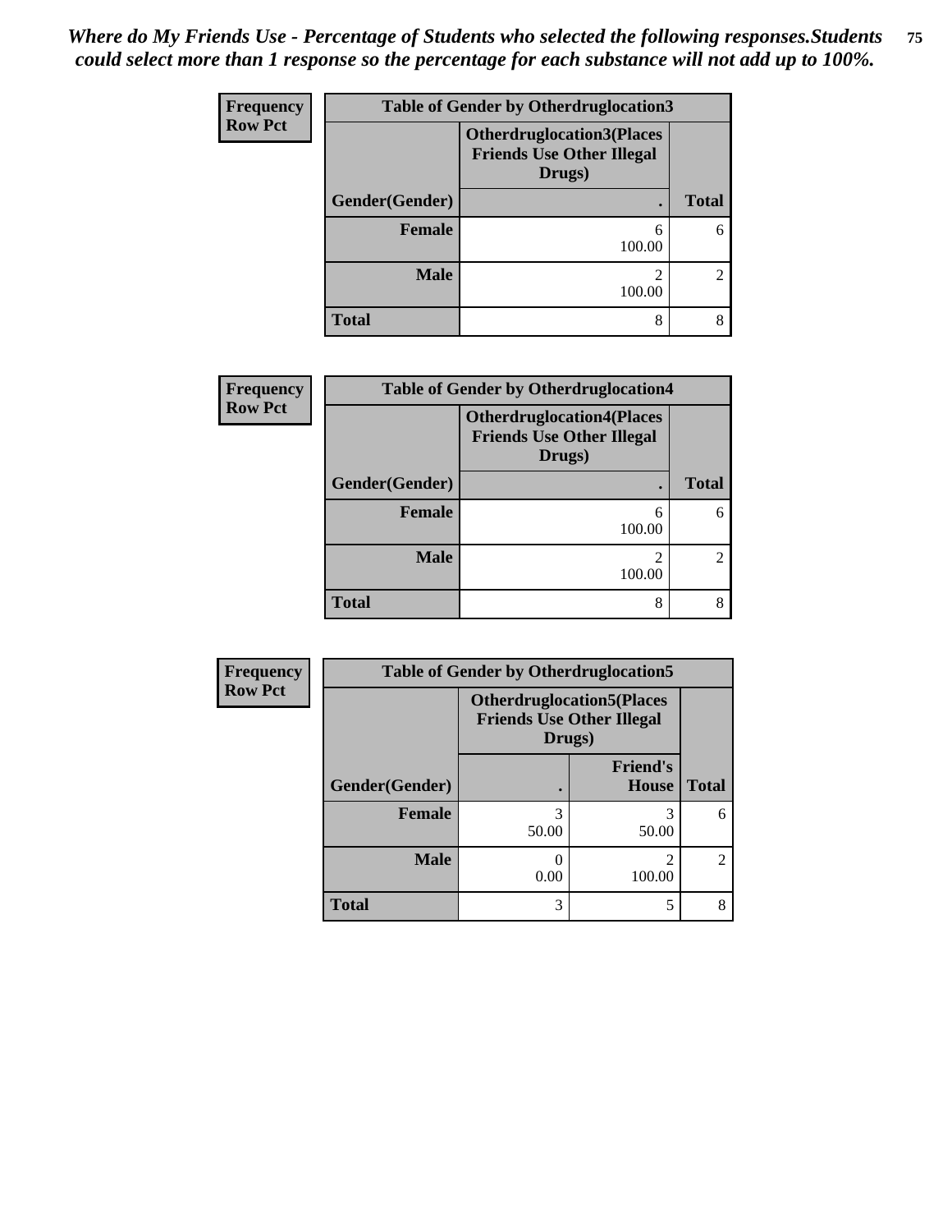*Where do My Friends Use - Percentage of Students who selected the following responses.Students could select more than 1 response so the percentage for each substance will not add up to 100%.*

**Frequency**
**Row Pct**

| Table of Gender by Otherdruglocation3 | | |
|---|---|---|
| | Otherdruglocation3(Places Friends Use Other Illegal Drugs) | |
| Gender(Gender) | . | Total |
| Female | 6<br>100.00 | 6 |
| Male | 2<br>100.00 | 2 |
| Total | 8 | 8 |

**Frequency**
**Row Pct**

| Table of Gender by Otherdruglocation4 | | |
|---|---|---|
| | Otherdruglocation4(Places Friends Use Other Illegal Drugs) | |
| Gender(Gender) | . | Total |
| Female | 6<br>100.00 | 6 |
| Male | 2<br>100.00 | 2 |
| Total | 8 | 8 |

**Frequency**
**Row Pct**

| Table of Gender by Otherdruglocation5 | | | |
|---|---|---|---|
| | Otherdruglocation5(Places Friends Use Other Illegal Drugs) | | |
| Gender(Gender) | . | Friend's House | Total |
| Female | 3<br>50.00 | 3<br>50.00 | 6 |
| Male | 0<br>0.00 | 2<br>100.00 | 2 |
| Total | 3 | 5 | 8 |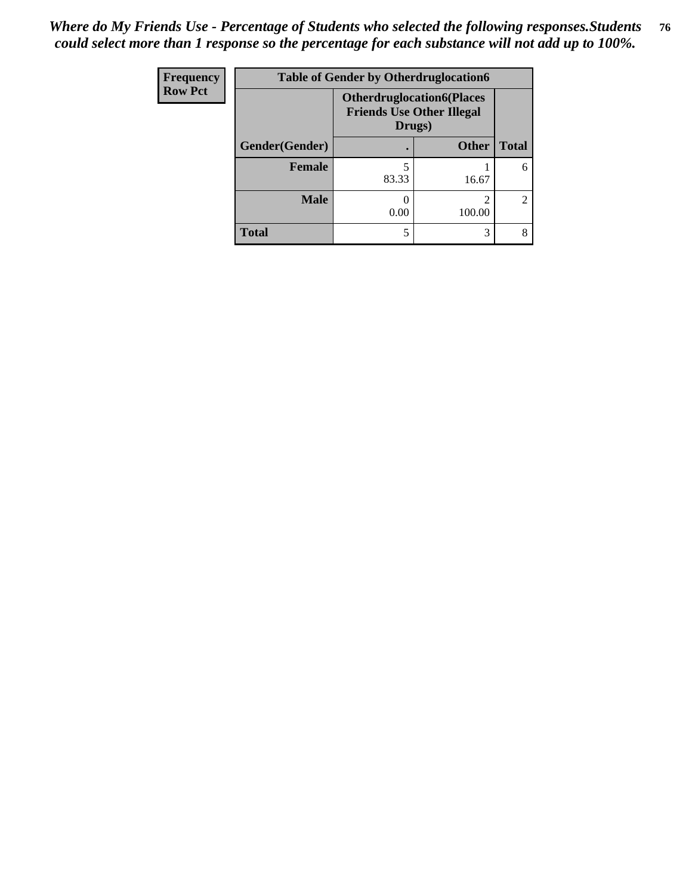*Where do My Friends Use - Percentage of Students who selected the following responses.Students could select more than 1 response so the percentage for each substance will not add up to 100%.*

**Frequency**
**Row Pct**

| Table of Gender by Otherdruglocation6 | | | |
|---|---|---|---|
| | **Otherdruglocation6(Places Friends Use Other Illegal Drugs)** | | |
| **Gender(Gender)** | **.** | **Other** | **Total** |
| **Female** | 5<br>83.33 | 1<br>16.67 | 6 |
| **Male** | 0<br>0.00 | 2<br>100.00 | 2 |
| **Total** | 5 | 3 | 8 |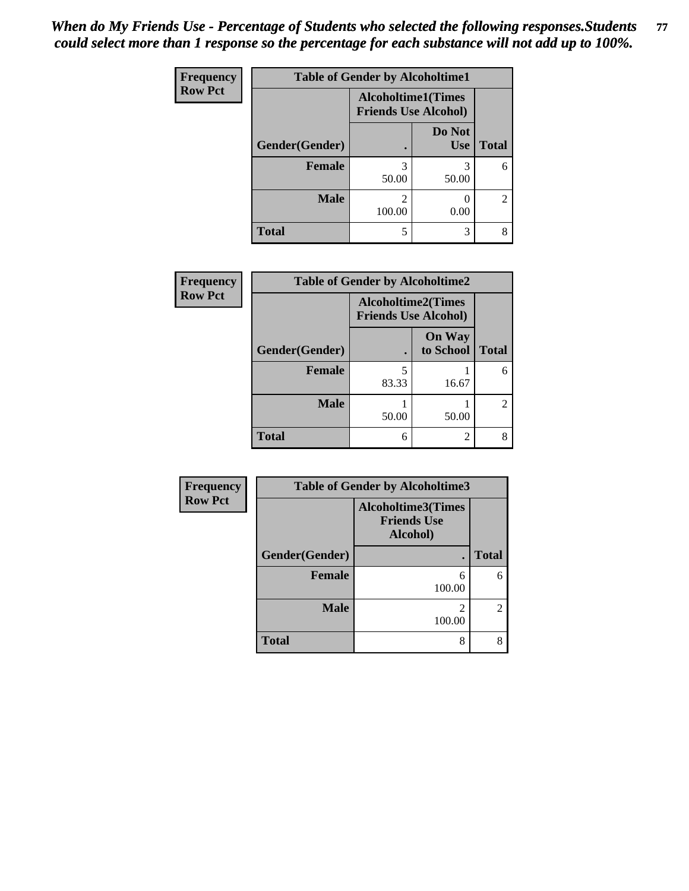*When do My Friends Use - Percentage of Students who selected the following responses.Students could select more than 1 response so the percentage for each substance will not add up to 100%.*

**Frequency**
**Row Pct**

| Table of Gender by Alcoholtime1 | | | |
|---|---|---|---|
| | Alcoholtime1(Times Friends Use Alcohol) | | |
| Gender(Gender) | . | Do Not Use | Total |
| Female | 3<br>50.00 | 3<br>50.00 | 6 |
| Male | 2<br>100.00 | 0<br>0.00 | 2 |
| Total | 5 | 3 | 8 |

**Frequency**
**Row Pct**

| Table of Gender by Alcoholtime2 | | | |
|---|---|---|---|
| | Alcoholtime2(Times Friends Use Alcohol) | | |
| Gender(Gender) | . | On Way to School | Total |
| Female | 5<br>83.33 | 1<br>16.67 | 6 |
| Male | 1<br>50.00 | 1<br>50.00 | 2 |
| Total | 6 | 2 | 8 |

**Frequency**
**Row Pct**

| Table of Gender by Alcoholtime3 | | |
|---|---|---|
| | Alcoholtime3(Times Friends Use Alcohol) | |
| Gender(Gender) | . | Total |
| Female | 6<br>100.00 | 6 |
| Male | 2<br>100.00 | 2 |
| Total | 8 | 8 |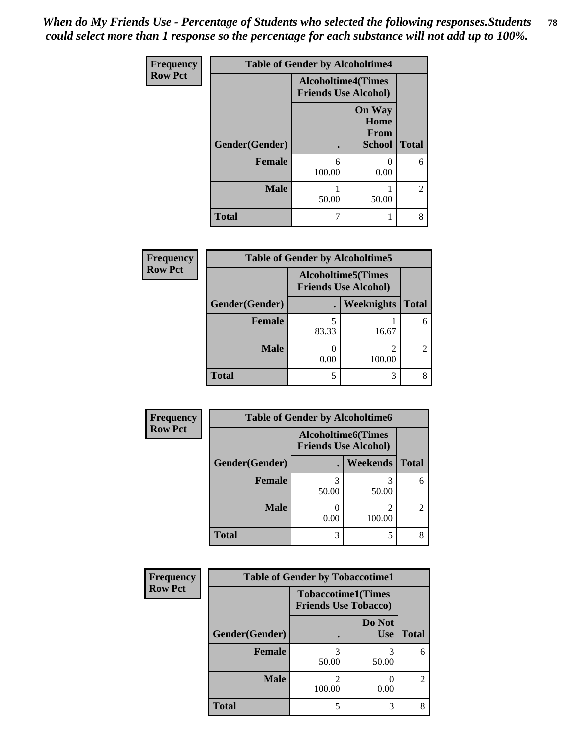*When do My Friends Use - Percentage of Students who selected the following responses.Students could select more than 1 response so the percentage for each substance will not add up to 100%.*

**Frequency**
**Row Pct**

| Table of Gender by Alcoholtime4 | | | |
|---|---|---|---|
| | Alcoholtime4(Times Friends Use Alcohol) | | |
| Gender(Gender) | . | On Way Home From School | Total |
| **Female** | 6<br>100.00 | 0<br>0.00 | 6 |
| **Male** | 1<br>50.00 | 1<br>50.00 | 2 |
| **Total** | 7 | 1 | 8 |

**Frequency**
**Row Pct**

| Table of Gender by Alcoholtime5 | | | |
|---|---|---|---|
| | Alcoholtime5(Times Friends Use Alcohol) | | |
| Gender(Gender) | . | Weeknights | Total |
| **Female** | 5<br>83.33 | 1<br>16.67 | 6 |
| **Male** | 0<br>0.00 | 2<br>100.00 | 2 |
| **Total** | 5 | 3 | 8 |

**Frequency**
**Row Pct**

| Table of Gender by Alcoholtime6 | | | |
|---|---|---|---|
| | Alcoholtime6(Times Friends Use Alcohol) | | |
| Gender(Gender) | . | Weekends | Total |
| **Female** | 3<br>50.00 | 3<br>50.00 | 6 |
| **Male** | 0<br>0.00 | 2<br>100.00 | 2 |
| **Total** | 3 | 5 | 8 |

**Frequency**
**Row Pct**

| Table of Gender by Tobaccotime1 | | | |
|---|---|---|---|
| | Tobaccotime1(Times Friends Use Tobacco) | | |
| Gender(Gender) | . | Do Not Use | Total |
| **Female** | 3<br>50.00 | 3<br>50.00 | 6 |
| **Male** | 2<br>100.00 | 0<br>0.00 | 2 |
| **Total** | 5 | 3 | 8 |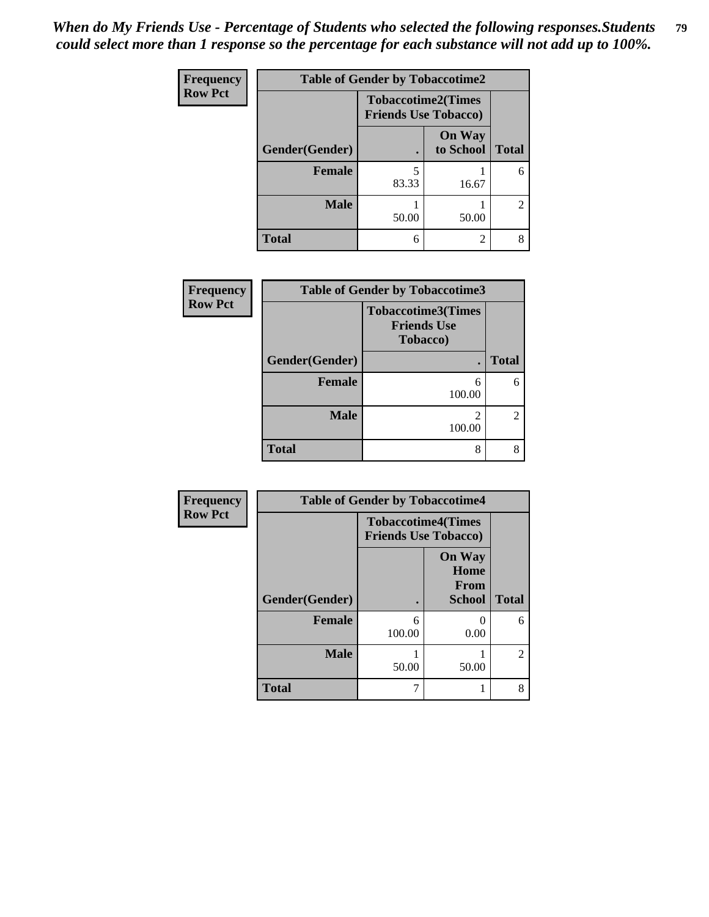*When do My Friends Use - Percentage of Students who selected the following responses.Students could select more than 1 response so the percentage for each substance will not add up to 100%.*

**Frequency**
**Row Pct**

| Table of Gender by Tobaccotime2 | | | |
|---|---|---|---|
| | Tobaccotime2(Times Friends Use Tobacco) | | |
| Gender(Gender) | . | On Way to School | Total |
| **Female** | 5<br>83.33 | 1<br>16.67 | 6 |
| **Male** | 1<br>50.00 | 1<br>50.00 | 2 |
| **Total** | 6 | 2 | 8 |

**Frequency**
**Row Pct**

| Table of Gender by Tobaccotime3 | | |
|---|---|---|
| | Tobaccotime3(Times Friends Use Tobacco) | |
| Gender(Gender) | . | Total |
| **Female** | 6<br>100.00 | 6 |
| **Male** | 2<br>100.00 | 2 |
| **Total** | 8 | 8 |

**Frequency**
**Row Pct**

| Table of Gender by Tobaccotime4 | | | |
|---|---|---|---|
| | Tobaccotime4(Times Friends Use Tobacco) | | |
| Gender(Gender) | . | On Way Home From School | Total |
| **Female** | 6<br>100.00 | 0<br>0.00 | 6 |
| **Male** | 1<br>50.00 | 1<br>50.00 | 2 |
| **Total** | 7 | 1 | 8 |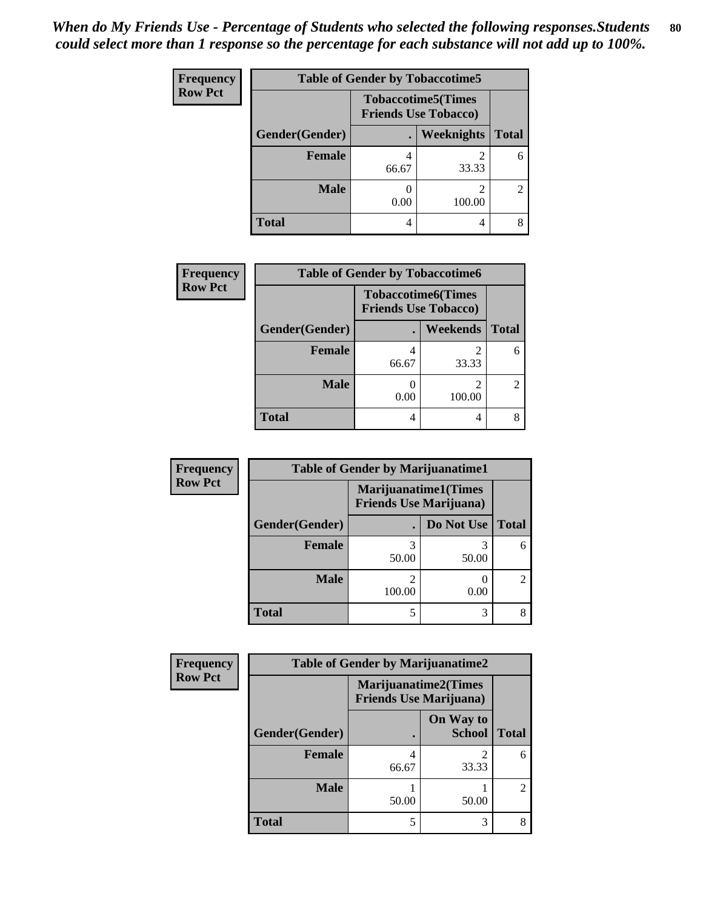*When do My Friends Use - Percentage of Students who selected the following responses.Students could select more than 1 response so the percentage for each substance will not add up to 100%.*

**Frequency**
**Row Pct**

| Table of Gender by Tobaccotime5 | | | |
|---|---|---|---|
| | Tobaccotime5(Times Friends Use Tobacco) | | |
| Gender(Gender) | . | Weeknights | Total |
| Female | 4<br>66.67 | 2<br>33.33 | 6 |
| Male | 0<br>0.00 | 2<br>100.00 | 2 |
| Total | 4 | 4 | 8 |

**Frequency**
**Row Pct**

| Table of Gender by Tobaccotime6 | | | |
|---|---|---|---|
| | Tobaccotime6(Times Friends Use Tobacco) | | |
| Gender(Gender) | . | Weekends | Total |
| Female | 4<br>66.67 | 2<br>33.33 | 6 |
| Male | 0<br>0.00 | 2<br>100.00 | 2 |
| Total | 4 | 4 | 8 |

**Frequency**
**Row Pct**

| Table of Gender by Marijuanatime1 | | | |
|---|---|---|---|
| | Marijuanatime1(Times Friends Use Marijuana) | | |
| Gender(Gender) | . | Do Not Use | Total |
| Female | 3<br>50.00 | 3<br>50.00 | 6 |
| Male | 2<br>100.00 | 0<br>0.00 | 2 |
| Total | 5 | 3 | 8 |

**Frequency**
**Row Pct**

| Table of Gender by Marijuanatime2 | | | |
|---|---|---|---|
| | Marijuanatime2(Times Friends Use Marijuana) | | |
| Gender(Gender) | . | On Way to School | Total |
| Female | 4<br>66.67 | 2<br>33.33 | 6 |
| Male | 1<br>50.00 | 1<br>50.00 | 2 |
| Total | 5 | 3 | 8 |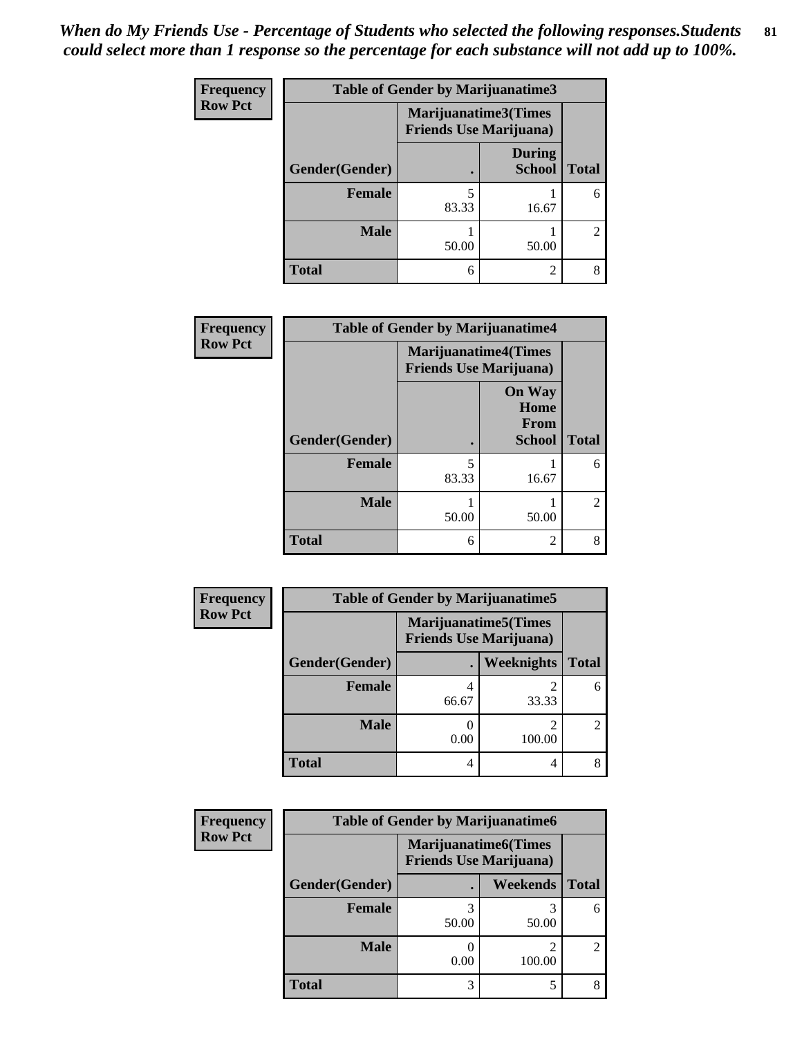*When do My Friends Use - Percentage of Students who selected the following responses.Students could select more than 1 response so the percentage for each substance will not add up to 100%.*

| Frequency Row Pct | Table of Gender by Marijuanatime3 | | |
|---|---|---|---|
| | Marijuanatime3(Times Friends Use Marijuana) | | |
| Gender(Gender) | . | During School | Total |
| Female | 5<br>83.33 | 1<br>16.67 | 6 |
| Male | 1<br>50.00 | 1<br>50.00 | 2 |
| Total | 6 | 2 | 8 |

| Frequency Row Pct | Table of Gender by Marijuanatime4 | | |
|---|---|---|---|
| | Marijuanatime4(Times Friends Use Marijuana) | | |
| Gender(Gender) | . | On Way Home From School | Total |
| Female | 5<br>83.33 | 1<br>16.67 | 6 |
| Male | 1<br>50.00 | 1<br>50.00 | 2 |
| Total | 6 | 2 | 8 |

| Frequency Row Pct | Table of Gender by Marijuanatime5 | | |
|---|---|---|---|
| | Marijuanatime5(Times Friends Use Marijuana) | | |
| Gender(Gender) | . | Weeknights | Total |
| Female | 4<br>66.67 | 2<br>33.33 | 6 |
| Male | 0<br>0.00 | 2<br>100.00 | 2 |
| Total | 4 | 4 | 8 |

| Frequency Row Pct | Table of Gender by Marijuanatime6 | | |
|---|---|---|---|
| | Marijuanatime6(Times Friends Use Marijuana) | | |
| Gender(Gender) | . | Weekends | Total |
| Female | 3<br>50.00 | 3<br>50.00 | 6 |
| Male | 0<br>0.00 | 2<br>100.00 | 2 |
| Total | 3 | 5 | 8 |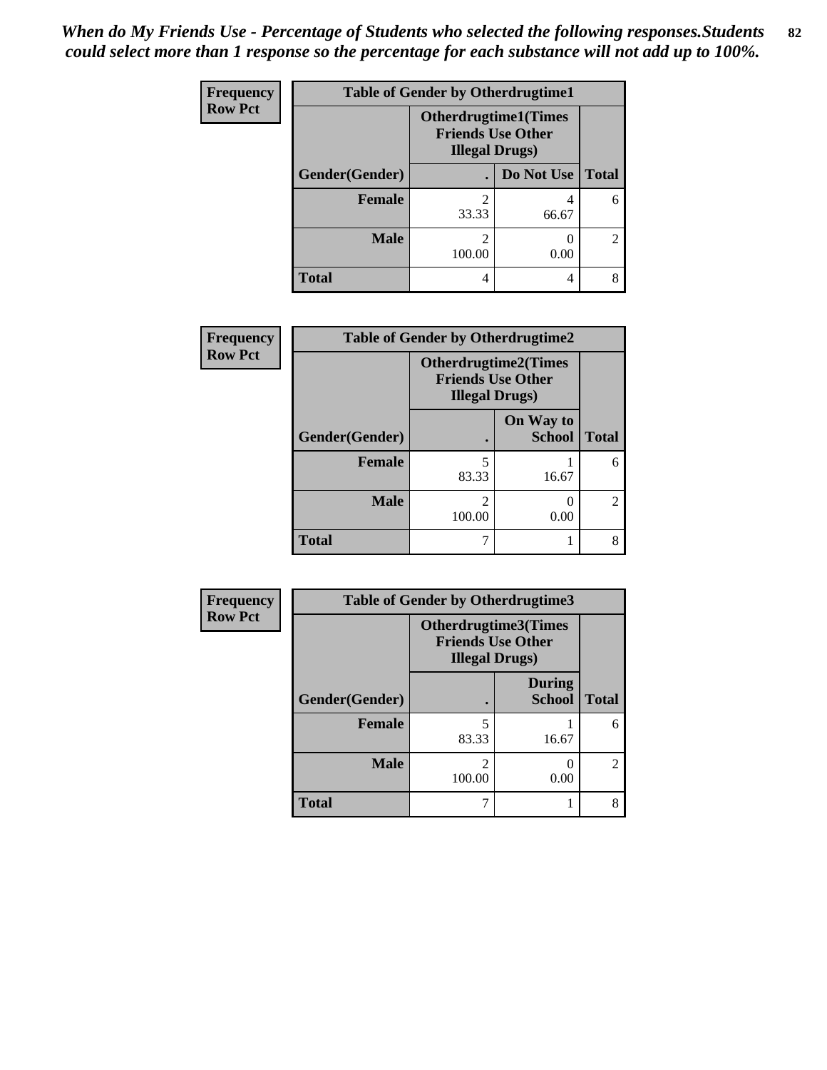*When do My Friends Use - Percentage of Students who selected the following responses.Students could select more than 1 response so the percentage for each substance will not add up to 100%.*

**Frequency**
**Row Pct**

| Table of Gender by Otherdrugtime1 | | | |
|---|---|---|---|
| | Otherdrugtime1(Times Friends Use Other Illegal Drugs) | | |
| Gender(Gender) | . | Do Not Use | Total |
| Female | 2<br>33.33 | 4<br>66.67 | 6 |
| Male | 2<br>100.00 | 0<br>0.00 | 2 |
| Total | 4 | 4 | 8 |

**Frequency**
**Row Pct**

| Table of Gender by Otherdrugtime2 | | | |
|---|---|---|---|
| | Otherdrugtime2(Times Friends Use Other Illegal Drugs) | | |
| Gender(Gender) | . | On Way to School | Total |
| Female | 5<br>83.33 | 1<br>16.67 | 6 |
| Male | 2<br>100.00 | 0<br>0.00 | 2 |
| Total | 7 | 1 | 8 |

**Frequency**
**Row Pct**

| Table of Gender by Otherdrugtime3 | | | |
|---|---|---|---|
| | Otherdrugtime3(Times Friends Use Other Illegal Drugs) | | |
| Gender(Gender) | . | During School | Total |
| Female | 5<br>83.33 | 1<br>16.67 | 6 |
| Male | 2<br>100.00 | 0<br>0.00 | 2 |
| Total | 7 | 1 | 8 |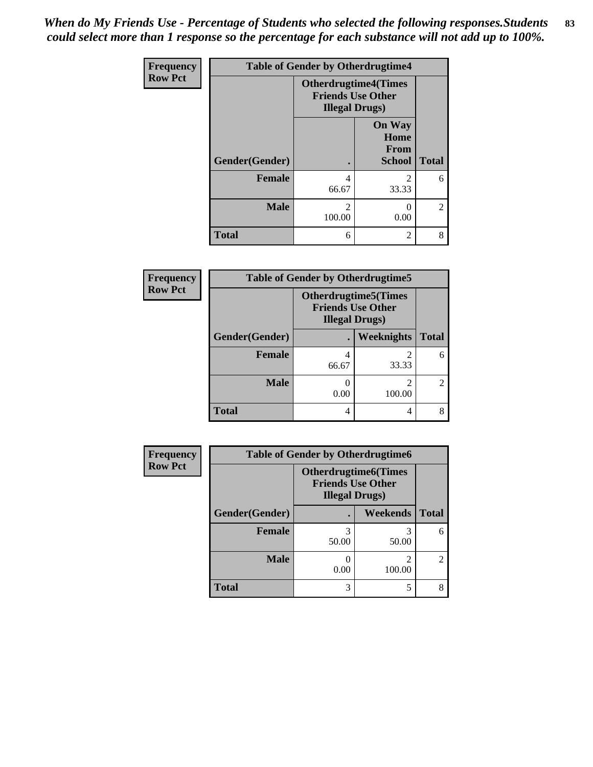*When do My Friends Use - Percentage of Students who selected the following responses.Students could select more than 1 response so the percentage for each substance will not add up to 100%.*

| Frequency Row Pct | Table of Gender by Otherdrugtime4 | | |
|---|---|---|---|
| | Otherdrugtime4(Times Friends Use Other Illegal Drugs) | | |
| Gender(Gender) | . | On Way Home From School | Total |
| Female | 4<br>66.67 | 2<br>33.33 | 6 |
| Male | 2<br>100.00 | 0<br>0.00 | 2 |
| Total | 6 | 2 | 8 |

| Frequency Row Pct | Table of Gender by Otherdrugtime5 | | |
|---|---|---|---|
| | Otherdrugtime5(Times Friends Use Other Illegal Drugs) | | |
| Gender(Gender) | . | Weeknights | Total |
| Female | 4<br>66.67 | 2<br>33.33 | 6 |
| Male | 0<br>0.00 | 2<br>100.00 | 2 |
| Total | 4 | 4 | 8 |

| Frequency Row Pct | Table of Gender by Otherdrugtime6 | | |
|---|---|---|---|
| | Otherdrugtime6(Times Friends Use Other Illegal Drugs) | | |
| Gender(Gender) | . | Weekends | Total |
| Female | 3<br>50.00 | 3<br>50.00 | 6 |
| Male | 0<br>0.00 | 2<br>100.00 | 2 |
| Total | 3 | 5 | 8 |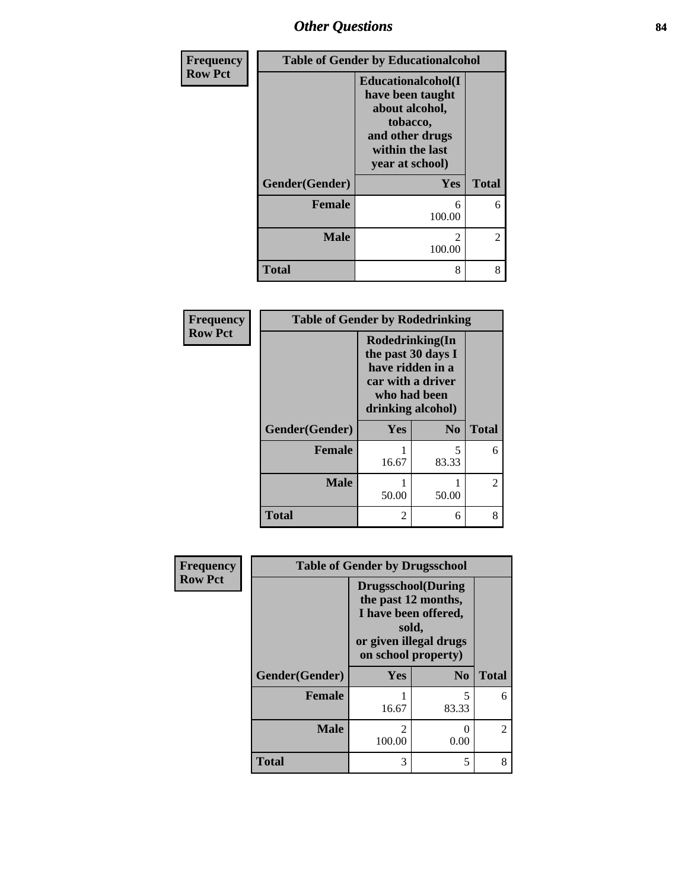| Frequency Row Pct | Table of Gender by Educationalcohol | |
|---|---|---|
| | Educationalcohol(I have been taught about alcohol, tobacco, and other drugs within the last year at school) | |
| Gender(Gender) | Yes | Total |
| Female | 6<br>100.00 | 6 |
| Male | 2<br>100.00 | 2 |
| Total | 8 | 8 |

| Frequency Row Pct | Table of Gender by Rodedrinking | | |
|---|---|---|---|
| | Rodedrinking(In the past 30 days I have ridden in a car with a driver who had been drinking alcohol) | | |
| Gender(Gender) | Yes | No | Total |
| Female | 1<br>16.67 | 5<br>83.33 | 6 |
| Male | 1<br>50.00 | 1<br>50.00 | 2 |
| Total | 2 | 6 | 8 |

| Frequency Row Pct | Table of Gender by Drugsschool | | |
|---|---|---|---|
| | Drugsschool(During the past 12 months, I have been offered, sold, or given illegal drugs on school property) | | |
| Gender(Gender) | Yes | No | Total |
| Female | 1<br>16.67 | 5<br>83.33 | 6 |
| Male | 2<br>100.00 | 0<br>0.00 | 2 |
| Total | 3 | 5 | 8 |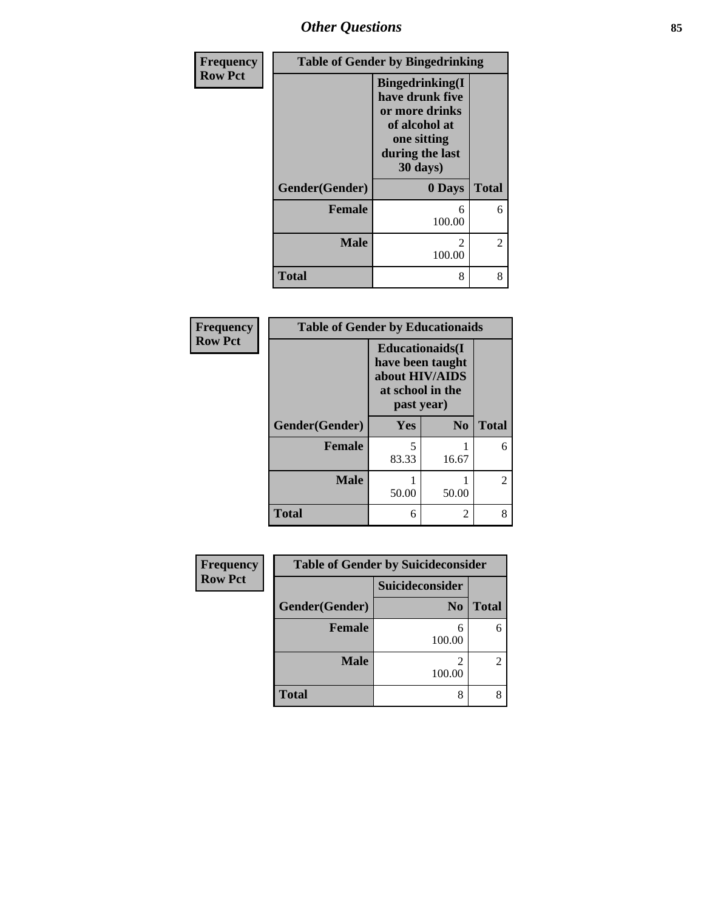| Frequency<br>Row Pct | Table of Gender by Bingedrinking | |
|---|---|---|
| | Bingedrinking(I have drunk five or more drinks of alcohol at one sitting during the last 30 days) | |
| Gender(Gender) | 0 Days | Total |
| Female | 6<br>100.00 | 6 |
| Male | 2<br>100.00 | 2 |
| Total | 8 | 8 |

| Frequency<br>Row Pct | Table of Gender by Educationaids | | |
|---|---|---|---|
| | Educationaids(I have been taught about HIV/AIDS at school in the past year) | | |
| Gender(Gender) | Yes | No | Total |
| Female | 5<br>83.33 | 1<br>16.67 | 6 |
| Male | 1<br>50.00 | 1<br>50.00 | 2 |
| Total | 6 | 2 | 8 |

| Frequency<br>Row Pct | Table of Gender by Suicideconsider | |
|---|---|---|
| | Suicideconsider | |
| Gender(Gender) | No | Total |
| Female | 6<br>100.00 | 6 |
| Male | 2<br>100.00 | 2 |
| Total | 8 | 8 |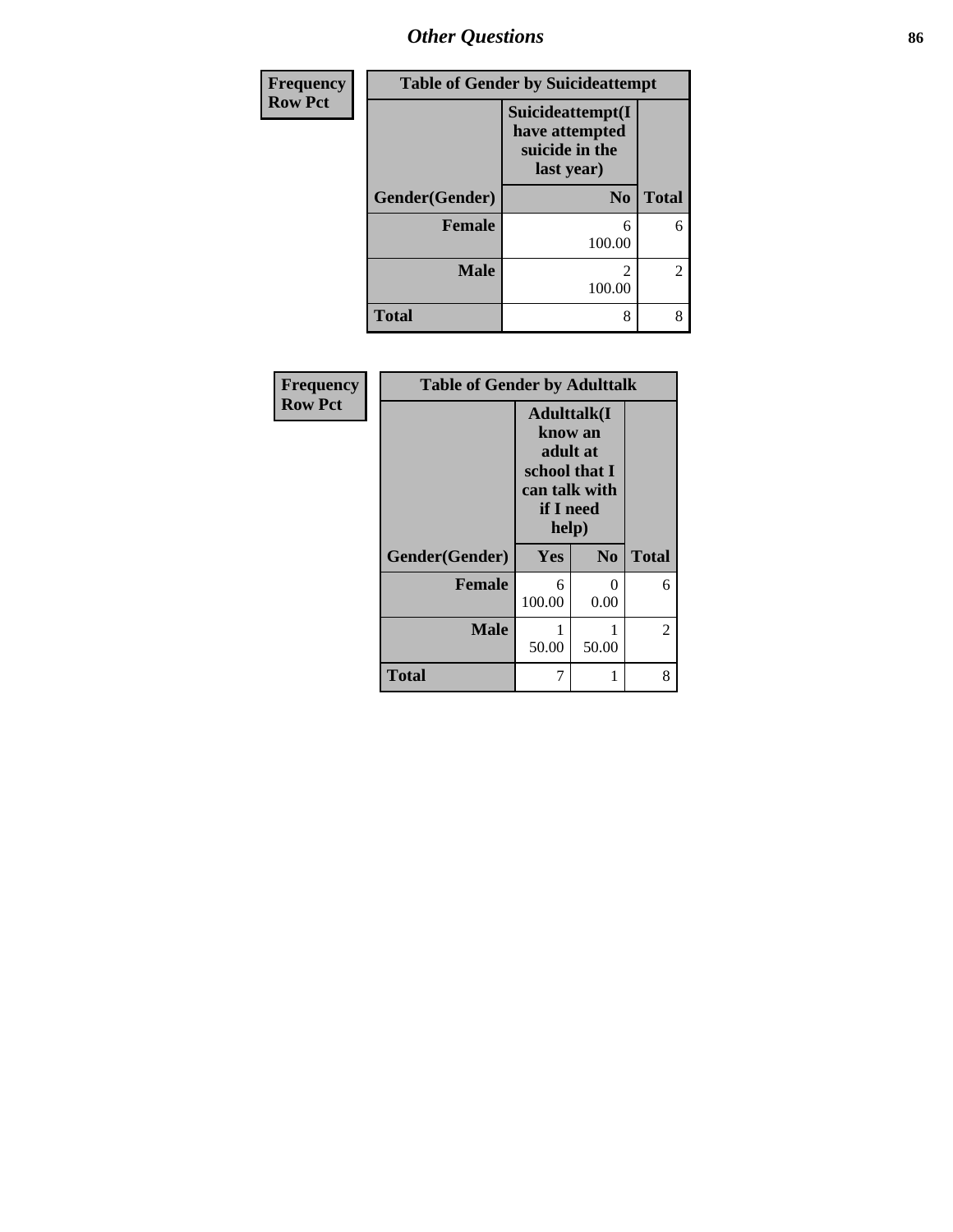| Frequency<br>Row Pct | Table of Gender by Suicideattempt | |
|---|---|---|
| | Suicideattempt(I have attempted suicide in the last year) | |
| Gender(Gender) | No | Total |
| Female | 6<br>100.00 | 6 |
| Male | 2<br>100.00 | 2 |
| Total | 8 | 8 |

| Frequency<br>Row Pct | Table of Gender by Adulttalk | | |
|---|---|---|---|
| | Adulttalk(I know an adult at school that I can talk with if I need help) | | |
| Gender(Gender) | Yes | No | Total |
| Female | 6<br>100.00 | 0<br>0.00 | 6 |
| Male | 1<br>50.00 | 1<br>50.00 | 2 |
| Total | 7 | 1 | 8 |